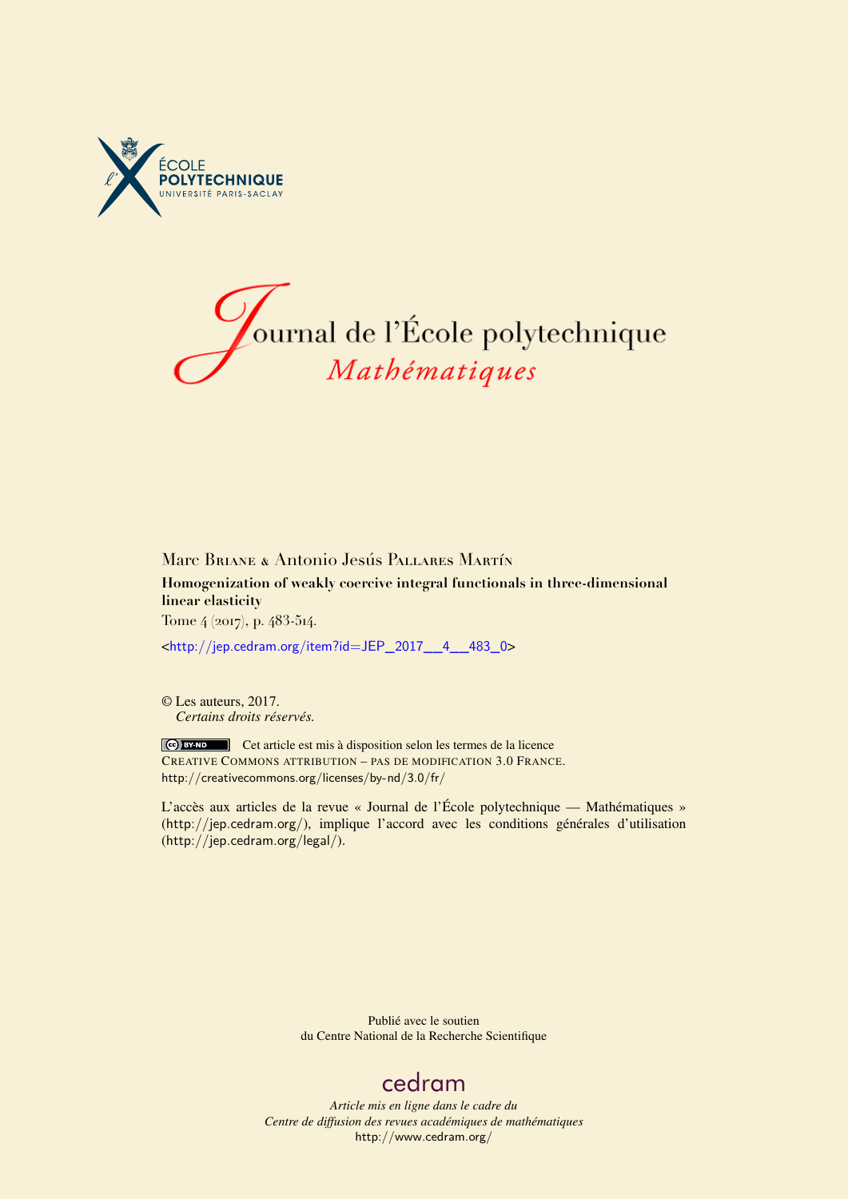ÉCOLE POLYTECHNIQUE
UNIVERSITÉ PARIS-SACLAY

# Journal de l'École polytechnique
*Mathématiques*

Marc Briane & Antonio Jesús Pallares Martín

**Homogenization of weakly coercive integral functionals in three-dimensional linear elasticity**

Tome 4 (2017), p. 483-514.

<http://jep.cedram.org/item?id=JEP_2017__4__483_0>

© Les auteurs, 2017.
*Certains droits réservés.*

Cet article est mis à disposition selon les termes de la licence
Creative Commons attribution – pas de modification 3.0 France.
http://creativecommons.org/licenses/by-nd/3.0/fr/

L'accès aux articles de la revue « Journal de l'École polytechnique — Mathématiques » (http://jep.cedram.org/), implique l'accord avec les conditions générales d'utilisation (http://jep.cedram.org/legal/).

Publié avec le soutien
du Centre National de la Recherche Scientifique

cedram

*Article mis en ligne dans le cadre du*
*Centre de diffusion des revues académiques de mathématiques*
http://www.cedram.org/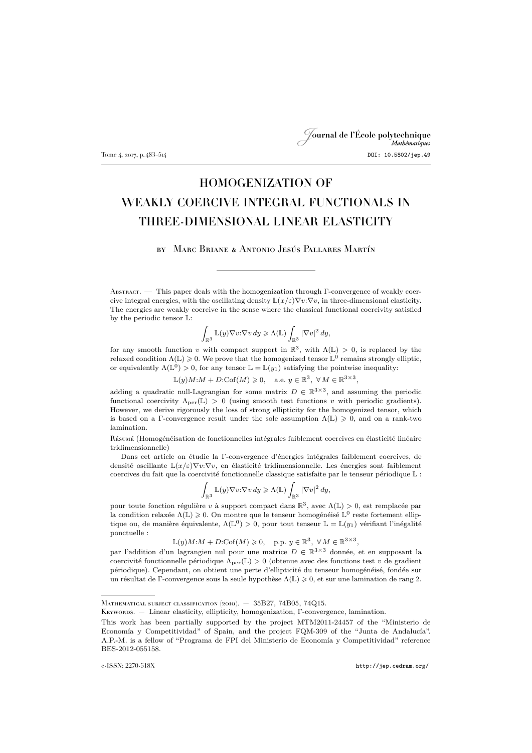# HOMOGENIZATION OF WEAKLY COERCIVE INTEGRAL FUNCTIONALS IN THREE-DIMENSIONAL LINEAR ELASTICITY

by Marc Briane & Antonio Jesús Pallares Martín

Abstract. — This paper deals with the homogenization through Γ-convergence of weakly coercive integral energies, with the oscillating density $\mathbb{L}(x/\varepsilon)\nabla v{:}\nabla v$, in three-dimensional elasticity. The energies are weakly coercive in the sense where the classical functional coercivity satisfied by the periodic tensor $\mathbb{L}$:

$$\int_{\mathbb{R}^3} \mathbb{L}(y)\nabla v{:}\nabla v\, dy \geqslant \Lambda(\mathbb{L}) \int_{\mathbb{R}^3} |\nabla v|^2\, dy,$$

for any smooth function $v$ with compact support in $\mathbb{R}^3$, with $\Lambda(\mathbb{L}) > 0$, is replaced by the relaxed condition $\Lambda(\mathbb{L}) \geqslant 0$. We prove that the homogenized tensor $\mathbb{L}^0$ remains strongly elliptic, or equivalently $\Lambda(\mathbb{L}^0) > 0$, for any tensor $\mathbb{L} = \mathbb{L}(y_1)$ satisfying the pointwise inequality:

$$\mathbb{L}(y)M{:}M + D{:}\mathrm{Cof}(M) \geqslant 0, \quad \text{a.e. } y \in \mathbb{R}^3,\ \forall\, M \in \mathbb{R}^{3\times 3},$$

adding a quadratic null-Lagrangian for some matrix $D \in \mathbb{R}^{3\times 3}$, and assuming the periodic functional coercivity $\Lambda_{\mathrm{per}}(\mathbb{L}) > 0$ (using smooth test functions $v$ with periodic gradients). However, we derive rigorously the loss of strong ellipticity for the homogenized tensor, which is based on a Γ-convergence result under the sole assumption $\Lambda(\mathbb{L}) \geqslant 0$, and on a rank-two lamination.

Résumé (Homogénéisation de fonctionnelles intégrales faiblement coercives en élasticité linéaire tridimensionnelle)

Dans cet article on étudie la Γ-convergence d'énergies intégrales faiblement coercives, de densité oscillante $\mathbb{L}(x/\varepsilon)\nabla v{:}\nabla v$, en élasticité tridimensionnelle. Les énergies sont faiblement coercives du fait que la coercivité fonctionnelle classique satisfaite par le tenseur périodique $\mathbb{L}$ :

$$\int_{\mathbb{R}^3} \mathbb{L}(y)\nabla v{:}\nabla v\, dy \geqslant \Lambda(\mathbb{L}) \int_{\mathbb{R}^3} |\nabla v|^2\, dy,$$

pour toute fonction régulière $v$ à support compact dans $\mathbb{R}^3$, avec $\Lambda(\mathbb{L}) > 0$, est remplacée par la condition relaxée $\Lambda(\mathbb{L}) \geqslant 0$. On montre que le tenseur homogénéisé $\mathbb{L}^0$ reste fortement elliptique ou, de manière équivalente, $\Lambda(\mathbb{L}^0) > 0$, pour tout tenseur $\mathbb{L} = \mathbb{L}(y_1)$ vérifiant l'inégalité ponctuelle :

$$\mathbb{L}(y)M{:}M + D{:}\mathrm{Cof}(M) \geqslant 0, \quad \text{p.p. } y \in \mathbb{R}^3,\ \forall\, M \in \mathbb{R}^{3\times 3},$$

par l'addition d'un lagrangien nul pour une matrice $D \in \mathbb{R}^{3\times 3}$ donnée, et en supposant la coercivité fonctionnelle périodique $\Lambda_{\mathrm{per}}(\mathbb{L}) > 0$ (obtenue avec des fonctions test $v$ de gradient périodique). Cependant, on obtient une perte d'ellipticité du tenseur homogénéisé, fondée sur un résultat de Γ-convergence sous la seule hypothèse $\Lambda(\mathbb{L}) \geqslant 0$, et sur une lamination de rang 2.

---

Mathematical subject classification (2010). — 35B27, 74B05, 74Q15.

Keywords. — Linear elasticity, ellipticity, homogenization, Γ-convergence, lamination.

This work has been partially supported by the project MTM2011-24457 of the "Ministerio de Economía y Competitividad" of Spain, and the project FQM-309 of the "Junta de Andalucía". A.P.-M. is a fellow of "Programa de FPI del Ministerio de Economía y Competitividad" reference BES-2012-055158.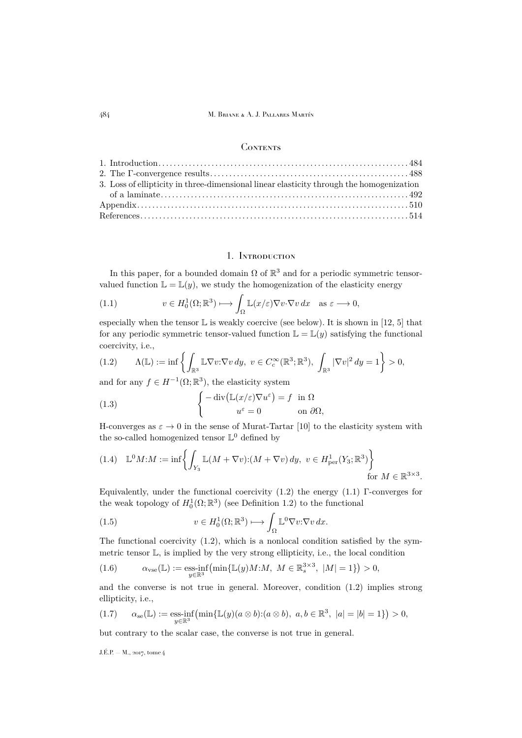## Contents

1. Introduction . . . 484
2. The Γ-convergence results . . . 488
3. Loss of ellipticity in three-dimensional linear elasticity through the homogenization of a laminate . . . 492

Appendix . . . 510

References . . . 514

## 1. Introduction

In this paper, for a bounded domain $\Omega$ of $\mathbb{R}^3$ and for a periodic symmetric tensor-valued function $\mathbb{L} = \mathbb{L}(y)$, we study the homogenization of the elasticity energy

$$
v \in H_0^1(\Omega;\mathbb{R}^3) \longmapsto \int_\Omega \mathbb{L}(x/\varepsilon)\nabla v \cdot \nabla v \, dx \quad \text{as } \varepsilon \longrightarrow 0, \tag{1.1}
$$

especially when the tensor $\mathbb{L}$ is weakly coercive (see below). It is shown in [12, 5] that for any periodic symmetric tensor-valued function $\mathbb{L} = \mathbb{L}(y)$ satisfying the functional coercivity, i.e.,

$$
\Lambda(\mathbb{L}) := \inf \left\{ \int_{\mathbb{R}^3} \mathbb{L}\nabla v : \nabla v \, dy, \ v \in C_c^\infty(\mathbb{R}^3;\mathbb{R}^3), \ \int_{\mathbb{R}^3} |\nabla v|^2 \, dy = 1 \right\} > 0, \tag{1.2}
$$

and for any $f \in H^{-1}(\Omega;\mathbb{R}^3)$, the elasticity system

$$
\begin{cases} -\operatorname{div}\big(\mathbb{L}(x/\varepsilon)\nabla u^\varepsilon\big) = f & \text{in } \Omega \\ u^\varepsilon = 0 & \text{on } \partial\Omega, \end{cases} \tag{1.3}
$$

H-converges as $\varepsilon \to 0$ in the sense of Murat-Tartar [10] to the elasticity system with the so-called homogenized tensor $\mathbb{L}^0$ defined by

$$
\mathbb{L}^0 M : M := \inf \left\{ \int_{Y_3} \mathbb{L}(M + \nabla v) : (M + \nabla v) \, dy, \ v \in H^1_{\mathrm{per}}(Y_3;\mathbb{R}^3) \right\} \quad \text{for } M \in \mathbb{R}^{3\times 3}. \tag{1.4}
$$

Equivalently, under the functional coercivity (1.2) the energy (1.1) Γ-converges for the weak topology of $H_0^1(\Omega;\mathbb{R}^3)$ (see Definition 1.2) to the functional

$$
v \in H_0^1(\Omega;\mathbb{R}^3) \longmapsto \int_\Omega \mathbb{L}^0 \nabla v : \nabla v \, dx. \tag{1.5}
$$

The functional coercivity (1.2), which is a nonlocal condition satisfied by the symmetric tensor $\mathbb{L}$, is implied by the very strong ellipticity, i.e., the local condition

$$
\alpha_{\mathrm{vse}}(\mathbb{L}) := \operatorname*{ess\text{-}inf}_{y \in \mathbb{R}^3} \big( \min\{\mathbb{L}(y)M : M, \ M \in \mathbb{R}^{3\times 3}_s, \ |M| = 1\} \big) > 0, \tag{1.6}
$$

and the converse is not true in general. Moreover, condition (1.2) implies strong ellipticity, i.e.,

$$
\alpha_{\mathrm{se}}(\mathbb{L}) := \operatorname*{ess\text{-}inf}_{y \in \mathbb{R}^3} \big( \min\{\mathbb{L}(y)(a \otimes b) : (a \otimes b), \ a, b \in \mathbb{R}^3, \ |a| = |b| = 1\} \big) > 0, \tag{1.7}
$$

but contrary to the scalar case, the converse is not true in general.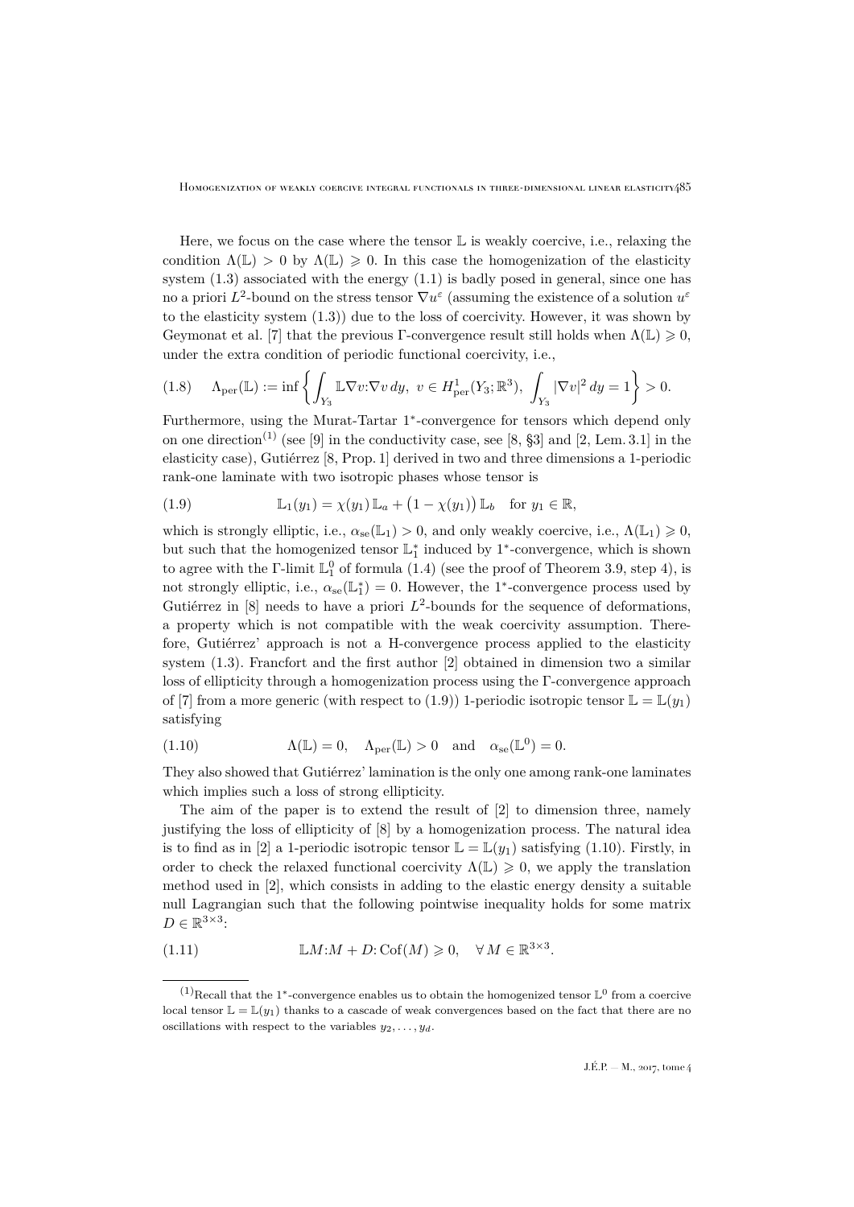Here, we focus on the case where the tensor $\mathbb{L}$ is weakly coercive, i.e., relaxing the condition $\Lambda(\mathbb{L}) > 0$ by $\Lambda(\mathbb{L}) \geqslant 0$. In this case the homogenization of the elasticity system (1.3) associated with the energy (1.1) is badly posed in general, since one has no a priori $L^2$-bound on the stress tensor $\nabla u^\varepsilon$ (assuming the existence of a solution $u^\varepsilon$ to the elasticity system (1.3)) due to the loss of coercivity. However, it was shown by Geymonat et al. [7] that the previous $\Gamma$-convergence result still holds when $\Lambda(\mathbb{L}) \geqslant 0$, under the extra condition of periodic functional coercivity, i.e.,

$$(1.8)\qquad \Lambda_{\mathrm{per}}(\mathbb{L}) := \inf \left\{ \int_{Y_3} \mathbb{L}\nabla v{:}\nabla v \, dy,\ v \in H^1_{\mathrm{per}}(Y_3;\mathbb{R}^3),\ \int_{Y_3} |\nabla v|^2 \, dy = 1 \right\} > 0.$$

Furthermore, using the Murat-Tartar $1^*$-convergence for tensors which depend only on one direction[(1)] (see [9] in the conductivity case, see [8, §3] and [2, Lem. 3.1] in the elasticity case), Gutiérrez [8, Prop. 1] derived in two and three dimensions a 1-periodic rank-one laminate with two isotropic phases whose tensor is

$$(1.9)\qquad \mathbb{L}_1(y_1) = \chi(y_1)\,\mathbb{L}_a + \big(1-\chi(y_1)\big)\,\mathbb{L}_b \quad \text{for } y_1 \in \mathbb{R},$$

which is strongly elliptic, i.e., $\alpha_{\mathrm{se}}(\mathbb{L}_1) > 0$, and only weakly coercive, i.e., $\Lambda(\mathbb{L}_1) \geqslant 0$, but such that the homogenized tensor $\mathbb{L}_1^*$ induced by $1^*$-convergence, which is shown to agree with the $\Gamma$-limit $\mathbb{L}_1^0$ of formula (1.4) (see the proof of Theorem 3.9, step 4), is not strongly elliptic, i.e., $\alpha_{\mathrm{se}}(\mathbb{L}_1^*) = 0$. However, the $1^*$-convergence process used by Gutiérrez in [8] needs to have a priori $L^2$-bounds for the sequence of deformations, a property which is not compatible with the weak coercivity assumption. Therefore, Gutiérrez' approach is not a H-convergence process applied to the elasticity system (1.3). Francfort and the first author [2] obtained in dimension two a similar loss of ellipticity through a homogenization process using the $\Gamma$-convergence approach of [7] from a more generic (with respect to (1.9)) 1-periodic isotropic tensor $\mathbb{L} = \mathbb{L}(y_1)$ satisfying

$$(1.10)\qquad \Lambda(\mathbb{L}) = 0, \quad \Lambda_{\mathrm{per}}(\mathbb{L}) > 0 \quad \text{and} \quad \alpha_{\mathrm{se}}(\mathbb{L}^0) = 0.$$

They also showed that Gutiérrez' lamination is the only one among rank-one laminates which implies such a loss of strong ellipticity.

The aim of the paper is to extend the result of [2] to dimension three, namely justifying the loss of ellipticity of [8] by a homogenization process. The natural idea is to find as in [2] a 1-periodic isotropic tensor $\mathbb{L} = \mathbb{L}(y_1)$ satisfying (1.10). Firstly, in order to check the relaxed functional coercivity $\Lambda(\mathbb{L}) \geqslant 0$, we apply the translation method used in [2], which consists in adding to the elastic energy density a suitable null Lagrangian such that the following pointwise inequality holds for some matrix $D \in \mathbb{R}^{3\times 3}$:

$$(1.11)\qquad \mathbb{L}M{:}M + D{:}\,\mathrm{Cof}(M) \geqslant 0, \quad \forall\, M \in \mathbb{R}^{3\times 3}.$$

[(1)] Recall that the $1^*$-convergence enables us to obtain the homogenized tensor $\mathbb{L}^0$ from a coercive local tensor $\mathbb{L} = \mathbb{L}(y_1)$ thanks to a cascade of weak convergences based on the fact that there are no oscillations with respect to the variables $y_2, \dots, y_d$.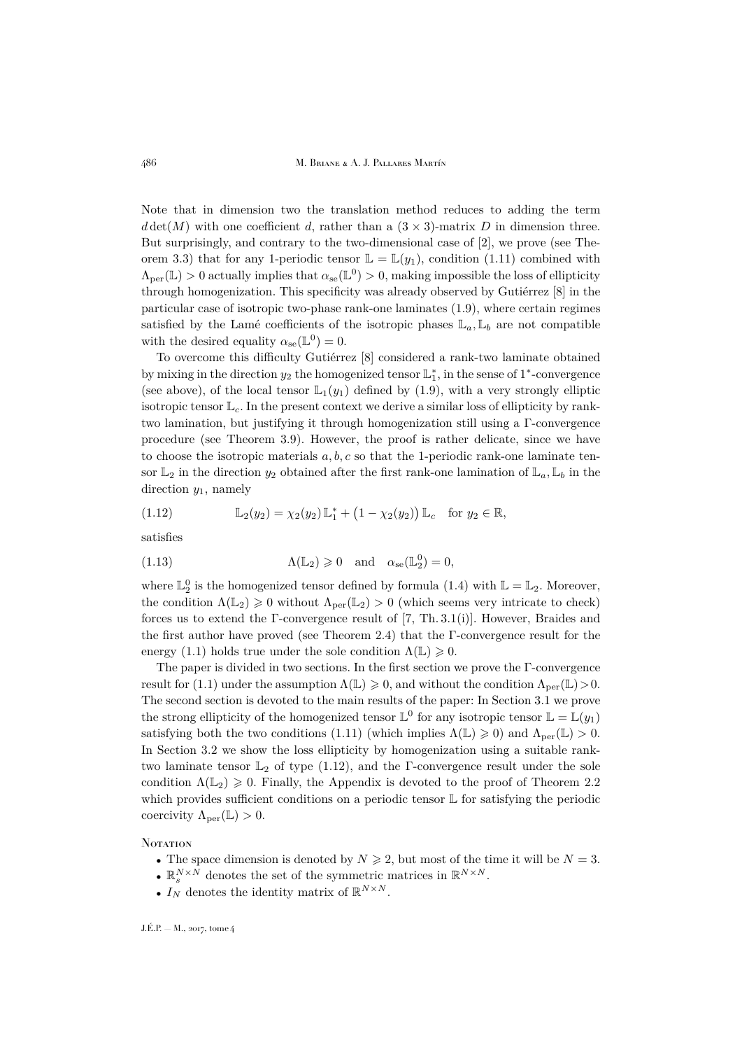Note that in dimension two the translation method reduces to adding the term $d\det(M)$ with one coefficient $d$, rather than a $(3\times 3)$-matrix $D$ in dimension three. But surprisingly, and contrary to the two-dimensional case of [2], we prove (see Theorem 3.3) that for any 1-periodic tensor $\mathbb{L}=\mathbb{L}(y_1)$, condition (1.11) combined with $\Lambda_{\rm per}(\mathbb{L})>0$ actually implies that $\alpha_{\rm se}(\mathbb{L}^0)>0$, making impossible the loss of ellipticity through homogenization. This specificity was already observed by Gutiérrez [8] in the particular case of isotropic two-phase rank-one laminates (1.9), where certain regimes satisfied by the Lamé coefficients of the isotropic phases $\mathbb{L}_a,\mathbb{L}_b$ are not compatible with the desired equality $\alpha_{\rm se}(\mathbb{L}^0)=0$.

To overcome this difficulty Gutiérrez [8] considered a rank-two laminate obtained by mixing in the direction $y_2$ the homogenized tensor $\mathbb{L}_1^*$, in the sense of $1^*$-convergence (see above), of the local tensor $\mathbb{L}_1(y_1)$ defined by (1.9), with a very strongly elliptic isotropic tensor $\mathbb{L}_c$. In the present context we derive a similar loss of ellipticity by rank-two lamination, but justifying it through homogenization still using a Γ-convergence procedure (see Theorem 3.9). However, the proof is rather delicate, since we have to choose the isotropic materials $a,b,c$ so that the 1-periodic rank-one laminate tensor $\mathbb{L}_2$ in the direction $y_2$ obtained after the first rank-one lamination of $\mathbb{L}_a,\mathbb{L}_b$ in the direction $y_1$, namely

$$\mathbb{L}_2(y_2)=\chi_2(y_2)\,\mathbb{L}_1^*+\big(1-\chi_2(y_2)\big)\,\mathbb{L}_c\quad\text{for } y_2\in\mathbb{R},\tag{1.12}$$

satisfies

$$\Lambda(\mathbb{L}_2)\geqslant 0\quad\text{and}\quad \alpha_{\rm se}(\mathbb{L}_2^0)=0,\tag{1.13}$$

where $\mathbb{L}_2^0$ is the homogenized tensor defined by formula (1.4) with $\mathbb{L}=\mathbb{L}_2$. Moreover, the condition $\Lambda(\mathbb{L}_2)\geqslant 0$ without $\Lambda_{\rm per}(\mathbb{L}_2)>0$ (which seems very intricate to check) forces us to extend the Γ-convergence result of [7, Th. 3.1(i)]. However, Braides and the first author have proved (see Theorem 2.4) that the Γ-convergence result for the energy (1.1) holds true under the sole condition $\Lambda(\mathbb{L})\geqslant 0$.

The paper is divided in two sections. In the first section we prove the Γ-convergence result for (1.1) under the assumption $\Lambda(\mathbb{L})\geqslant 0$, and without the condition $\Lambda_{\rm per}(\mathbb{L})>0$. The second section is devoted to the main results of the paper: In Section 3.1 we prove the strong ellipticity of the homogenized tensor $\mathbb{L}^0$ for any isotropic tensor $\mathbb{L}=\mathbb{L}(y_1)$ satisfying both the two conditions (1.11) (which implies $\Lambda(\mathbb{L})\geqslant 0$) and $\Lambda_{\rm per}(\mathbb{L})>0$. In Section 3.2 we show the loss ellipticity by homogenization using a suitable rank-two laminate tensor $\mathbb{L}_2$ of type (1.12), and the Γ-convergence result under the sole condition $\Lambda(\mathbb{L}_2)\geqslant 0$. Finally, the Appendix is devoted to the proof of Theorem 2.2 which provides sufficient conditions on a periodic tensor $\mathbb{L}$ for satisfying the periodic coercivity $\Lambda_{\rm per}(\mathbb{L})>0$.

**Notation**

- The space dimension is denoted by $N\geqslant 2$, but most of the time it will be $N=3$.
- $\mathbb{R}_s^{N\times N}$ denotes the set of the symmetric matrices in $\mathbb{R}^{N\times N}$.
- $I_N$ denotes the identity matrix of $\mathbb{R}^{N\times N}$.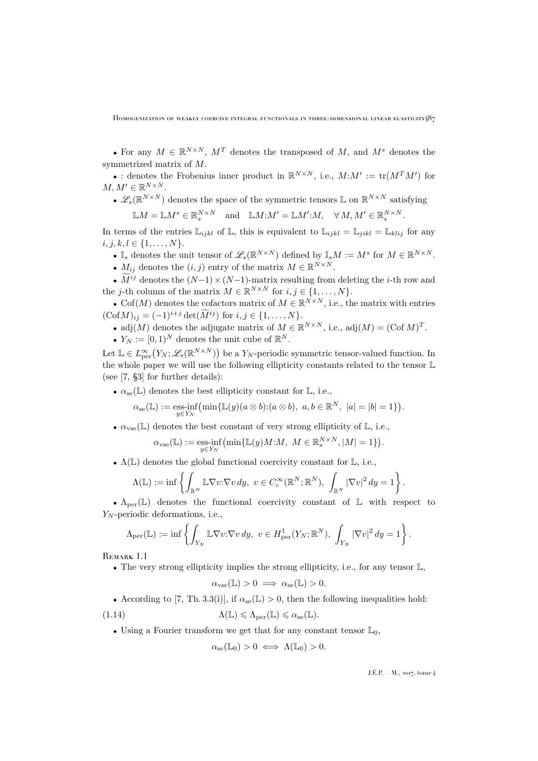- For any $M \in \mathbb{R}^{N\times N}$, $M^T$ denotes the transposed of $M$, and $M^s$ denotes the symmetrized matrix of $M$.
- $:$ denotes the Frobenius inner product in $\mathbb{R}^{N\times N}$, i.e., $M{:}M' := \operatorname{tr}(M^T M')$ for $M, M' \in \mathbb{R}^{N\times N}$.
- $\mathscr{L}_s(\mathbb{R}^{N\times N})$ denotes the space of the symmetric tensors $\mathbb{L}$ on $\mathbb{R}^{N\times N}$ satisfying

$$\mathbb{L}M = \mathbb{L}M^s \in \mathbb{R}^{N\times N}_s \quad \text{and} \quad \mathbb{L}M{:}M' = \mathbb{L}M'{:}M, \quad \forall\, M, M' \in \mathbb{R}^{N\times N}_s.$$

In terms of the entries $\mathbb{L}_{ijkl}$ of $\mathbb{L}$, this is equivalent to $\mathbb{L}_{ijkl} = \mathbb{L}_{jikl} = \mathbb{L}_{klij}$ for any $i,j,k,l \in \{1,\ldots,N\}$.

- $\mathbb{I}_s$ denotes the unit tensor of $\mathscr{L}_s(\mathbb{R}^{N\times N})$ defined by $\mathbb{I}_s M := M^s$ for $M \in \mathbb{R}^{N\times N}$.
- $M_{ij}$ denotes the $(i,j)$ entry of the matrix $M \in \mathbb{R}^{N\times N}$.
- $\widetilde{M}^{ij}$ denotes the $(N-1)\times(N-1)$-matrix resulting from deleting the $i$-th row and the $j$-th column of the matrix $M \in \mathbb{R}^{N\times N}$ for $i,j \in \{1,\ldots,N\}$.
- $\operatorname{Cof}(M)$ denotes the cofactors matrix of $M \in \mathbb{R}^{N\times N}$, i.e., the matrix with entries $(\operatorname{Cof} M)_{ij} = (-1)^{i+j}\det(\widetilde{M}^{ij})$ for $i,j \in \{1,\ldots,N\}$.
- $\operatorname{adj}(M)$ denotes the adjugate matrix of $M \in \mathbb{R}^{N\times N}$, i.e., $\operatorname{adj}(M) = (\operatorname{Cof} M)^T$.
- $Y_N := [0,1)^N$ denotes the unit cube of $\mathbb{R}^N$.

Let $\mathbb{L} \in L^\infty_{\mathrm{per}}\big(Y_N; \mathscr{L}_s(\mathbb{R}^{N\times N})\big)$ be a $Y_N$-periodic symmetric tensor-valued function. In the whole paper we will use the following ellipticity constants related to the tensor $\mathbb{L}$ (see [7, §3] for further details):

- $\alpha_{\mathrm{se}}(\mathbb{L})$ denotes the best ellipticity constant for $\mathbb{L}$, i.e.,

$$\alpha_{\mathrm{se}}(\mathbb{L}) := \operatorname*{ess\text{-}inf}_{y\in Y_N}\big(\min\{\mathbb{L}(y)(a\otimes b){:}(a\otimes b),\ a,b\in\mathbb{R}^N,\ |a|=|b|=1\}\big).$$

- $\alpha_{\mathrm{vse}}(\mathbb{L})$ denotes the best constant of very strong ellipticity of $\mathbb{L}$, i.e.,

$$\alpha_{\mathrm{vse}}(\mathbb{L}) := \operatorname*{ess\text{-}inf}_{y\in Y_N}\big(\min\{\mathbb{L}(y)M{:}M,\ M\in\mathbb{R}^{N\times N}_s, |M|=1\}\big).$$

- $\Lambda(\mathbb{L})$ denotes the global functional coercivity constant for $\mathbb{L}$, i.e.,

$$\Lambda(\mathbb{L}) := \inf\left\{\int_{\mathbb{R}^N}\mathbb{L}\nabla v{:}\nabla v\,dy,\ v\in C^\infty_c(\mathbb{R}^N;\mathbb{R}^N),\ \int_{\mathbb{R}^N}|\nabla v|^2\,dy = 1\right\}.$$

- $\Lambda_{\mathrm{per}}(\mathbb{L})$ denotes the functional coercivity constant of $\mathbb{L}$ with respect to $Y_N$-periodic deformations, i.e.,

$$\Lambda_{\mathrm{per}}(\mathbb{L}) := \inf\left\{\int_{Y_N}\mathbb{L}\nabla v{:}\nabla v\,dy,\ v\in H^1_{\mathrm{per}}(Y_N;\mathbb{R}^N),\ \int_{Y_N}|\nabla v|^2\,dy = 1\right\}.$$

Remark 1.1

- The very strong ellipticity implies the strong ellipticity, i.e., for any tensor $\mathbb{L}$,

$$\alpha_{\mathrm{vse}}(\mathbb{L}) > 0 \implies \alpha_{\mathrm{se}}(\mathbb{L}) > 0.$$

- According to [7, Th. 3.3(i)], if $\alpha_{\mathrm{se}}(\mathbb{L}) > 0$, then the following inequalities hold:

$$\Lambda(\mathbb{L}) \leqslant \Lambda_{\mathrm{per}}(\mathbb{L}) \leqslant \alpha_{\mathrm{se}}(\mathbb{L}). \tag{1.14}$$

- Using a Fourier transform we get that for any constant tensor $\mathbb{L}_0$,

$$\alpha_{\mathrm{se}}(\mathbb{L}_0) > 0 \iff \Lambda(\mathbb{L}_0) > 0.$$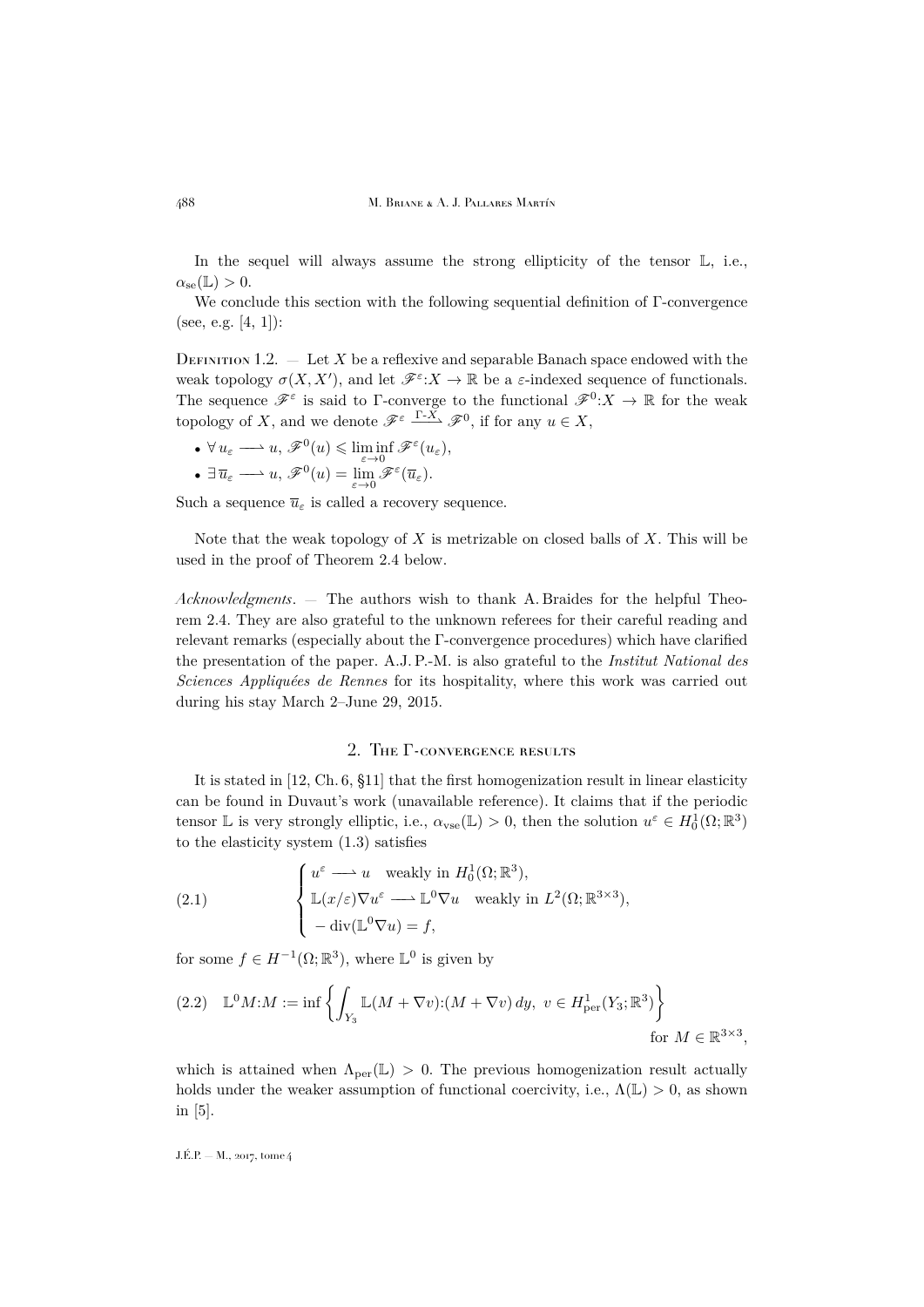In the sequel will always assume the strong ellipticity of the tensor $\mathbb{L}$, i.e., $\alpha_{\rm se}(\mathbb{L}) > 0$.

We conclude this section with the following sequential definition of Γ-convergence (see, e.g. [4, 1]):

Definition 1.2. — Let $X$ be a reflexive and separable Banach space endowed with the weak topology $\sigma(X, X')$, and let $\mathscr{F}^\varepsilon : X \to \mathbb{R}$ be a $\varepsilon$-indexed sequence of functionals. The sequence $\mathscr{F}^\varepsilon$ is said to Γ-converge to the functional $\mathscr{F}^0 : X \to \mathbb{R}$ for the weak topology of $X$, and we denote $\mathscr{F}^\varepsilon \xrightarrow{\Gamma\text{-}X} \mathscr{F}^0$, if for any $u \in X$,

- $\forall\, u_\varepsilon \rightharpoonup u,\ \mathscr{F}^0(u) \leqslant \liminf\limits_{\varepsilon\to 0} \mathscr{F}^\varepsilon(u_\varepsilon)$,
- $\exists\, \overline{u}_\varepsilon \rightharpoonup u,\ \mathscr{F}^0(u) = \lim\limits_{\varepsilon\to 0} \mathscr{F}^\varepsilon(\overline{u}_\varepsilon)$.

Such a sequence $\overline{u}_\varepsilon$ is called a recovery sequence.

Note that the weak topology of $X$ is metrizable on closed balls of $X$. This will be used in the proof of Theorem 2.4 below.

*Acknowledgments*. — The authors wish to thank A. Braides for the helpful Theorem 2.4. They are also grateful to the unknown referees for their careful reading and relevant remarks (especially about the Γ-convergence procedures) which have clarified the presentation of the paper. A.J. P.-M. is also grateful to the *Institut National des Sciences Appliquées de Rennes* for its hospitality, where this work was carried out during his stay March 2–June 29, 2015.

## 2. The Γ-convergence results

It is stated in [12, Ch. 6, §11] that the first homogenization result in linear elasticity can be found in Duvaut's work (unavailable reference). It claims that if the periodic tensor $\mathbb{L}$ is very strongly elliptic, i.e., $\alpha_{\rm vse}(\mathbb{L}) > 0$, then the solution $u^\varepsilon \in H^1_0(\Omega;\mathbb{R}^3)$ to the elasticity system (1.3) satisfies

$$
\begin{cases}
u^\varepsilon \rightharpoonup u \quad \text{weakly in } H^1_0(\Omega;\mathbb{R}^3),\\
\mathbb{L}(x/\varepsilon)\nabla u^\varepsilon \rightharpoonup \mathbb{L}^0\nabla u \quad \text{weakly in } L^2(\Omega;\mathbb{R}^{3\times 3}),\\
-\operatorname{div}(\mathbb{L}^0\nabla u) = f,
\end{cases}
\tag{2.1}
$$

for some $f \in H^{-1}(\Omega;\mathbb{R}^3)$, where $\mathbb{L}^0$ is given by

$$
\mathbb{L}^0 M{:}M := \inf\left\{ \int_{Y_3} \mathbb{L}(M + \nabla v){:}(M + \nabla v)\, dy,\ v \in H^1_{\rm per}(Y_3;\mathbb{R}^3) \right\} \quad \text{for } M \in \mathbb{R}^{3\times 3},
\tag{2.2}
$$

which is attained when $\Lambda_{\rm per}(\mathbb{L}) > 0$. The previous homogenization result actually holds under the weaker assumption of functional coercivity, i.e., $\Lambda(\mathbb{L}) > 0$, as shown in [5].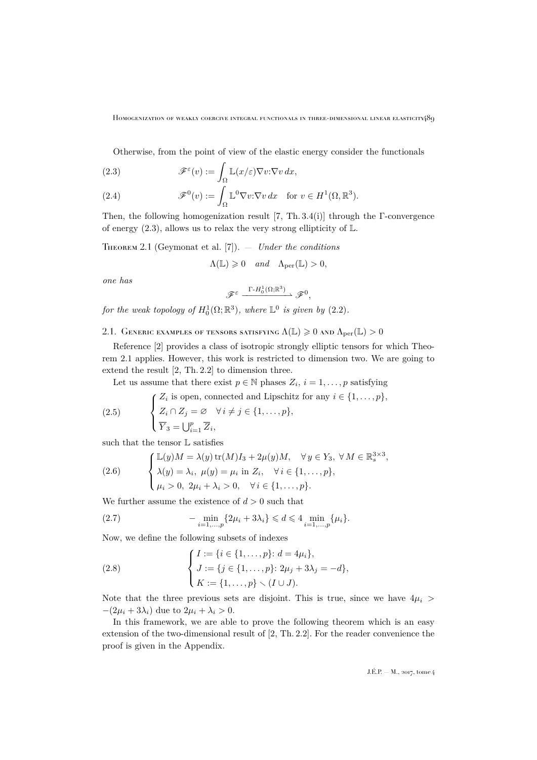Otherwise, from the point of view of the elastic energy consider the functionals

$$\mathscr{F}^{\varepsilon}(v) := \int_{\Omega} \mathbb{L}(x/\varepsilon)\nabla v{:}\nabla v\, dx, \tag{2.3}$$

$$\mathscr{F}^{0}(v) := \int_{\Omega} \mathbb{L}^{0}\nabla v{:}\nabla v\, dx \quad \text{for } v \in H^1(\Omega, \mathbb{R}^3). \tag{2.4}$$

Then, the following homogenization result [7, Th. 3.4(i)] through the Γ-convergence of energy (2.3), allows us to relax the very strong ellipticity of $\mathbb{L}$.

**Theorem 2.1** (Geymonat et al. [7]). — *Under the conditions*

$$\Lambda(\mathbb{L}) \geqslant 0 \quad \textit{and} \quad \Lambda_{\mathrm{per}}(\mathbb{L}) > 0,$$

*one has*

$$\mathscr{F}^{\varepsilon} \xrightarrow{\ \Gamma\text{-}H^1_0(\Omega;\mathbb{R}^3)\ } \mathscr{F}^{0},$$

*for the weak topology of* $H^1_0(\Omega;\mathbb{R}^3)$*, where* $\mathbb{L}^0$ *is given by* (2.2).

## 2.1. Generic examples of tensors satisfying $\Lambda(\mathbb{L}) \geqslant 0$ and $\Lambda_{\mathrm{per}}(\mathbb{L}) > 0$

Reference [2] provides a class of isotropic strongly elliptic tensors for which Theorem 2.1 applies. However, this work is restricted to dimension two. We are going to extend the result [2, Th. 2.2] to dimension three.

Let us assume that there exist $p \in \mathbb{N}$ phases $Z_i$, $i = 1, \ldots, p$ satisfying

$$\begin{cases} Z_i \text{ is open, connected and Lipschitz for any } i \in \{1, \ldots, p\}, \\ Z_i \cap Z_j = \varnothing \quad \forall\, i \neq j \in \{1, \ldots, p\}, \\ \overline{Y}_3 = \bigcup_{i=1}^{p} \overline{Z}_i, \end{cases} \tag{2.5}$$

such that the tensor $\mathbb{L}$ satisfies

$$\begin{cases} \mathbb{L}(y)M = \lambda(y)\,\mathrm{tr}(M) I_3 + 2\mu(y) M, \quad \forall\, y \in Y_3,\ \forall\, M \in \mathbb{R}^{3\times 3}_{s}, \\ \lambda(y) = \lambda_i,\ \mu(y) = \mu_i \text{ in } Z_i, \quad \forall\, i \in \{1, \ldots, p\}, \\ \mu_i > 0,\ 2\mu_i + \lambda_i > 0, \quad \forall\, i \in \{1, \ldots, p\}. \end{cases} \tag{2.6}$$

We further assume the existence of $d > 0$ such that

$$-\min_{i=1,\ldots,p}\{2\mu_i + 3\lambda_i\} \leqslant d \leqslant 4 \min_{i=1,\ldots,p}\{\mu_i\}. \tag{2.7}$$

Now, we define the following subsets of indexes

$$\begin{cases} I := \{i \in \{1, \ldots, p\} \colon d = 4\mu_i\}, \\ J := \{j \in \{1, \ldots, p\} \colon 2\mu_j + 3\lambda_j = -d\}, \\ K := \{1, \ldots, p\} \smallsetminus (I \cup J). \end{cases} \tag{2.8}$$

Note that the three previous sets are disjoint. This is true, since we have $4\mu_i > -(2\mu_i + 3\lambda_i)$ due to $2\mu_i + \lambda_i > 0$.

In this framework, we are able to prove the following theorem which is an easy extension of the two-dimensional result of [2, Th. 2.2]. For the reader convenience the proof is given in the Appendix.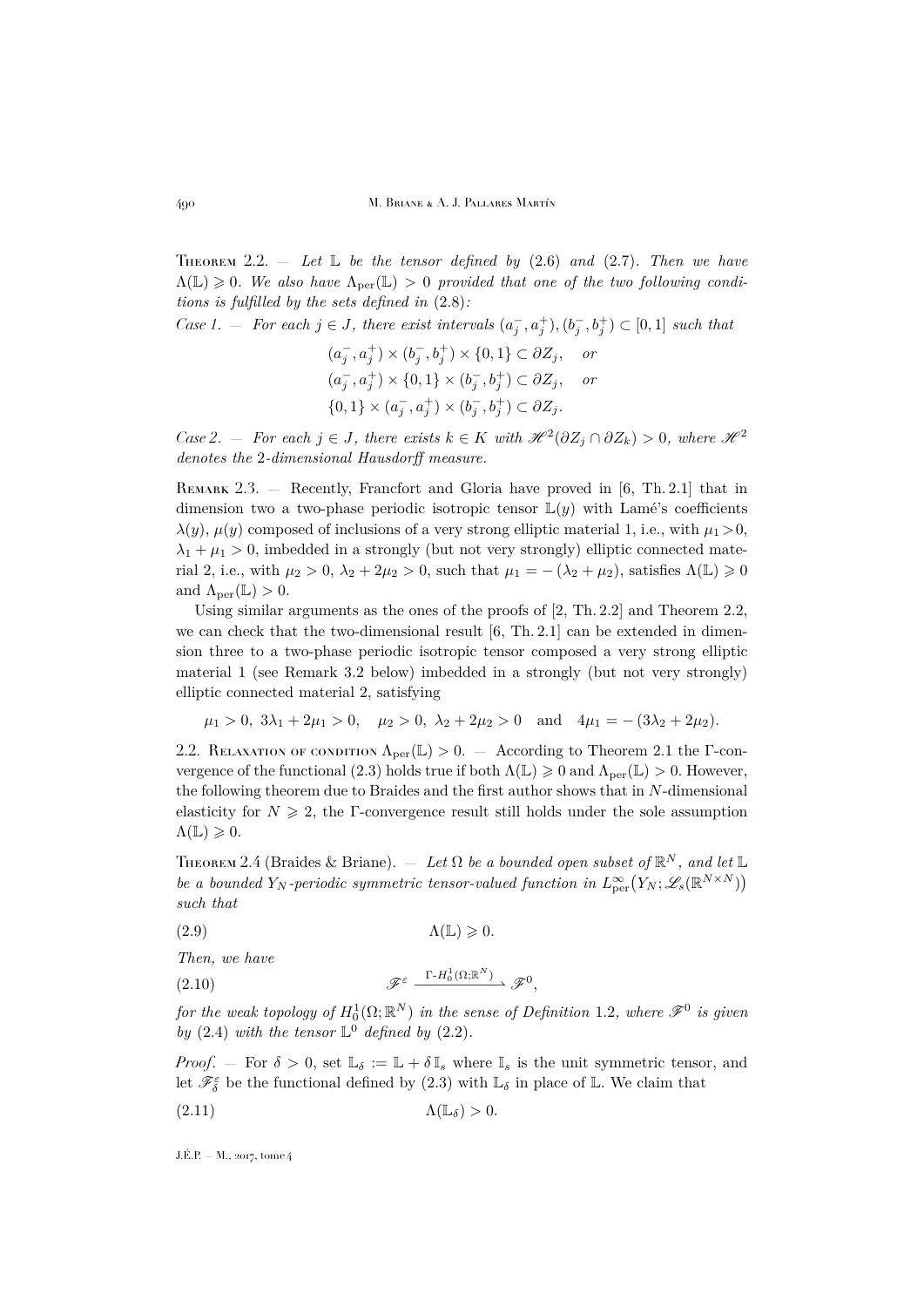**Theorem 2.2.** — *Let $\mathbb{L}$ be the tensor defined by (2.6) and (2.7). Then we have $\Lambda(\mathbb{L}) \geqslant 0$. We also have $\Lambda_{\rm per}(\mathbb{L}) > 0$ provided that one of the two following conditions is fulfilled by the sets defined in (2.8):*

*Case 1. — For each $j \in J$, there exist intervals $(a_j^-, a_j^+), (b_j^-, b_j^+) \subset [0,1]$ such that*

$$
\begin{aligned}
&(a_j^-, a_j^+) \times (b_j^-, b_j^+) \times \{0,1\} \subset \partial Z_j, \quad \text{or}\\
&(a_j^-, a_j^+) \times \{0,1\} \times (b_j^-, b_j^+) \subset \partial Z_j, \quad \text{or}\\
&\{0,1\} \times (a_j^-, a_j^+) \times (b_j^-, b_j^+) \subset \partial Z_j.
\end{aligned}
$$

*Case 2. — For each $j \in J$, there exists $k \in K$ with $\mathscr{H}^2(\partial Z_j \cap \partial Z_k) > 0$, where $\mathscr{H}^2$ denotes the 2-dimensional Hausdorff measure.*

**Remark 2.3.** — Recently, Francfort and Gloria have proved in [6, Th. 2.1] that in dimension two a two-phase periodic isotropic tensor $\mathbb{L}(y)$ with Lamé's coefficients $\lambda(y)$, $\mu(y)$ composed of inclusions of a very strong elliptic material 1, i.e., with $\mu_1 > 0$, $\lambda_1 + \mu_1 > 0$, imbedded in a strongly (but not very strongly) elliptic connected material 2, i.e., with $\mu_2 > 0$, $\lambda_2 + 2\mu_2 > 0$, such that $\mu_1 = -(\lambda_2 + \mu_2)$, satisfies $\Lambda(\mathbb{L}) \geqslant 0$ and $\Lambda_{\rm per}(\mathbb{L}) > 0$.

Using similar arguments as the ones of the proofs of [2, Th. 2.2] and Theorem 2.2, we can check that the two-dimensional result [6, Th. 2.1] can be extended in dimension three to a two-phase periodic isotropic tensor composed a very strong elliptic material 1 (see Remark 3.2 below) imbedded in a strongly (but not very strongly) elliptic connected material 2, satisfying

$$
\mu_1 > 0,\ 3\lambda_1 + 2\mu_1 > 0, \quad \mu_2 > 0,\ \lambda_2 + 2\mu_2 > 0 \quad \text{and} \quad 4\mu_1 = -(3\lambda_2 + 2\mu_2).
$$

## 2.2. Relaxation of condition $\Lambda_{\rm per}(\mathbb{L}) > 0$.

— According to Theorem 2.1 the Γ-convergence of the functional (2.3) holds true if both $\Lambda(\mathbb{L}) \geqslant 0$ and $\Lambda_{\rm per}(\mathbb{L}) > 0$. However, the following theorem due to Braides and the first author shows that in $N$-dimensional elasticity for $N \geqslant 2$, the Γ-convergence result still holds under the sole assumption $\Lambda(\mathbb{L}) \geqslant 0$.

**Theorem 2.4** (Braides & Briane). — *Let $\Omega$ be a bounded open subset of $\mathbb{R}^N$, and let $\mathbb{L}$ be a bounded $Y_N$-periodic symmetric tensor-valued function in $L^\infty_{\rm per}\big(Y_N; \mathscr{L}_s(\mathbb{R}^{N\times N})\big)$ such that*

$$
\Lambda(\mathbb{L}) \geqslant 0. \tag{2.9}
$$

*Then, we have*

$$
\mathscr{F}^\varepsilon \xrightarrow{\ \Gamma\text{-}H_0^1(\Omega;\mathbb{R}^N)\ } \mathscr{F}^0, \tag{2.10}
$$

*for the weak topology of $H_0^1(\Omega;\mathbb{R}^N)$ in the sense of Definition 1.2, where $\mathscr{F}^0$ is given by (2.4) with the tensor $\mathbb{L}^0$ defined by (2.2).*

*Proof.* — For $\delta > 0$, set $\mathbb{L}_\delta := \mathbb{L} + \delta\,\mathbb{I}_s$ where $\mathbb{I}_s$ is the unit symmetric tensor, and let $\mathscr{F}^\varepsilon_\delta$ be the functional defined by (2.3) with $\mathbb{L}_\delta$ in place of $\mathbb{L}$. We claim that

$$
\Lambda(\mathbb{L}_\delta) > 0. \tag{2.11}
$$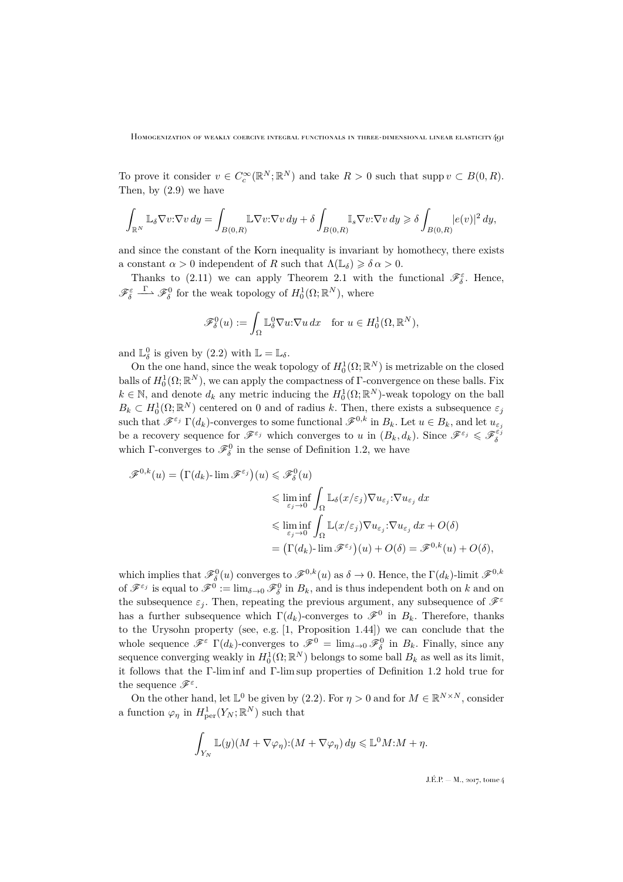To prove it consider $v \in C_c^\infty(\mathbb{R}^N;\mathbb{R}^N)$ and take $R>0$ such that $\operatorname{supp} v \subset B(0,R)$. Then, by (2.9) we have

$$\int_{\mathbb{R}^N} \mathbb{L}_\delta \nabla v{:}\nabla v\,dy = \int_{B(0,R)} \mathbb{L}\nabla v{:}\nabla v\,dy + \delta \int_{B(0,R)} \mathbb{I}_s \nabla v{:}\nabla v\,dy \geqslant \delta \int_{B(0,R)} |e(v)|^2\,dy,$$

and since the constant of the Korn inequality is invariant by homothecy, there exists a constant $\alpha>0$ independent of $R$ such that $\Lambda(\mathbb{L}_\delta) \geqslant \delta\,\alpha > 0$.

Thanks to (2.11) we can apply Theorem 2.1 with the functional $\mathscr{F}_\delta^\varepsilon$. Hence, $\mathscr{F}_\delta^\varepsilon \xrightarrow{\ \Gamma\ } \mathscr{F}_\delta^0$ for the weak topology of $H_0^1(\Omega;\mathbb{R}^N)$, where

$$\mathscr{F}_\delta^0(u) := \int_\Omega \mathbb{L}_\delta^0 \nabla u{:}\nabla u\,dx \quad \text{for } u \in H_0^1(\Omega,\mathbb{R}^N),$$

and $\mathbb{L}_\delta^0$ is given by (2.2) with $\mathbb{L}=\mathbb{L}_\delta$.

On the one hand, since the weak topology of $H_0^1(\Omega;\mathbb{R}^N)$ is metrizable on the closed balls of $H_0^1(\Omega;\mathbb{R}^N)$, we can apply the compactness of $\Gamma$-convergence on these balls. Fix $k\in\mathbb{N}$, and denote $d_k$ any metric inducing the $H_0^1(\Omega;\mathbb{R}^N)$-weak topology on the ball $B_k \subset H_0^1(\Omega;\mathbb{R}^N)$ centered on 0 and of radius $k$. Then, there exists a subsequence $\varepsilon_j$ such that $\mathscr{F}^{\varepsilon_j}$ $\Gamma(d_k)$-converges to some functional $\mathscr{F}^{0,k}$ in $B_k$. Let $u\in B_k$, and let $u_{\varepsilon_j}$ be a recovery sequence for $\mathscr{F}^{\varepsilon_j}$ which converges to $u$ in $(B_k,d_k)$. Since $\mathscr{F}^{\varepsilon_j} \leqslant \mathscr{F}_\delta^{\varepsilon_j}$ which $\Gamma$-converges to $\mathscr{F}_\delta^0$ in the sense of Definition 1.2, we have

$$\begin{aligned}
\mathscr{F}^{0,k}(u) = \big(\Gamma(d_k)\text{-}\lim \mathscr{F}^{\varepsilon_j}\big)(u) \leqslant \mathscr{F}_\delta^0(u)
&\leqslant \liminf_{\varepsilon_j\to 0} \int_\Omega \mathbb{L}_\delta(x/\varepsilon_j)\nabla u_{\varepsilon_j}{:}\nabla u_{\varepsilon_j}\,dx\\
&\leqslant \liminf_{\varepsilon_j\to 0} \int_\Omega \mathbb{L}(x/\varepsilon_j)\nabla u_{\varepsilon_j}{:}\nabla u_{\varepsilon_j}\,dx + O(\delta)\\
&= \big(\Gamma(d_k)\text{-}\lim \mathscr{F}^{\varepsilon_j}\big)(u) + O(\delta) = \mathscr{F}^{0,k}(u) + O(\delta),
\end{aligned}$$

which implies that $\mathscr{F}_\delta^0(u)$ converges to $\mathscr{F}^{0,k}(u)$ as $\delta\to 0$. Hence, the $\Gamma(d_k)$-limit $\mathscr{F}^{0,k}$ of $\mathscr{F}^{\varepsilon_j}$ is equal to $\mathscr{F}^0 := \lim_{\delta\to 0}\mathscr{F}_\delta^0$ in $B_k$, and is thus independent both on $k$ and on the subsequence $\varepsilon_j$. Then, repeating the previous argument, any subsequence of $\mathscr{F}^\varepsilon$ has a further subsequence which $\Gamma(d_k)$-converges to $\mathscr{F}^0$ in $B_k$. Therefore, thanks to the Urysohn property (see, e.g. [1, Proposition 1.44]) we can conclude that the whole sequence $\mathscr{F}^\varepsilon$ $\Gamma(d_k)$-converges to $\mathscr{F}^0 = \lim_{\delta\to 0}\mathscr{F}_\delta^0$ in $B_k$. Finally, since any sequence converging weakly in $H_0^1(\Omega;\mathbb{R}^N)$ belongs to some ball $B_k$ as well as its limit, it follows that the $\Gamma$-lim inf and $\Gamma$-lim sup properties of Definition 1.2 hold true for the sequence $\mathscr{F}^\varepsilon$.

On the other hand, let $\mathbb{L}^0$ be given by (2.2). For $\eta>0$ and for $M\in\mathbb{R}^{N\times N}$, consider a function $\varphi_\eta$ in $H^1_{\mathrm{per}}(Y_N;\mathbb{R}^N)$ such that

$$\int_{Y_N} \mathbb{L}(y)(M+\nabla\varphi_\eta){:}(M+\nabla\varphi_\eta)\,dy \leqslant \mathbb{L}^0 M{:}M + \eta.$$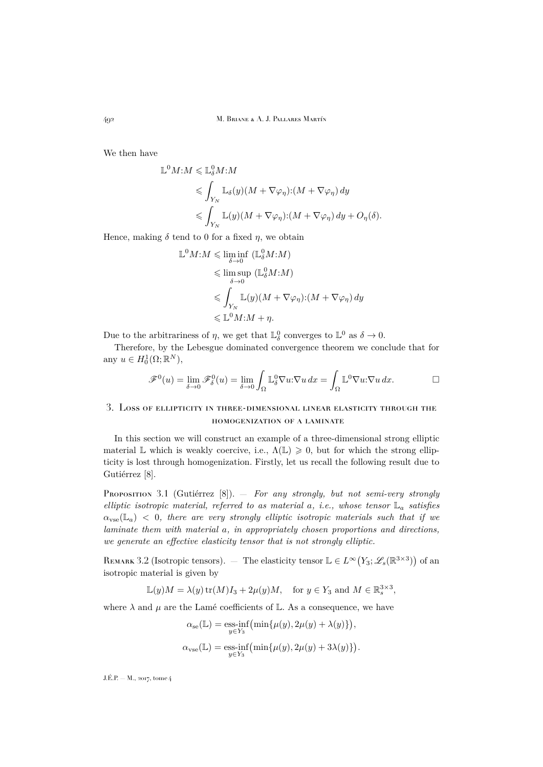We then have

$$
\begin{aligned}
\mathbb{L}^0 M{:}M &\leqslant \mathbb{L}^0_\delta M{:}M \\
&\leqslant \int_{Y_N} \mathbb{L}_\delta(y)(M+\nabla\varphi_\eta){:}(M+\nabla\varphi_\eta)\,dy \\
&\leqslant \int_{Y_N} \mathbb{L}(y)(M+\nabla\varphi_\eta){:}(M+\nabla\varphi_\eta)\,dy + O_\eta(\delta).
\end{aligned}
$$

Hence, making $\delta$ tend to 0 for a fixed $\eta$, we obtain

$$
\begin{aligned}
\mathbb{L}^0 M{:}M &\leqslant \liminf_{\delta\to 0}\ (\mathbb{L}^0_\delta M{:}M) \\
&\leqslant \limsup_{\delta\to 0}\ (\mathbb{L}^0_\delta M{:}M) \\
&\leqslant \int_{Y_N} \mathbb{L}(y)(M+\nabla\varphi_\eta){:}(M+\nabla\varphi_\eta)\,dy \\
&\leqslant \mathbb{L}^0 M{:}M + \eta.
\end{aligned}
$$

Due to the arbitrariness of $\eta$, we get that $\mathbb{L}^0_\delta$ converges to $\mathbb{L}^0$ as $\delta \to 0$.

Therefore, by the Lebesgue dominated convergence theorem we conclude that for any $u \in H^1_0(\Omega;\mathbb{R}^N)$,

$$
\mathscr{F}^0(u) = \lim_{\delta\to 0} \mathscr{F}^0_\delta(u) = \lim_{\delta\to 0} \int_\Omega \mathbb{L}^0_\delta \nabla u{:}\nabla u\,dx = \int_\Omega \mathbb{L}^0 \nabla u{:}\nabla u\,dx. \qquad \square
$$

## 3. Loss of ellipticity in three-dimensional linear elasticity through the homogenization of a laminate

In this section we will construct an example of a three-dimensional strong elliptic material $\mathbb{L}$ which is weakly coercive, i.e., $\Lambda(\mathbb{L}) \geqslant 0$, but for which the strong ellipticity is lost through homogenization. Firstly, let us recall the following result due to Gutiérrez [8].

Proposition 3.1 (Gutiérrez [8]). — *For any strongly, but not semi-very strongly elliptic isotropic material, referred to as material $a$, i.e., whose tensor $\mathbb{L}_a$ satisfies $\alpha_{\mathrm{vse}}(\mathbb{L}_a) < 0$, there are very strongly elliptic isotropic materials such that if we laminate them with material $a$, in appropriately chosen proportions and directions, we generate an effective elasticity tensor that is not strongly elliptic.*

Remark 3.2 (Isotropic tensors). — The elasticity tensor $\mathbb{L} \in L^\infty\big(Y_3;\mathscr{L}_s(\mathbb{R}^{3\times 3})\big)$ of an isotropic material is given by

$$
\mathbb{L}(y)M = \lambda(y)\operatorname{tr}(M) I_3 + 2\mu(y) M, \quad \text{for } y \in Y_3 \text{ and } M \in \mathbb{R}^{3\times 3}_s,
$$

where $\lambda$ and $\mu$ are the Lamé coefficients of $\mathbb{L}$. As a consequence, we have

$$
\begin{aligned}
\alpha_{\mathrm{se}}(\mathbb{L}) &= \operatorname*{ess\text{-}inf}_{y\in Y_3}\big(\min\{\mu(y), 2\mu(y)+\lambda(y)\}\big), \\
\alpha_{\mathrm{vse}}(\mathbb{L}) &= \operatorname*{ess\text{-}inf}_{y\in Y_3}\big(\min\{\mu(y), 2\mu(y)+3\lambda(y)\}\big).
\end{aligned}
$$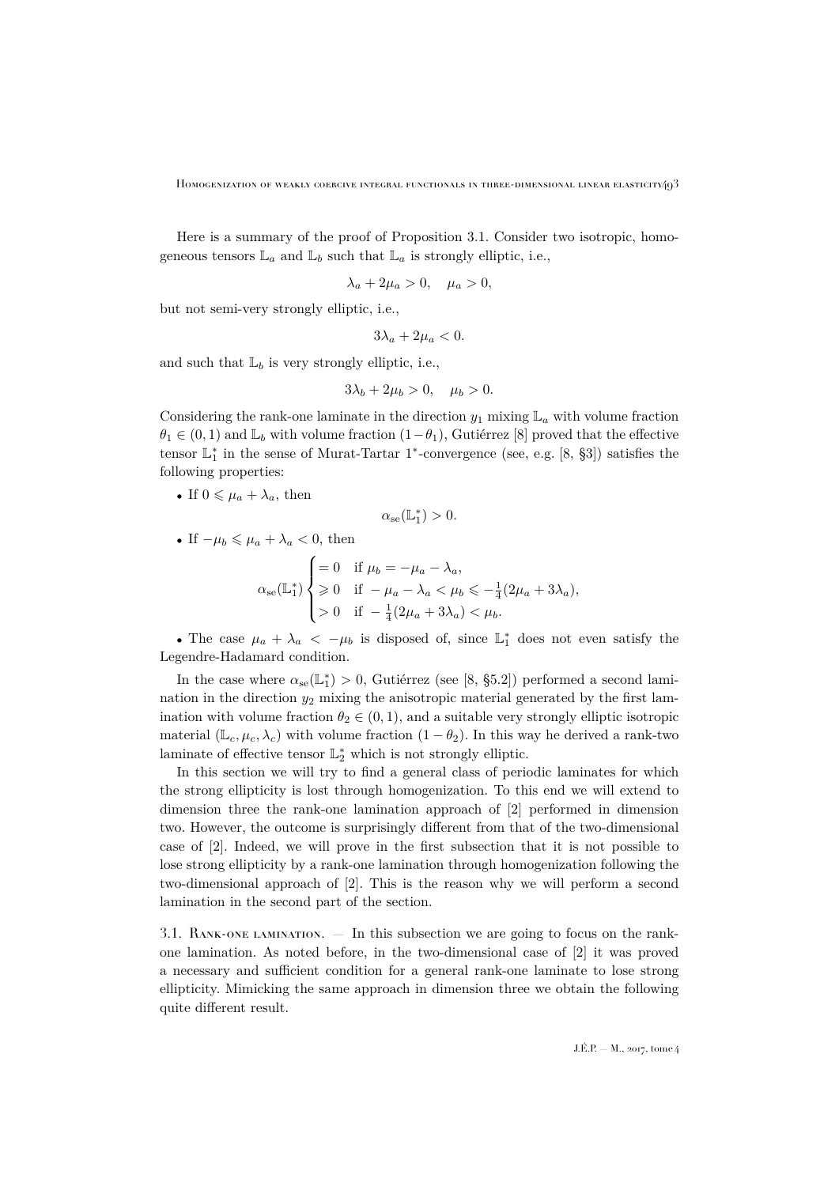Here is a summary of the proof of Proposition 3.1. Consider two isotropic, homogeneous tensors $\mathbb{L}_a$ and $\mathbb{L}_b$ such that $\mathbb{L}_a$ is strongly elliptic, i.e.,

$$\lambda_a + 2\mu_a > 0, \quad \mu_a > 0,$$

but not semi-very strongly elliptic, i.e.,

$$3\lambda_a + 2\mu_a < 0.$$

and such that $\mathbb{L}_b$ is very strongly elliptic, i.e.,

$$3\lambda_b + 2\mu_b > 0, \quad \mu_b > 0.$$

Considering the rank-one laminate in the direction $y_1$ mixing $\mathbb{L}_a$ with volume fraction $\theta_1 \in (0,1)$ and $\mathbb{L}_b$ with volume fraction $(1-\theta_1)$, Gutiérrez [8] proved that the effective tensor $\mathbb{L}_1^*$ in the sense of Murat-Tartar $1^*$-convergence (see, e.g. [8, §3]) satisfies the following properties:

- If $0 \leqslant \mu_a + \lambda_a$, then

$$\alpha_{\mathrm{se}}(\mathbb{L}_1^*) > 0.$$

- If $-\mu_b \leqslant \mu_a + \lambda_a < 0$, then

$$\alpha_{\mathrm{se}}(\mathbb{L}_1^*) \begin{cases} = 0 & \text{if } \mu_b = -\mu_a - \lambda_a, \\ \geqslant 0 & \text{if } -\mu_a - \lambda_a < \mu_b \leqslant -\frac{1}{4}(2\mu_a + 3\lambda_a), \\ > 0 & \text{if } -\frac{1}{4}(2\mu_a + 3\lambda_a) < \mu_b. \end{cases}$$

- The case $\mu_a + \lambda_a < -\mu_b$ is disposed of, since $\mathbb{L}_1^*$ does not even satisfy the Legendre-Hadamard condition.

In the case where $\alpha_{\mathrm{se}}(\mathbb{L}_1^*) > 0$, Gutiérrez (see [8, §5.2]) performed a second lamination in the direction $y_2$ mixing the anisotropic material generated by the first lamination with volume fraction $\theta_2 \in (0,1)$, and a suitable very strongly elliptic isotropic material $(\mathbb{L}_c, \mu_c, \lambda_c)$ with volume fraction $(1-\theta_2)$. In this way he derived a rank-two laminate of effective tensor $\mathbb{L}_2^*$ which is not strongly elliptic.

In this section we will try to find a general class of periodic laminates for which the strong ellipticity is lost through homogenization. To this end we will extend to dimension three the rank-one lamination approach of [2] performed in dimension two. However, the outcome is surprisingly different from that of the two-dimensional case of [2]. Indeed, we will prove in the first subsection that it is not possible to lose strong ellipticity by a rank-one lamination through homogenization following the two-dimensional approach of [2]. This is the reason why we will perform a second lamination in the second part of the section.

### 3.1. Rank-one lamination.

— In this subsection we are going to focus on the rank-one lamination. As noted before, in the two-dimensional case of [2] it was proved a necessary and sufficient condition for a general rank-one laminate to lose strong ellipticity. Mimicking the same approach in dimension three we obtain the following quite different result.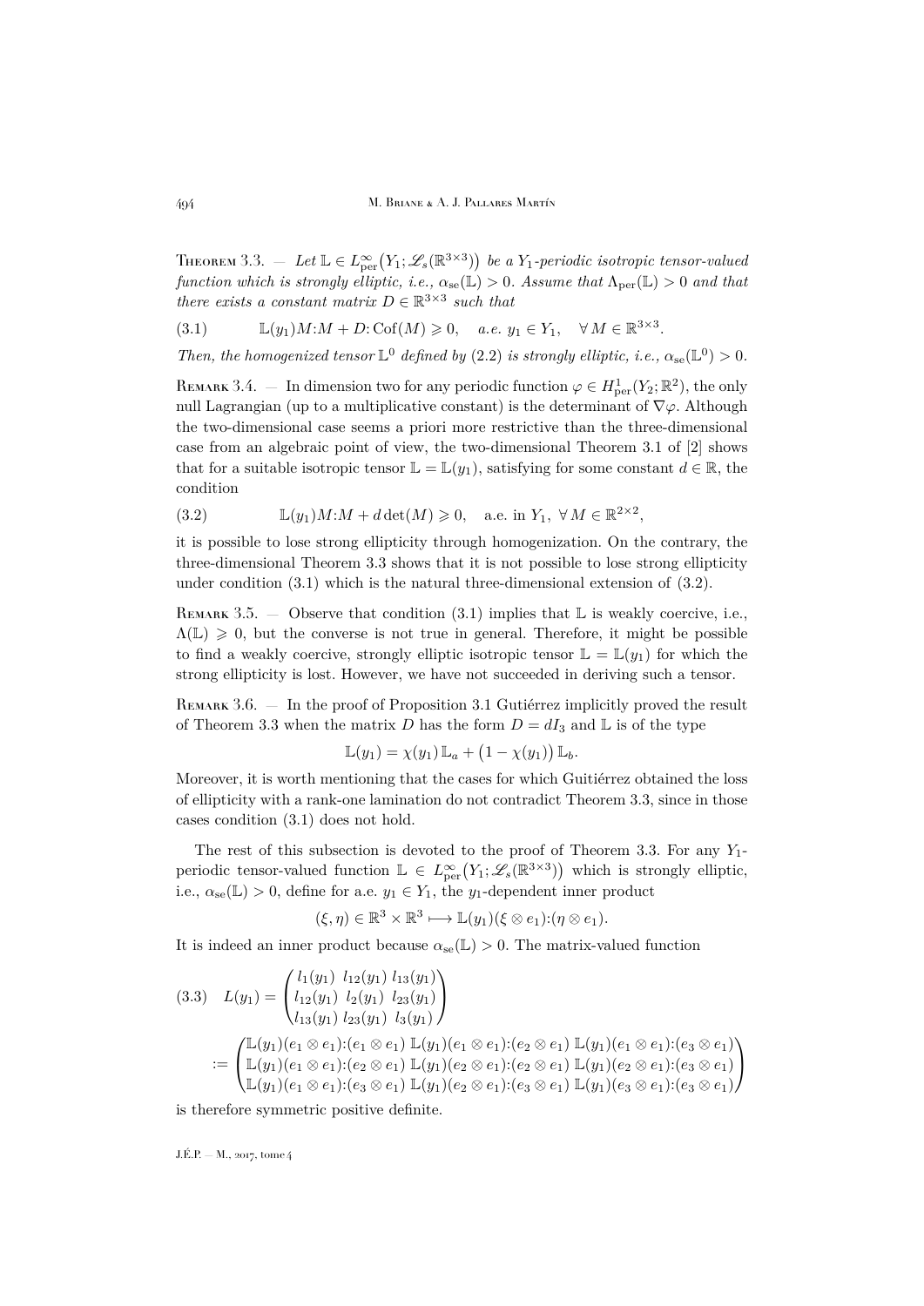Theorem 3.3. — *Let $\mathbb{L} \in L^\infty_{\rm per}\big(Y_1; \mathscr{L}_s(\mathbb{R}^{3\times 3})\big)$ be a $Y_1$-periodic isotropic tensor-valued function which is strongly elliptic, i.e., $\alpha_{\rm se}(\mathbb{L}) > 0$. Assume that $\Lambda_{\rm per}(\mathbb{L}) > 0$ and that there exists a constant matrix $D \in \mathbb{R}^{3\times 3}$ such that*

$$\mathbb{L}(y_1)M{:}M + D{:}\,\mathrm{Cof}(M) \geqslant 0, \quad a.e.\ y_1 \in Y_1, \quad \forall\, M \in \mathbb{R}^{3\times 3}. \tag{3.1}$$

*Then, the homogenized tensor $\mathbb{L}^0$ defined by (2.2) is strongly elliptic, i.e., $\alpha_{\rm se}(\mathbb{L}^0) > 0$.*

Remark 3.4. — In dimension two for any periodic function $\varphi \in H^1_{\rm per}(Y_2; \mathbb{R}^2)$, the only null Lagrangian (up to a multiplicative constant) is the determinant of $\nabla\varphi$. Although the two-dimensional case seems a priori more restrictive than the three-dimensional case from an algebraic point of view, the two-dimensional Theorem 3.1 of [2] shows that for a suitable isotropic tensor $\mathbb{L} = \mathbb{L}(y_1)$, satisfying for some constant $d \in \mathbb{R}$, the condition

$$\mathbb{L}(y_1)M{:}M + d\det(M) \geqslant 0, \quad \text{a.e. in } Y_1,\ \forall\, M \in \mathbb{R}^{2\times 2}, \tag{3.2}$$

it is possible to lose strong ellipticity through homogenization. On the contrary, the three-dimensional Theorem 3.3 shows that it is not possible to lose strong ellipticity under condition (3.1) which is the natural three-dimensional extension of (3.2).

Remark 3.5. — Observe that condition (3.1) implies that $\mathbb{L}$ is weakly coercive, i.e., $\Lambda(\mathbb{L}) \geqslant 0$, but the converse is not true in general. Therefore, it might be possible to find a weakly coercive, strongly elliptic isotropic tensor $\mathbb{L} = \mathbb{L}(y_1)$ for which the strong ellipticity is lost. However, we have not succeeded in deriving such a tensor.

Remark 3.6. — In the proof of Proposition 3.1 Gutiérrez implicitly proved the result of Theorem 3.3 when the matrix $D$ has the form $D = dI_3$ and $\mathbb{L}$ is of the type

$$\mathbb{L}(y_1) = \chi(y_1)\,\mathbb{L}_a + \big(1 - \chi(y_1)\big)\,\mathbb{L}_b.$$

Moreover, it is worth mentioning that the cases for which Guitiérrez obtained the loss of ellipticity with a rank-one lamination do not contradict Theorem 3.3, since in those cases condition (3.1) does not hold.

The rest of this subsection is devoted to the proof of Theorem 3.3. For any $Y_1$-periodic tensor-valued function $\mathbb{L} \in L^\infty_{\rm per}\big(Y_1; \mathscr{L}_s(\mathbb{R}^{3\times 3})\big)$ which is strongly elliptic, i.e., $\alpha_{\rm se}(\mathbb{L}) > 0$, define for a.e. $y_1 \in Y_1$, the $y_1$-dependent inner product

$$(\xi, \eta) \in \mathbb{R}^3 \times \mathbb{R}^3 \longmapsto \mathbb{L}(y_1)(\xi \otimes e_1){:}(\eta \otimes e_1).$$

It is indeed an inner product because $\alpha_{\rm se}(\mathbb{L}) > 0$. The matrix-valued function

$$\begin{aligned} L(y_1) &= \begin{pmatrix} l_1(y_1) & l_{12}(y_1) & l_{13}(y_1) \\ l_{12}(y_1) & l_2(y_1) & l_{23}(y_1) \\ l_{13}(y_1) & l_{23}(y_1) & l_3(y_1) \end{pmatrix} \\ &:= \begin{pmatrix} \mathbb{L}(y_1)(e_1\otimes e_1){:}(e_1\otimes e_1) & \mathbb{L}(y_1)(e_1\otimes e_1){:}(e_2\otimes e_1) & \mathbb{L}(y_1)(e_1\otimes e_1){:}(e_3\otimes e_1) \\ \mathbb{L}(y_1)(e_1\otimes e_1){:}(e_2\otimes e_1) & \mathbb{L}(y_1)(e_2\otimes e_1){:}(e_2\otimes e_1) & \mathbb{L}(y_1)(e_2\otimes e_1){:}(e_3\otimes e_1) \\ \mathbb{L}(y_1)(e_1\otimes e_1){:}(e_3\otimes e_1) & \mathbb{L}(y_1)(e_2\otimes e_1){:}(e_3\otimes e_1) & \mathbb{L}(y_1)(e_3\otimes e_1){:}(e_3\otimes e_1) \end{pmatrix} \end{aligned} \tag{3.3}$$

is therefore symmetric positive definite.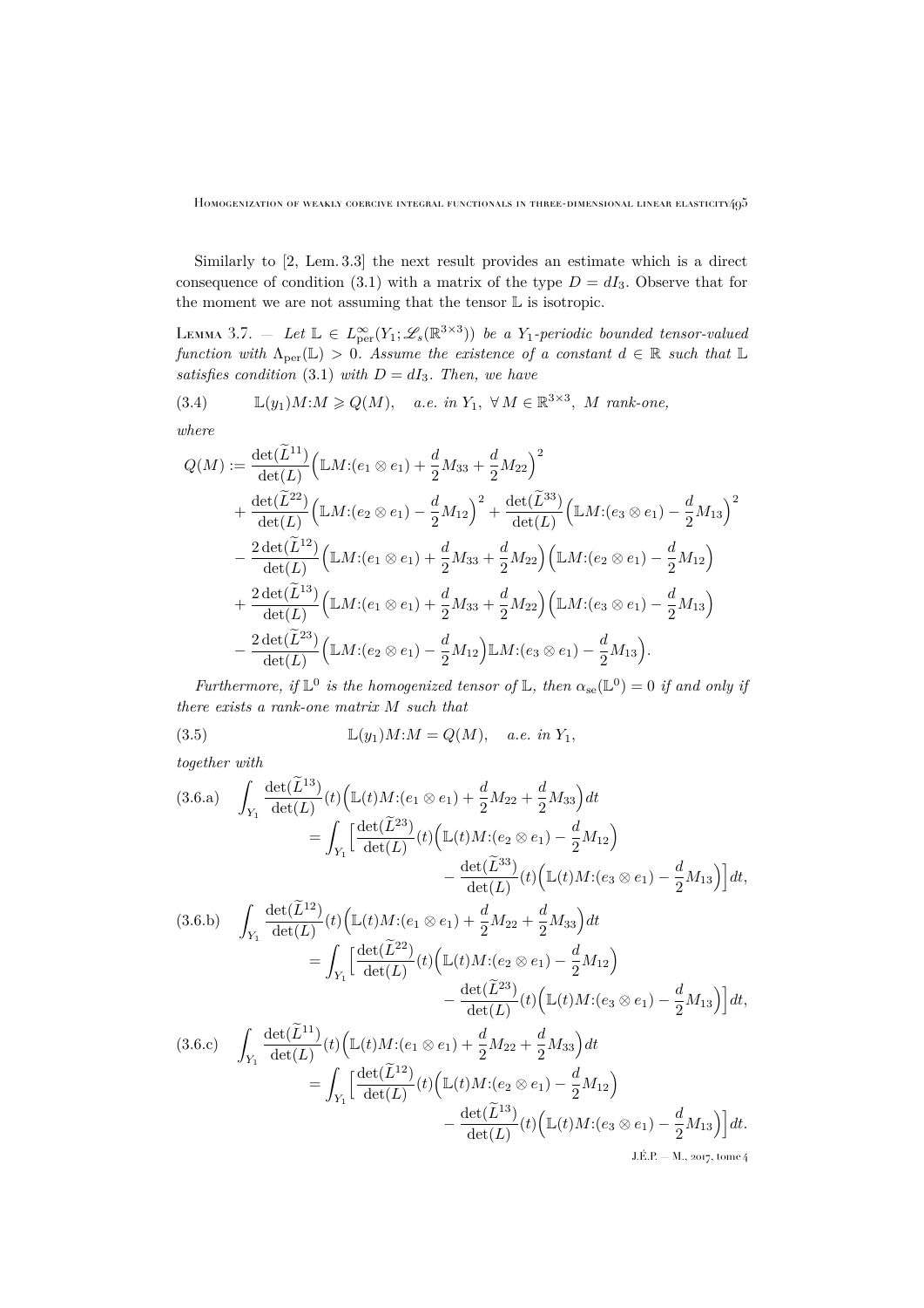Similarly to [2, Lem. 3.3] the next result provides an estimate which is a direct consequence of condition (3.1) with a matrix of the type $D = dI_3$. Observe that for the moment we are not assuming that the tensor $\mathbb{L}$ is isotropic.

Lemma 3.7. — *Let $\mathbb{L} \in L^\infty_{\rm per}(Y_1; \mathscr{L}_s(\mathbb{R}^{3\times 3}))$ be a $Y_1$-periodic bounded tensor-valued function with $\Lambda_{\rm per}(\mathbb{L}) > 0$. Assume the existence of a constant $d \in \mathbb{R}$ such that $\mathbb{L}$ satisfies condition* (3.1) *with $D = dI_3$. Then, we have*

$$\mathbb{L}(y_1)M{:}M \geqslant Q(M), \quad \text{a.e. in } Y_1,\ \forall\, M \in \mathbb{R}^{3\times 3},\ M \text{ rank-one,} \tag{3.4}$$

*where*

$$\begin{aligned}
Q(M) :=\ & \frac{\det(\widetilde{L}^{11})}{\det(L)}\Big(\mathbb{L}M{:}(e_1\otimes e_1) + \frac{d}{2}M_{33} + \frac{d}{2}M_{22}\Big)^2 \\
& + \frac{\det(\widetilde{L}^{22})}{\det(L)}\Big(\mathbb{L}M{:}(e_2\otimes e_1) - \frac{d}{2}M_{12}\Big)^2 + \frac{\det(\widetilde{L}^{33})}{\det(L)}\Big(\mathbb{L}M{:}(e_3\otimes e_1) - \frac{d}{2}M_{13}\Big)^2 \\
& - \frac{2\det(\widetilde{L}^{12})}{\det(L)}\Big(\mathbb{L}M{:}(e_1\otimes e_1) + \frac{d}{2}M_{33} + \frac{d}{2}M_{22}\Big)\Big(\mathbb{L}M{:}(e_2\otimes e_1) - \frac{d}{2}M_{12}\Big) \\
& + \frac{2\det(\widetilde{L}^{13})}{\det(L)}\Big(\mathbb{L}M{:}(e_1\otimes e_1) + \frac{d}{2}M_{33} + \frac{d}{2}M_{22}\Big)\Big(\mathbb{L}M{:}(e_3\otimes e_1) - \frac{d}{2}M_{13}\Big) \\
& - \frac{2\det(\widetilde{L}^{23})}{\det(L)}\Big(\mathbb{L}M{:}(e_2\otimes e_1) - \frac{d}{2}M_{12}\Big)\mathbb{L}M{:}(e_3\otimes e_1) - \frac{d}{2}M_{13}\Big).
\end{aligned}$$

*Furthermore, if $\mathbb{L}^0$ is the homogenized tensor of $\mathbb{L}$, then $\alpha_{\rm se}(\mathbb{L}^0) = 0$ if and only if there exists a rank-one matrix $M$ such that*

$$\mathbb{L}(y_1)M{:}M = Q(M), \quad \text{a.e. in } Y_1, \tag{3.5}$$

*together with*

$$\begin{aligned}
\text{(3.6.a)}\quad & \int_{Y_1} \frac{\det(\widetilde{L}^{13})}{\det(L)}(t)\Big(\mathbb{L}(t)M{:}(e_1\otimes e_1) + \frac{d}{2}M_{22} + \frac{d}{2}M_{33}\Big)dt \\
& \quad = \int_{Y_1}\Big[\frac{\det(\widetilde{L}^{23})}{\det(L)}(t)\Big(\mathbb{L}(t)M{:}(e_2\otimes e_1) - \frac{d}{2}M_{12}\Big) \\
& \qquad\qquad - \frac{\det(\widetilde{L}^{33})}{\det(L)}(t)\Big(\mathbb{L}(t)M{:}(e_3\otimes e_1) - \frac{d}{2}M_{13}\Big)\Big]dt, \\
\text{(3.6.b)}\quad & \int_{Y_1} \frac{\det(\widetilde{L}^{12})}{\det(L)}(t)\Big(\mathbb{L}(t)M{:}(e_1\otimes e_1) + \frac{d}{2}M_{22} + \frac{d}{2}M_{33}\Big)dt \\
& \quad = \int_{Y_1}\Big[\frac{\det(\widetilde{L}^{22})}{\det(L)}(t)\Big(\mathbb{L}(t)M{:}(e_2\otimes e_1) - \frac{d}{2}M_{12}\Big) \\
& \qquad\qquad - \frac{\det(\widetilde{L}^{23})}{\det(L)}(t)\Big(\mathbb{L}(t)M{:}(e_3\otimes e_1) - \frac{d}{2}M_{13}\Big)\Big]dt, \\
\text{(3.6.c)}\quad & \int_{Y_1} \frac{\det(\widetilde{L}^{11})}{\det(L)}(t)\Big(\mathbb{L}(t)M{:}(e_1\otimes e_1) + \frac{d}{2}M_{22} + \frac{d}{2}M_{33}\Big)dt \\
& \quad = \int_{Y_1}\Big[\frac{\det(\widetilde{L}^{12})}{\det(L)}(t)\Big(\mathbb{L}(t)M{:}(e_2\otimes e_1) - \frac{d}{2}M_{12}\Big) \\
& \qquad\qquad - \frac{\det(\widetilde{L}^{13})}{\det(L)}(t)\Big(\mathbb{L}(t)M{:}(e_3\otimes e_1) - \frac{d}{2}M_{13}\Big)\Big]dt.
\end{aligned}$$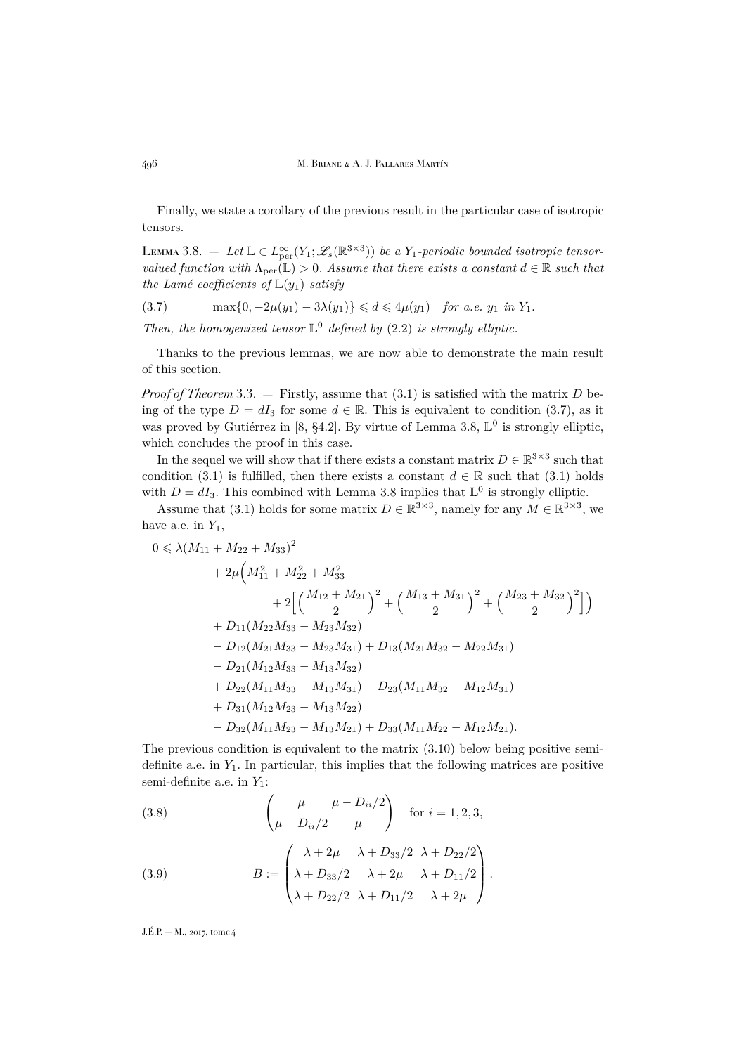Finally, we state a corollary of the previous result in the particular case of isotropic tensors.

Lemma 3.8. — *Let $\mathbb{L} \in L^\infty_{\mathrm{per}}(Y_1; \mathscr{L}_s(\mathbb{R}^{3\times 3}))$ be a $Y_1$-periodic bounded isotropic tensor-valued function with $\Lambda_{\mathrm{per}}(\mathbb{L}) > 0$. Assume that there exists a constant $d \in \mathbb{R}$ such that the Lamé coefficients of $\mathbb{L}(y_1)$ satisfy*

$$\max\{0, -2\mu(y_1) - 3\lambda(y_1)\} \leqslant d \leqslant 4\mu(y_1) \quad \text{for a.e. } y_1 \text{ in } Y_1. \tag{3.7}$$

*Then, the homogenized tensor $\mathbb{L}^0$ defined by (2.2) is strongly elliptic.*

Thanks to the previous lemmas, we are now able to demonstrate the main result of this section.

*Proof of Theorem 3.3.* — Firstly, assume that (3.1) is satisfied with the matrix $D$ being of the type $D = dI_3$ for some $d \in \mathbb{R}$. This is equivalent to condition (3.7), as it was proved by Gutiérrez in [8, §4.2]. By virtue of Lemma 3.8, $\mathbb{L}^0$ is strongly elliptic, which concludes the proof in this case.

In the sequel we will show that if there exists a constant matrix $D \in \mathbb{R}^{3\times 3}$ such that condition (3.1) is fulfilled, then there exists a constant $d \in \mathbb{R}$ such that (3.1) holds with $D = dI_3$. This combined with Lemma 3.8 implies that $\mathbb{L}^0$ is strongly elliptic.

Assume that (3.1) holds for some matrix $D \in \mathbb{R}^{3\times 3}$, namely for any $M \in \mathbb{R}^{3\times 3}$, we have a.e. in $Y_1$,

$$\begin{aligned}
0 \leqslant{} & \lambda(M_{11} + M_{22} + M_{33})^2 \\
& + 2\mu\Big(M_{11}^2 + M_{22}^2 + M_{33}^2 \\
& \qquad + 2\Big[\Big(\frac{M_{12}+M_{21}}{2}\Big)^2 + \Big(\frac{M_{13}+M_{31}}{2}\Big)^2 + \Big(\frac{M_{23}+M_{32}}{2}\Big)^2\Big]\Big) \\
& + D_{11}(M_{22}M_{33} - M_{23}M_{32}) \\
& - D_{12}(M_{21}M_{33} - M_{23}M_{31}) + D_{13}(M_{21}M_{32} - M_{22}M_{31}) \\
& - D_{21}(M_{12}M_{33} - M_{13}M_{32}) \\
& + D_{22}(M_{11}M_{33} - M_{13}M_{31}) - D_{23}(M_{11}M_{32} - M_{12}M_{31}) \\
& + D_{31}(M_{12}M_{23} - M_{13}M_{22}) \\
& - D_{32}(M_{11}M_{23} - M_{13}M_{21}) + D_{33}(M_{11}M_{22} - M_{12}M_{21}).
\end{aligned}$$

The previous condition is equivalent to the matrix (3.10) below being positive semi-definite a.e. in $Y_1$. In particular, this implies that the following matrices are positive semi-definite a.e. in $Y_1$:

$$\begin{pmatrix} \mu & \mu - D_{ii}/2 \\ \mu - D_{ii}/2 & \mu \end{pmatrix} \quad \text{for } i = 1, 2, 3, \tag{3.8}$$

$$B := \begin{pmatrix} \lambda + 2\mu & \lambda + D_{33}/2 & \lambda + D_{22}/2 \\ \lambda + D_{33}/2 & \lambda + 2\mu & \lambda + D_{11}/2 \\ \lambda + D_{22}/2 & \lambda + D_{11}/2 & \lambda + 2\mu \end{pmatrix}. \tag{3.9}$$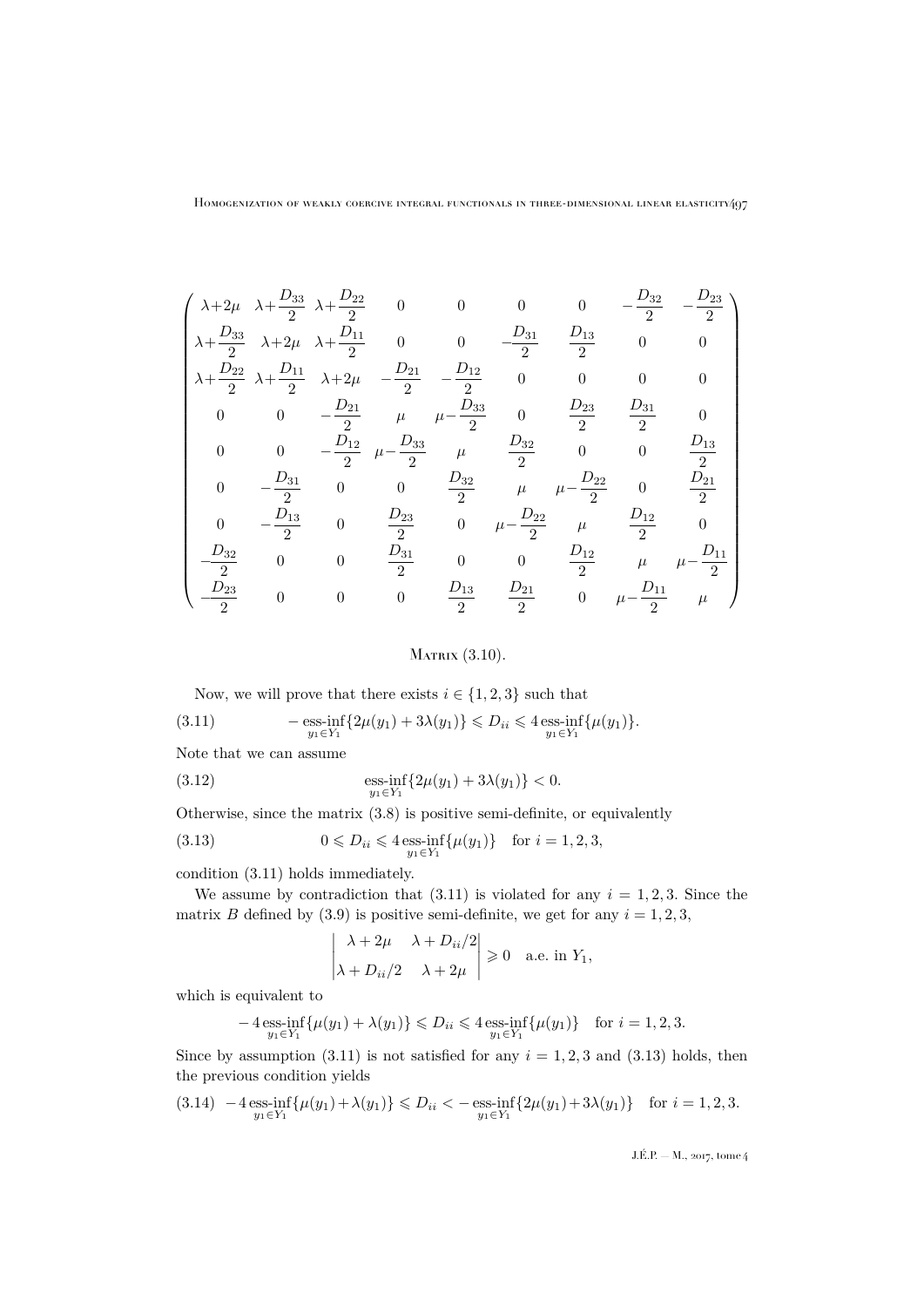$$
\begin{pmatrix}
\lambda+2\mu & \lambda+\frac{D_{33}}{2} & \lambda+\frac{D_{22}}{2} & 0 & 0 & 0 & 0 & -\frac{D_{32}}{2} & -\frac{D_{23}}{2} \\
\lambda+\frac{D_{33}}{2} & \lambda+2\mu & \lambda+\frac{D_{11}}{2} & 0 & 0 & -\frac{D_{31}}{2} & \frac{D_{13}}{2} & 0 & 0 \\
\lambda+\frac{D_{22}}{2} & \lambda+\frac{D_{11}}{2} & \lambda+2\mu & -\frac{D_{21}}{2} & -\frac{D_{12}}{2} & 0 & 0 & 0 & 0 \\
0 & 0 & -\frac{D_{21}}{2} & \mu & \mu-\frac{D_{33}}{2} & 0 & \frac{D_{23}}{2} & \frac{D_{31}}{2} & 0 \\
0 & 0 & -\frac{D_{12}}{2} & \mu-\frac{D_{33}}{2} & \mu & \frac{D_{32}}{2} & 0 & 0 & \frac{D_{13}}{2} \\
0 & -\frac{D_{31}}{2} & 0 & 0 & \frac{D_{32}}{2} & \mu & \mu-\frac{D_{22}}{2} & 0 & \frac{D_{21}}{2} \\
0 & -\frac{D_{13}}{2} & 0 & \frac{D_{23}}{2} & 0 & \mu-\frac{D_{22}}{2} & \mu & \frac{D_{12}}{2} & 0 \\
-\frac{D_{32}}{2} & 0 & 0 & \frac{D_{31}}{2} & 0 & 0 & \frac{D_{12}}{2} & \mu & \mu-\frac{D_{11}}{2} \\
-\frac{D_{23}}{2} & 0 & 0 & 0 & \frac{D_{13}}{2} & \frac{D_{21}}{2} & 0 & \mu-\frac{D_{11}}{2} & \mu
\end{pmatrix}
$$

Matrix (3.10).

Now, we will prove that there exists $i \in \{1,2,3\}$ such that

$$
-\operatorname*{ess\text{-}inf}_{y_1\in Y_1}\{2\mu(y_1)+3\lambda(y_1)\} \leqslant D_{ii} \leqslant 4\operatorname*{ess\text{-}inf}_{y_1\in Y_1}\{\mu(y_1)\}. \tag{3.11}
$$

Note that we can assume

$$
\operatorname*{ess\text{-}inf}_{y_1\in Y_1}\{2\mu(y_1)+3\lambda(y_1)\} < 0. \tag{3.12}
$$

Otherwise, since the matrix (3.8) is positive semi-definite, or equivalently

$$
0 \leqslant D_{ii} \leqslant 4\operatorname*{ess\text{-}inf}_{y_1\in Y_1}\{\mu(y_1)\} \quad \text{for } i=1,2,3, \tag{3.13}
$$

condition (3.11) holds immediately.

We assume by contradiction that (3.11) is violated for any $i=1,2,3$. Since the matrix $B$ defined by (3.9) is positive semi-definite, we get for any $i=1,2,3$,

$$
\begin{vmatrix}
\lambda+2\mu & \lambda+D_{ii}/2 \\
\lambda+D_{ii}/2 & \lambda+2\mu
\end{vmatrix} \geqslant 0 \quad \text{a.e. in } Y_1,
$$

which is equivalent to

$$
-4\operatorname*{ess\text{-}inf}_{y_1\in Y_1}\{\mu(y_1)+\lambda(y_1)\} \leqslant D_{ii} \leqslant 4\operatorname*{ess\text{-}inf}_{y_1\in Y_1}\{\mu(y_1)\} \quad \text{for } i=1,2,3.
$$

Since by assumption (3.11) is not satisfied for any $i=1,2,3$ and (3.13) holds, then the previous condition yields

$$
-4\operatorname*{ess\text{-}inf}_{y_1\in Y_1}\{\mu(y_1)+\lambda(y_1)\} \leqslant D_{ii} < -\operatorname*{ess\text{-}inf}_{y_1\in Y_1}\{2\mu(y_1)+3\lambda(y_1)\} \quad \text{for } i=1,2,3. \tag{3.14}
$$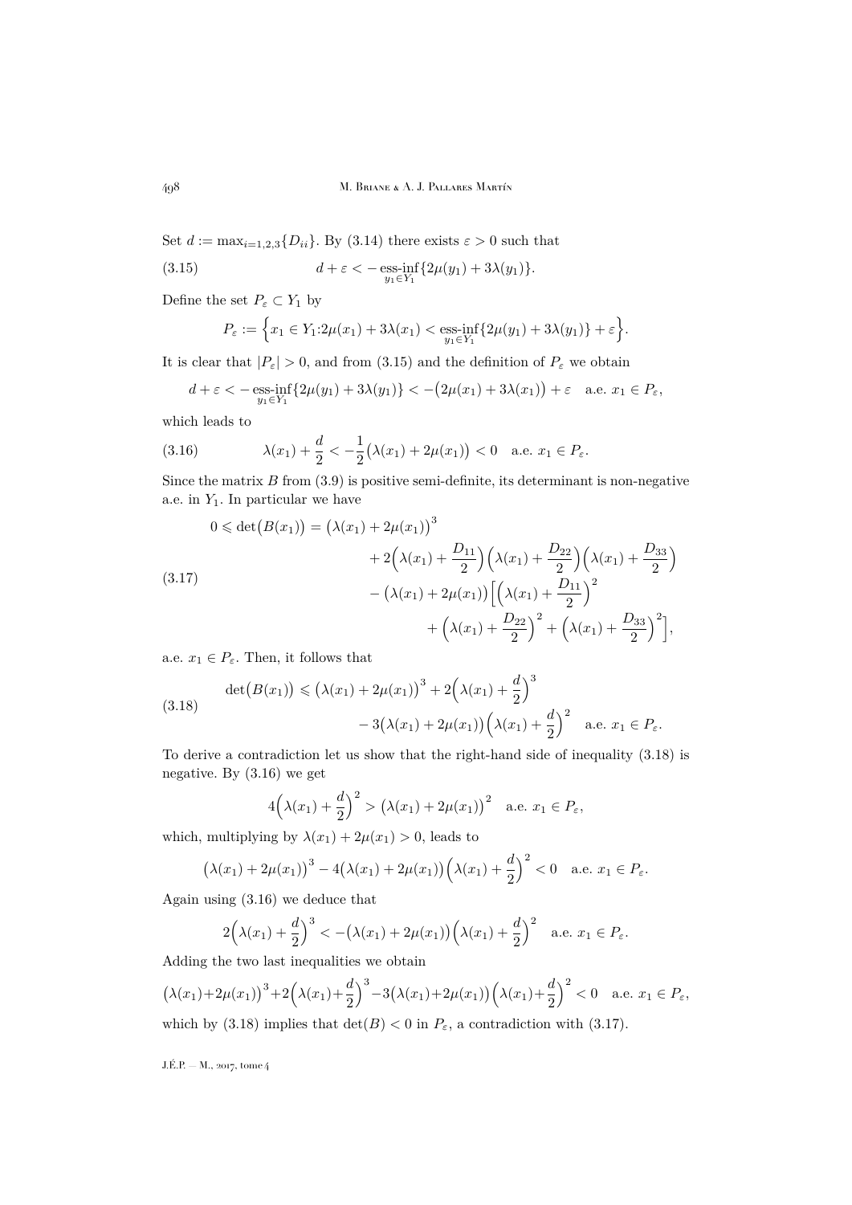Set $d := \max_{i=1,2,3}\{D_{ii}\}$. By (3.14) there exists $\varepsilon > 0$ such that

$$d + \varepsilon < -\operatorname*{ess\text{-}inf}_{y_1 \in Y_1}\{2\mu(y_1) + 3\lambda(y_1)\}. \tag{3.15}$$

Define the set $P_\varepsilon \subset Y_1$ by

$$P_\varepsilon := \Big\{x_1 \in Y_1 : 2\mu(x_1) + 3\lambda(x_1) < \operatorname*{ess\text{-}inf}_{y_1 \in Y_1}\{2\mu(y_1) + 3\lambda(y_1)\} + \varepsilon\Big\}.$$

It is clear that $|P_\varepsilon| > 0$, and from (3.15) and the definition of $P_\varepsilon$ we obtain

$$d + \varepsilon < -\operatorname*{ess\text{-}inf}_{y_1 \in Y_1}\{2\mu(y_1) + 3\lambda(y_1)\} < -\big(2\mu(x_1) + 3\lambda(x_1)\big) + \varepsilon \quad \text{a.e. } x_1 \in P_\varepsilon,$$

which leads to

$$\lambda(x_1) + \frac{d}{2} < -\frac{1}{2}\big(\lambda(x_1) + 2\mu(x_1)\big) < 0 \quad \text{a.e. } x_1 \in P_\varepsilon. \tag{3.16}$$

Since the matrix $B$ from (3.9) is positive semi-definite, its determinant is non-negative a.e. in $Y_1$. In particular we have

$$\begin{aligned}
0 \leqslant \det\big(B(x_1)\big) = \big(\lambda(x_1) + 2\mu(x_1)\big)^3 &\\
+ 2\Big(\lambda(x_1) + \frac{D_{11}}{2}\Big)\Big(\lambda(x_1) + \frac{D_{22}}{2}\Big)\Big(\lambda(x_1) + \frac{D_{33}}{2}\Big) &\\
- \big(\lambda(x_1) + 2\mu(x_1)\big)\Big[\Big(\lambda(x_1) + \frac{D_{11}}{2}\Big)^2 &\\
+ \Big(\lambda(x_1) + \frac{D_{22}}{2}\Big)^2 + \Big(\lambda(x_1) + \frac{D_{33}}{2}\Big)^2\Big]&,
\end{aligned} \tag{3.17}$$

a.e. $x_1 \in P_\varepsilon$. Then, it follows that

$$\begin{aligned}
\det\big(B(x_1)\big) \leqslant \big(\lambda(x_1) + 2\mu(x_1)\big)^3 + 2\Big(\lambda(x_1) + \frac{d}{2}\Big)^3 &\\
- 3\big(\lambda(x_1) + 2\mu(x_1)\big)\Big(\lambda(x_1) + \frac{d}{2}\Big)^2 &\quad \text{a.e. } x_1 \in P_\varepsilon.
\end{aligned} \tag{3.18}$$

To derive a contradiction let us show that the right-hand side of inequality (3.18) is negative. By (3.16) we get

$$4\Big(\lambda(x_1) + \frac{d}{2}\Big)^2 > \big(\lambda(x_1) + 2\mu(x_1)\big)^2 \quad \text{a.e. } x_1 \in P_\varepsilon,$$

which, multiplying by $\lambda(x_1) + 2\mu(x_1) > 0$, leads to

$$\big(\lambda(x_1) + 2\mu(x_1)\big)^3 - 4\big(\lambda(x_1) + 2\mu(x_1)\big)\Big(\lambda(x_1) + \frac{d}{2}\Big)^2 < 0 \quad \text{a.e. } x_1 \in P_\varepsilon.$$

Again using (3.16) we deduce that

$$2\Big(\lambda(x_1) + \frac{d}{2}\Big)^3 < -\big(\lambda(x_1) + 2\mu(x_1)\big)\Big(\lambda(x_1) + \frac{d}{2}\Big)^2 \quad \text{a.e. } x_1 \in P_\varepsilon.$$

Adding the two last inequalities we obtain

$$\big(\lambda(x_1) + 2\mu(x_1)\big)^3 + 2\Big(\lambda(x_1) + \frac{d}{2}\Big)^3 - 3\big(\lambda(x_1) + 2\mu(x_1)\big)\Big(\lambda(x_1) + \frac{d}{2}\Big)^2 < 0 \quad \text{a.e. } x_1 \in P_\varepsilon,$$

which by (3.18) implies that $\det(B) < 0$ in $P_\varepsilon$, a contradiction with (3.17).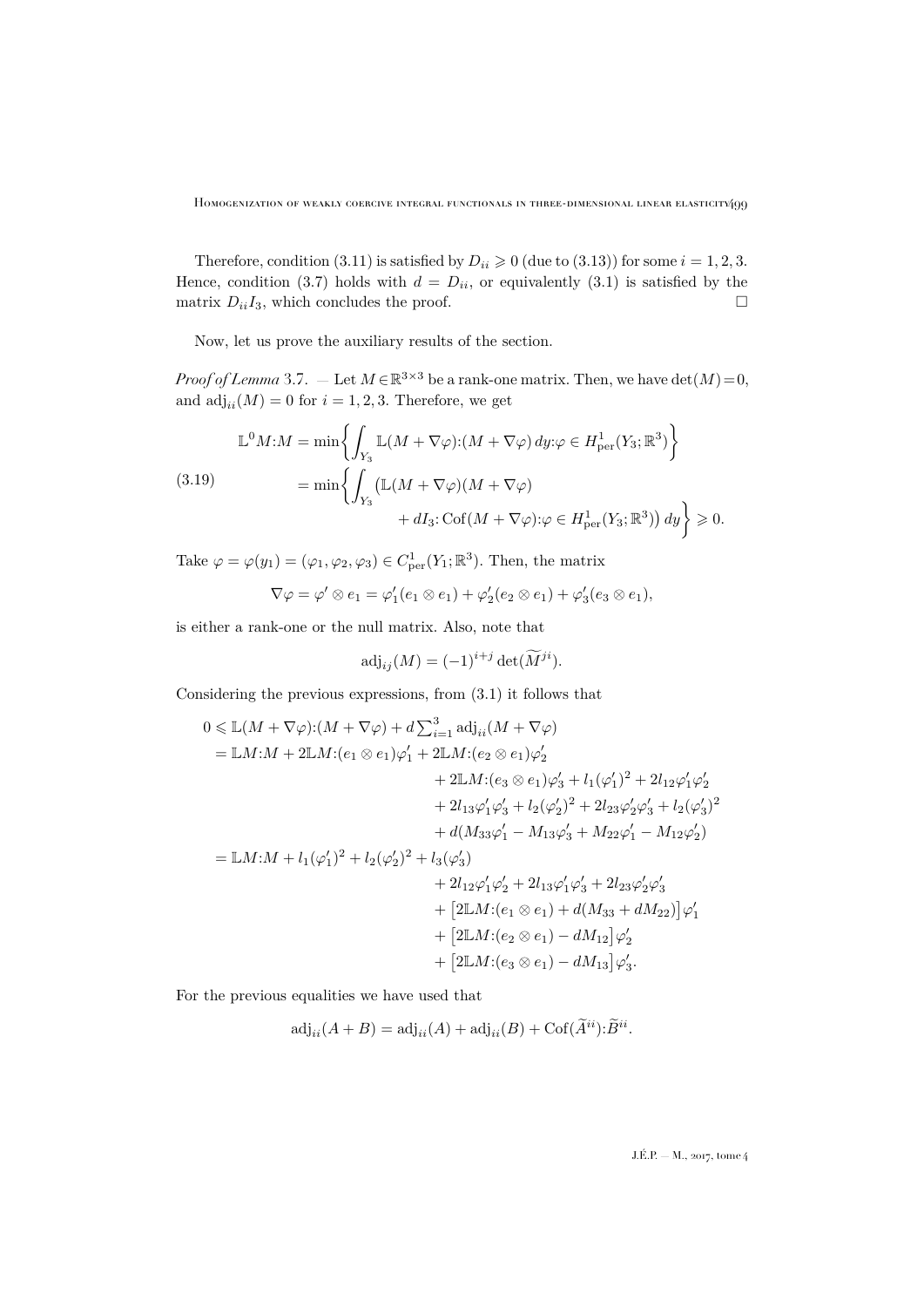Therefore, condition (3.11) is satisfied by $D_{ii} \geqslant 0$ (due to (3.13)) for some $i = 1, 2, 3$. Hence, condition (3.7) holds with $d = D_{ii}$, or equivalently (3.1) is satisfied by the matrix $D_{ii} I_3$, which concludes the proof. $\square$

Now, let us prove the auxiliary results of the section.

*Proof of Lemma* 3.7. — Let $M \in \mathbb{R}^{3\times 3}$ be a rank-one matrix. Then, we have $\det(M) = 0$, and $\operatorname{adj}_{ii}(M) = 0$ for $i = 1, 2, 3$. Therefore, we get

$$
\begin{aligned}
\mathbb{L}^0 M{:}M &= \min\bigg\{ \int_{Y_3} \mathbb{L}(M + \nabla\varphi){:}(M + \nabla\varphi)\, dy {:} \varphi \in H^1_{\mathrm{per}}(Y_3; \mathbb{R}^3) \bigg\} \\
&= \min\bigg\{ \int_{Y_3} \big(\mathbb{L}(M + \nabla\varphi)(M + \nabla\varphi) \\
&\qquad\qquad + dI_3{:}\operatorname{Cof}(M + \nabla\varphi){:}\varphi \in H^1_{\mathrm{per}}(Y_3; \mathbb{R}^3)\big)\, dy \bigg\} \geqslant 0.
\end{aligned} \tag{3.19}
$$

Take $\varphi = \varphi(y_1) = (\varphi_1, \varphi_2, \varphi_3) \in C^1_{\mathrm{per}}(Y_1; \mathbb{R}^3)$. Then, the matrix

$$
\nabla\varphi = \varphi' \otimes e_1 = \varphi_1'(e_1 \otimes e_1) + \varphi_2'(e_2 \otimes e_1) + \varphi_3'(e_3 \otimes e_1),
$$

is either a rank-one or the null matrix. Also, note that

$$
\operatorname{adj}_{ij}(M) = (-1)^{i+j} \det(\widetilde{M}^{ji}).
$$

Considering the previous expressions, from (3.1) it follows that

$$
\begin{aligned}
0 &\leqslant \mathbb{L}(M + \nabla\varphi){:}(M + \nabla\varphi) + d\textstyle\sum_{i=1}^3 \operatorname{adj}_{ii}(M + \nabla\varphi) \\
&= \mathbb{L}M{:}M + 2\mathbb{L}M{:}(e_1 \otimes e_1)\varphi_1' + 2\mathbb{L}M{:}(e_2 \otimes e_1)\varphi_2' \\
&\qquad + 2\mathbb{L}M{:}(e_3 \otimes e_1)\varphi_3' + l_1(\varphi_1')^2 + 2l_{12}\varphi_1'\varphi_2' \\
&\qquad + 2l_{13}\varphi_1'\varphi_3' + l_2(\varphi_2')^2 + 2l_{23}\varphi_2'\varphi_3' + l_2(\varphi_3')^2 \\
&\qquad + d(M_{33}\varphi_1' - M_{13}\varphi_3' + M_{22}\varphi_1' - M_{12}\varphi_2') \\
&= \mathbb{L}M{:}M + l_1(\varphi_1')^2 + l_2(\varphi_2')^2 + l_3(\varphi_3') \\
&\qquad + 2l_{12}\varphi_1'\varphi_2' + 2l_{13}\varphi_1'\varphi_3' + 2l_{23}\varphi_2'\varphi_3' \\
&\qquad + \big[2\mathbb{L}M{:}(e_1 \otimes e_1) + d(M_{33} + dM_{22})\big]\varphi_1' \\
&\qquad + \big[2\mathbb{L}M{:}(e_2 \otimes e_1) - dM_{12}\big]\varphi_2' \\
&\qquad + \big[2\mathbb{L}M{:}(e_3 \otimes e_1) - dM_{13}\big]\varphi_3'.
\end{aligned}
$$

For the previous equalities we have used that

$$
\operatorname{adj}_{ii}(A + B) = \operatorname{adj}_{ii}(A) + \operatorname{adj}_{ii}(B) + \operatorname{Cof}(\widetilde{A}^{ii}){:}\widetilde{B}^{ii}.
$$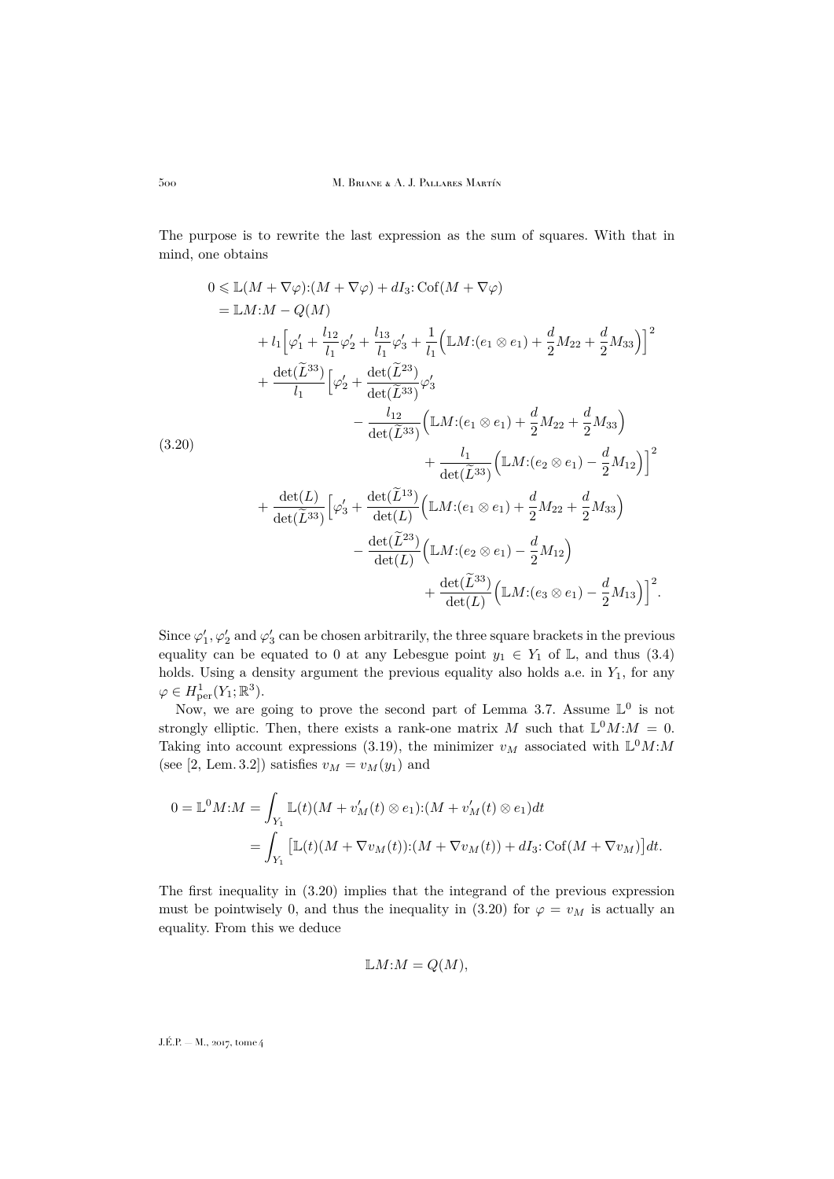The purpose is to rewrite the last expression as the sum of squares. With that in mind, one obtains

$$
\begin{aligned}
0 &\leqslant \mathbb{L}(M+\nabla\varphi){:}(M+\nabla\varphi) + dI_3{:}\operatorname{Cof}(M+\nabla\varphi) \\
&= \mathbb{L}M{:}M - Q(M) \\
&\quad + l_1\Big[\varphi_1' + \frac{l_{12}}{l_1}\varphi_2' + \frac{l_{13}}{l_1}\varphi_3' + \frac{1}{l_1}\Big(\mathbb{L}M{:}(e_1\otimes e_1) + \frac{d}{2}M_{22} + \frac{d}{2}M_{33}\Big)\Big]^2 \\
&\quad + \frac{\det(\widetilde{L}^{33})}{l_1}\Big[\varphi_2' + \frac{\det(\widetilde{L}^{23})}{\det(\widetilde{L}^{33})}\varphi_3' \\
&\qquad\qquad - \frac{l_{12}}{\det(\widetilde{L}^{33})}\Big(\mathbb{L}M{:}(e_1\otimes e_1) + \frac{d}{2}M_{22} + \frac{d}{2}M_{33}\Big) \\
&\qquad\qquad\qquad + \frac{l_1}{\det(\widetilde{L}^{33})}\Big(\mathbb{L}M{:}(e_2\otimes e_1) - \frac{d}{2}M_{12}\Big)\Big]^2 \\
&\quad + \frac{\det(L)}{\det(\widetilde{L}^{33})}\Big[\varphi_3' + \frac{\det(\widetilde{L}^{13})}{\det(L)}\Big(\mathbb{L}M{:}(e_1\otimes e_1) + \frac{d}{2}M_{22} + \frac{d}{2}M_{33}\Big) \\
&\qquad\qquad - \frac{\det(\widetilde{L}^{23})}{\det(L)}\Big(\mathbb{L}M{:}(e_2\otimes e_1) - \frac{d}{2}M_{12}\Big) \\
&\qquad\qquad\qquad + \frac{\det(\widetilde{L}^{33})}{\det(L)}\Big(\mathbb{L}M{:}(e_3\otimes e_1) - \frac{d}{2}M_{13}\Big)\Big]^2.
\end{aligned}
\tag{3.20}
$$

Since $\varphi_1', \varphi_2'$ and $\varphi_3'$ can be chosen arbitrarily, the three square brackets in the previous equality can be equated to 0 at any Lebesgue point $y_1 \in Y_1$ of $\mathbb{L}$, and thus (3.4) holds. Using a density argument the previous equality also holds a.e. in $Y_1$, for any $\varphi \in H^1_{\mathrm{per}}(Y_1;\mathbb{R}^3)$.

Now, we are going to prove the second part of Lemma 3.7. Assume $\mathbb{L}^0$ is not strongly elliptic. Then, there exists a rank-one matrix $M$ such that $\mathbb{L}^0 M{:}M = 0$. Taking into account expressions (3.19), the minimizer $v_M$ associated with $\mathbb{L}^0 M{:}M$ (see [2, Lem. 3.2]) satisfies $v_M = v_M(y_1)$ and

$$
\begin{aligned}
0 = \mathbb{L}^0 M{:}M &= \int_{Y_1} \mathbb{L}(t)(M + v_M'(t)\otimes e_1){:}(M + v_M'(t)\otimes e_1)dt \\
&= \int_{Y_1} \big[\mathbb{L}(t)(M+\nabla v_M(t)){:}(M+\nabla v_M(t)) + dI_3{:}\operatorname{Cof}(M+\nabla v_M)\big]dt.
\end{aligned}
$$

The first inequality in (3.20) implies that the integrand of the previous expression must be pointwisely 0, and thus the inequality in (3.20) for $\varphi = v_M$ is actually an equality. From this we deduce

$$
\mathbb{L}M{:}M = Q(M),
$$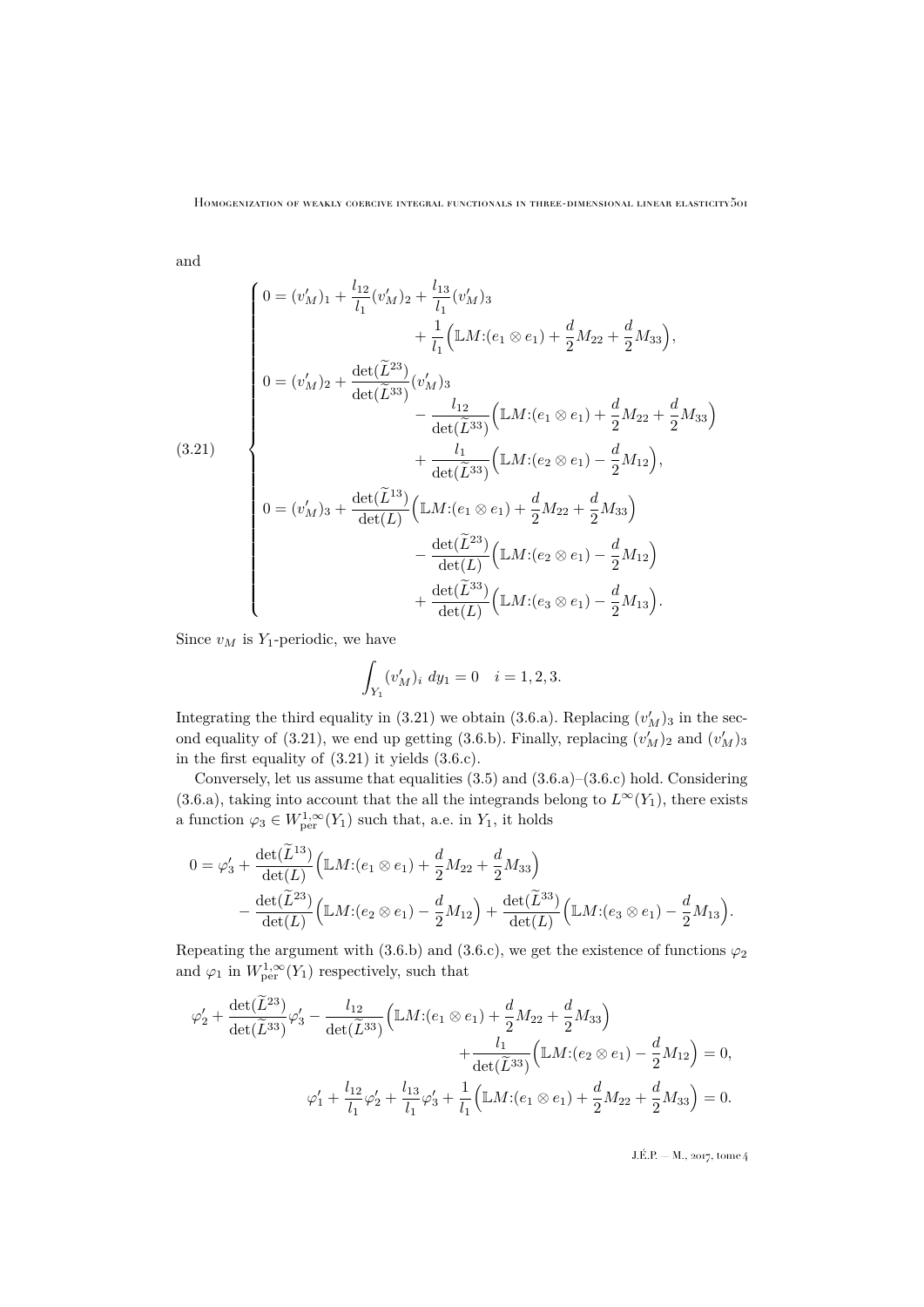and

$$
(3.21)\qquad
\begin{cases}
0 = (v_M')_1 + \dfrac{l_{12}}{l_1}(v_M')_2 + \dfrac{l_{13}}{l_1}(v_M')_3 \\
\qquad\qquad + \dfrac{1}{l_1}\Big(\mathbb{L}M{:}(e_1\otimes e_1) + \dfrac{d}{2}M_{22} + \dfrac{d}{2}M_{33}\Big),\\[2mm]
0 = (v_M')_2 + \dfrac{\det(\widetilde{L}^{23})}{\det(\widetilde{L}^{33})}(v_M')_3 \\
\qquad\qquad - \dfrac{l_{12}}{\det(\widetilde{L}^{33})}\Big(\mathbb{L}M{:}(e_1\otimes e_1) + \dfrac{d}{2}M_{22} + \dfrac{d}{2}M_{33}\Big)\\
\qquad\qquad + \dfrac{l_1}{\det(\widetilde{L}^{33})}\Big(\mathbb{L}M{:}(e_2\otimes e_1) - \dfrac{d}{2}M_{12}\Big),\\[2mm]
0 = (v_M')_3 + \dfrac{\det(\widetilde{L}^{13})}{\det(L)}\Big(\mathbb{L}M{:}(e_1\otimes e_1) + \dfrac{d}{2}M_{22} + \dfrac{d}{2}M_{33}\Big)\\
\qquad\qquad - \dfrac{\det(\widetilde{L}^{23})}{\det(L)}\Big(\mathbb{L}M{:}(e_2\otimes e_1) - \dfrac{d}{2}M_{12}\Big)\\
\qquad\qquad + \dfrac{\det(\widetilde{L}^{33})}{\det(L)}\Big(\mathbb{L}M{:}(e_3\otimes e_1) - \dfrac{d}{2}M_{13}\Big).
\end{cases}
$$

Since $v_M$ is $Y_1$-periodic, we have

$$
\int_{Y_1} (v_M')_i \; dy_1 = 0 \quad i = 1,2,3.
$$

Integrating the third equality in (3.21) we obtain (3.6.a). Replacing $(v_M')_3$ in the second equality of (3.21), we end up getting (3.6.b). Finally, replacing $(v_M')_2$ and $(v_M')_3$ in the first equality of (3.21) it yields (3.6.c).

Conversely, let us assume that equalities (3.5) and (3.6.a)–(3.6.c) hold. Considering (3.6.a), taking into account that the all the integrands belong to $L^\infty(Y_1)$, there exists a function $\varphi_3 \in W^{1,\infty}_{\mathrm{per}}(Y_1)$ such that, a.e. in $Y_1$, it holds

$$
\begin{aligned}
0 = \varphi_3' + \frac{\det(\widetilde{L}^{13})}{\det(L)}\Big(\mathbb{L}M{:}(e_1\otimes e_1) + \frac{d}{2}M_{22} + \frac{d}{2}M_{33}\Big)\\
- \frac{\det(\widetilde{L}^{23})}{\det(L)}\Big(\mathbb{L}M{:}(e_2\otimes e_1) - \frac{d}{2}M_{12}\Big) + \frac{\det(\widetilde{L}^{33})}{\det(L)}\Big(\mathbb{L}M{:}(e_3\otimes e_1) - \frac{d}{2}M_{13}\Big).
\end{aligned}
$$

Repeating the argument with (3.6.b) and (3.6.c), we get the existence of functions $\varphi_2$ and $\varphi_1$ in $W^{1,\infty}_{\mathrm{per}}(Y_1)$ respectively, such that

$$
\begin{aligned}
\varphi_2' + \frac{\det(\widetilde{L}^{23})}{\det(\widetilde{L}^{33})}\varphi_3' - \frac{l_{12}}{\det(\widetilde{L}^{33})}\Big(\mathbb{L}M{:}(e_1\otimes e_1) + \frac{d}{2}M_{22} + \frac{d}{2}M_{33}\Big)\\
+ \frac{l_1}{\det(\widetilde{L}^{33})}\Big(\mathbb{L}M{:}(e_2\otimes e_1) - \frac{d}{2}M_{12}\Big) = 0,\\
\varphi_1' + \frac{l_{12}}{l_1}\varphi_2' + \frac{l_{13}}{l_1}\varphi_3' + \frac{1}{l_1}\Big(\mathbb{L}M{:}(e_1\otimes e_1) + \frac{d}{2}M_{22} + \frac{d}{2}M_{33}\Big) = 0.
\end{aligned}
$$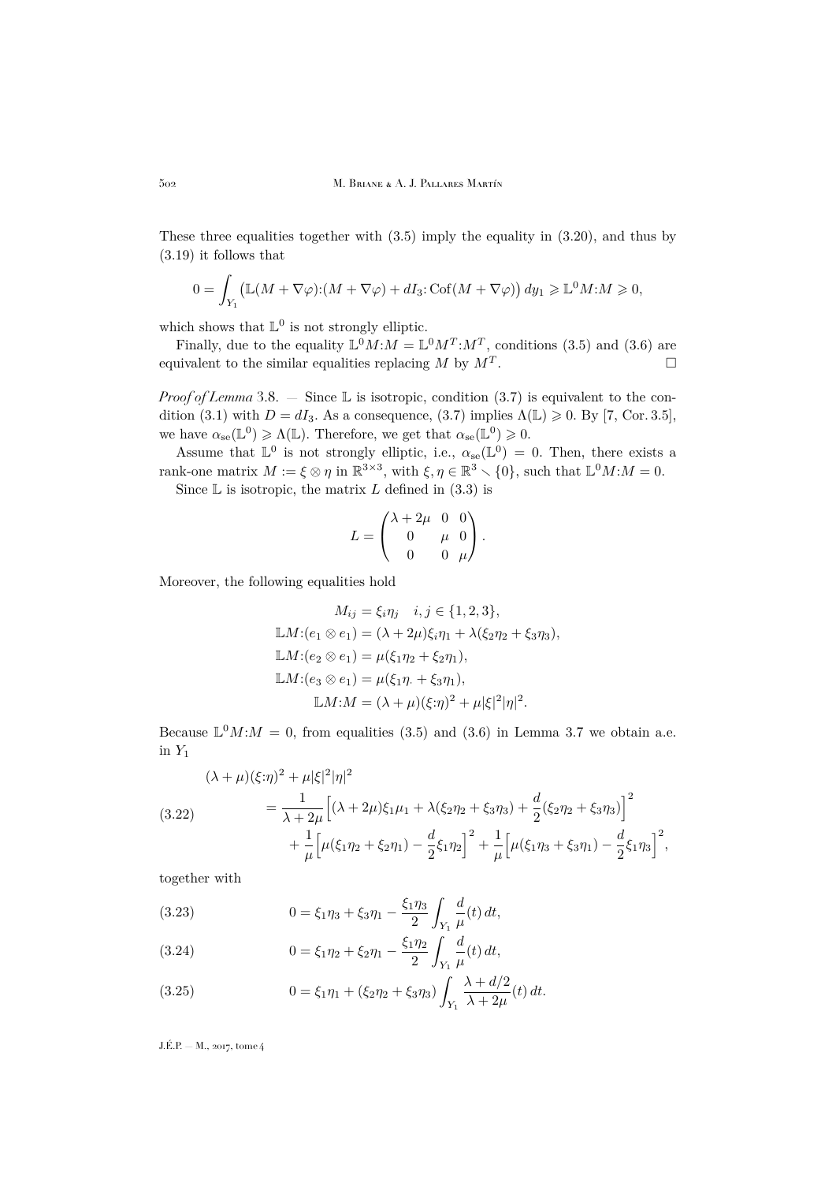These three equalities together with (3.5) imply the equality in (3.20), and thus by (3.19) it follows that

$$0 = \int_{Y_1} \big(\mathbb{L}(M + \nabla\varphi):(M + \nabla\varphi) + dI_3 : \mathrm{Cof}(M + \nabla\varphi)\big)\, dy_1 \geqslant \mathbb{L}^0 M{:}M \geqslant 0,$$

which shows that $\mathbb{L}^0$ is not strongly elliptic.

Finally, due to the equality $\mathbb{L}^0 M{:}M = \mathbb{L}^0 M^T{:}M^T$, conditions (3.5) and (3.6) are equivalent to the similar equalities replacing $M$ by $M^T$. □

*Proof of Lemma* 3.8. — Since $\mathbb{L}$ is isotropic, condition (3.7) is equivalent to the condition (3.1) with $D = dI_3$. As a consequence, (3.7) implies $\Lambda(\mathbb{L}) \geqslant 0$. By [7, Cor. 3.5], we have $\alpha_{\mathrm{se}}(\mathbb{L}^0) \geqslant \Lambda(\mathbb{L})$. Therefore, we get that $\alpha_{\mathrm{se}}(\mathbb{L}^0) \geqslant 0$.

Assume that $\mathbb{L}^0$ is not strongly elliptic, i.e., $\alpha_{\mathrm{se}}(\mathbb{L}^0) = 0$. Then, there exists a rank-one matrix $M := \xi \otimes \eta$ in $\mathbb{R}^{3\times 3}$, with $\xi, \eta \in \mathbb{R}^3 \smallsetminus \{0\}$, such that $\mathbb{L}^0 M{:}M = 0$.

Since $\mathbb{L}$ is isotropic, the matrix $L$ defined in (3.3) is

$$L = \begin{pmatrix} \lambda + 2\mu & 0 & 0 \\ 0 & \mu & 0 \\ 0 & 0 & \mu \end{pmatrix}.$$

Moreover, the following equalities hold

$$\begin{aligned}
M_{ij} &= \xi_i \eta_j \quad i, j \in \{1, 2, 3\}, \\
\mathbb{L}M{:}(e_1 \otimes e_1) &= (\lambda + 2\mu)\xi_i \eta_1 + \lambda(\xi_2\eta_2 + \xi_3\eta_3), \\
\mathbb{L}M{:}(e_2 \otimes e_1) &= \mu(\xi_1\eta_2 + \xi_2\eta_1), \\
\mathbb{L}M{:}(e_3 \otimes e_1) &= \mu(\xi_1\eta_{\cdot} + \xi_3\eta_1), \\
\mathbb{L}M{:}M &= (\lambda + \mu)(\xi{:}\eta)^2 + \mu|\xi|^2|\eta|^2.
\end{aligned}$$

Because $\mathbb{L}^0 M{:}M = 0$, from equalities (3.5) and (3.6) in Lemma 3.7 we obtain a.e. in $Y_1$

$$\begin{aligned}
(\lambda + \mu)(\xi{:}\eta)^2 + \mu|\xi|^2|\eta|^2 \\
= \frac{1}{\lambda + 2\mu}\Big[(\lambda + 2\mu)\xi_1\mu_1 + \lambda(\xi_2\eta_2 + \xi_3\eta_3) + \frac{d}{2}(\xi_2\eta_2 + \xi_3\eta_3)\Big]^2 \\
+ \frac{1}{\mu}\Big[\mu(\xi_1\eta_2 + \xi_2\eta_1) - \frac{d}{2}\xi_1\eta_2\Big]^2 + \frac{1}{\mu}\Big[\mu(\xi_1\eta_3 + \xi_3\eta_1) - \frac{d}{2}\xi_1\eta_3\Big]^2,
\end{aligned} \tag{3.22}$$

together with

$$0 = \xi_1\eta_3 + \xi_3\eta_1 - \frac{\xi_1\eta_3}{2}\int_{Y_1} \frac{d}{\mu}(t)\, dt, \tag{3.23}$$

$$0 = \xi_1\eta_2 + \xi_2\eta_1 - \frac{\xi_1\eta_2}{2}\int_{Y_1} \frac{d}{\mu}(t)\, dt, \tag{3.24}$$

$$0 = \xi_1\eta_1 + (\xi_2\eta_2 + \xi_3\eta_3)\int_{Y_1} \frac{\lambda + d/2}{\lambda + 2\mu}(t)\, dt. \tag{3.25}$$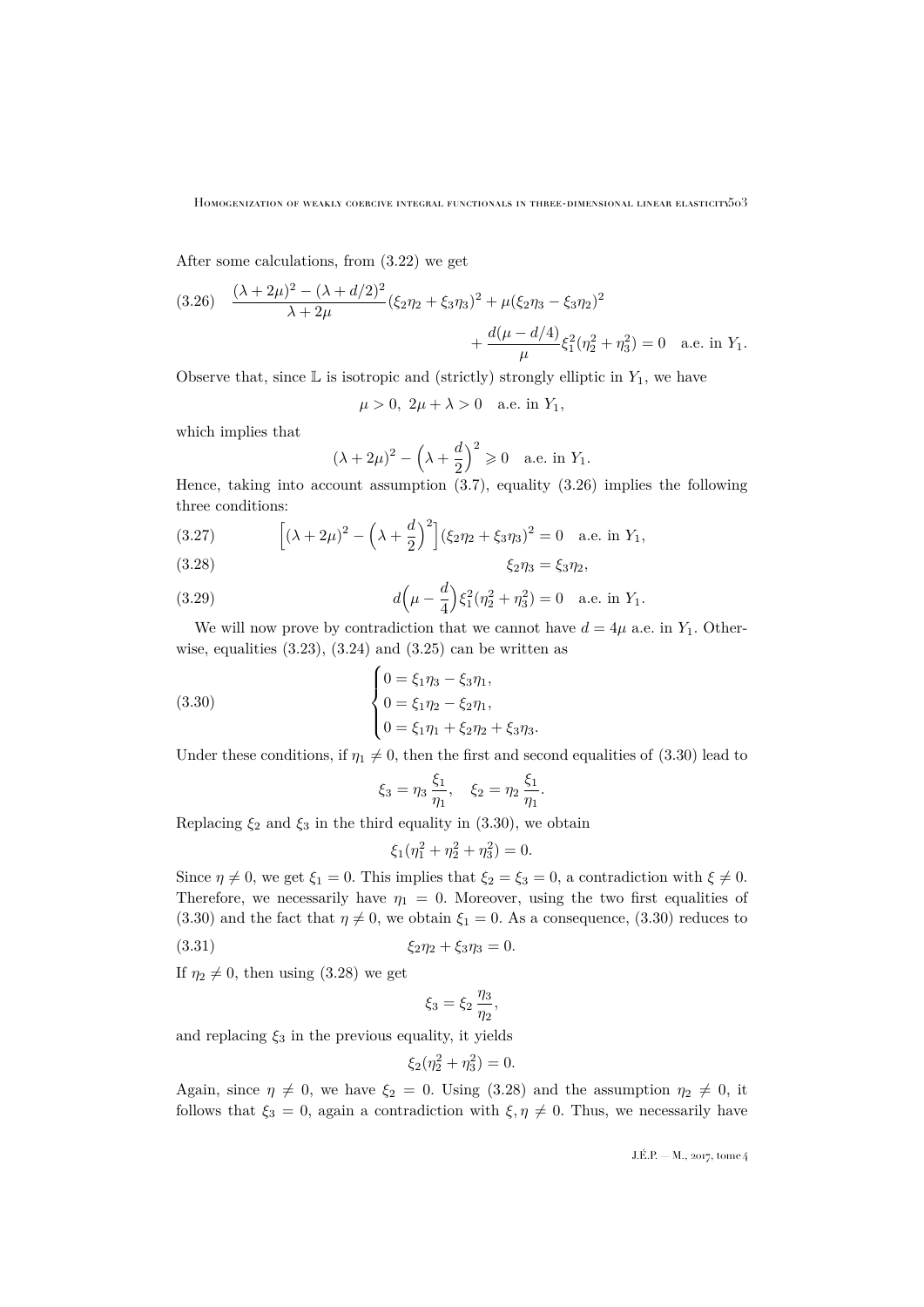After some calculations, from (3.22) we get

$$\text{(3.26)}\quad \frac{(\lambda+2\mu)^2-(\lambda+d/2)^2}{\lambda+2\mu}(\xi_2\eta_2+\xi_3\eta_3)^2+\mu(\xi_2\eta_3-\xi_3\eta_2)^2 + \frac{d(\mu-d/4)}{\mu}\xi_1^2(\eta_2^2+\eta_3^2)=0 \quad \text{a.e. in } Y_1.$$

Observe that, since $\mathbb{L}$ is isotropic and (strictly) strongly elliptic in $Y_1$, we have

$$\mu>0,\ 2\mu+\lambda>0 \quad \text{a.e. in } Y_1,$$

which implies that

$$(\lambda+2\mu)^2-\Big(\lambda+\frac{d}{2}\Big)^2\geqslant 0 \quad \text{a.e. in } Y_1.$$

Hence, taking into account assumption (3.7), equality (3.26) implies the following three conditions:

$$\text{(3.27)}\qquad \Big[(\lambda+2\mu)^2-\Big(\lambda+\frac{d}{2}\Big)^2\Big](\xi_2\eta_2+\xi_3\eta_3)^2=0 \quad \text{a.e. in } Y_1,$$

$$\text{(3.28)}\qquad \xi_2\eta_3=\xi_3\eta_2,$$

$$\text{(3.29)}\qquad d\Big(\mu-\frac{d}{4}\Big)\xi_1^2(\eta_2^2+\eta_3^2)=0 \quad \text{a.e. in } Y_1.$$

We will now prove by contradiction that we cannot have $d=4\mu$ a.e. in $Y_1$. Otherwise, equalities (3.23), (3.24) and (3.25) can be written as

$$\text{(3.30)}\qquad \begin{cases} 0=\xi_1\eta_3-\xi_3\eta_1,\\ 0=\xi_1\eta_2-\xi_2\eta_1,\\ 0=\xi_1\eta_1+\xi_2\eta_2+\xi_3\eta_3.\end{cases}$$

Under these conditions, if $\eta_1\neq 0$, then the first and second equalities of (3.30) lead to

$$\xi_3=\eta_3\,\frac{\xi_1}{\eta_1},\quad \xi_2=\eta_2\,\frac{\xi_1}{\eta_1}.$$

Replacing $\xi_2$ and $\xi_3$ in the third equality in (3.30), we obtain

$$\xi_1(\eta_1^2+\eta_2^2+\eta_3^2)=0.$$

Since $\eta\neq 0$, we get $\xi_1=0$. This implies that $\xi_2=\xi_3=0$, a contradiction with $\xi\neq 0$. Therefore, we necessarily have $\eta_1=0$. Moreover, using the two first equalities of (3.30) and the fact that $\eta\neq 0$, we obtain $\xi_1=0$. As a consequence, (3.30) reduces to

$$\text{(3.31)}\qquad \xi_2\eta_2+\xi_3\eta_3=0.$$

If $\eta_2\neq 0$, then using (3.28) we get

$$\xi_3=\xi_2\,\frac{\eta_3}{\eta_2},$$

and replacing $\xi_3$ in the previous equality, it yields

$$\xi_2(\eta_2^2+\eta_3^2)=0.$$

Again, since $\eta\neq 0$, we have $\xi_2=0$. Using (3.28) and the assumption $\eta_2\neq 0$, it follows that $\xi_3=0$, again a contradiction with $\xi,\eta\neq 0$. Thus, we necessarily have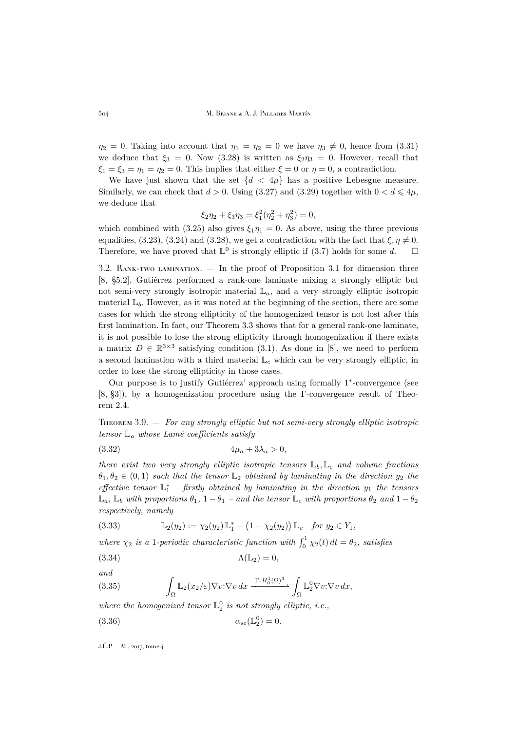$\eta_2 = 0$. Taking into account that $\eta_1 = \eta_2 = 0$ we have $\eta_3 \neq 0$, hence from (3.31) we deduce that $\xi_3 = 0$. Now (3.28) is written as $\xi_2\eta_3 = 0$. However, recall that $\xi_1 = \xi_3 = \eta_1 = \eta_2 = 0$. This implies that either $\xi = 0$ or $\eta = 0$, a contradiction.

We have just shown that the set $\{d < 4\mu\}$ has a positive Lebesgue measure. Similarly, we can check that $d > 0$. Using (3.27) and (3.29) together with $0 < d \leqslant 4\mu$, we deduce that

$$\xi_2\eta_2 + \xi_3\eta_3 = \xi_1^2(\eta_2^2 + \eta_3^2) = 0,$$

which combined with (3.25) also gives $\xi_1\eta_1 = 0$. As above, using the three previous equalities, (3.23), (3.24) and (3.28), we get a contradiction with the fact that $\xi, \eta \neq 0$. Therefore, we have proved that $\mathbb{L}^0$ is strongly elliptic if (3.7) holds for some $d$. $\square$

3.2. Rank-two lamination. — In the proof of Proposition 3.1 for dimension three [8, §5.2], Gutiérrez performed a rank-one laminate mixing a strongly elliptic but not semi-very strongly isotropic material $\mathbb{L}_a$, and a very strongly elliptic isotropic material $\mathbb{L}_b$. However, as it was noted at the beginning of the section, there are some cases for which the strong ellipticity of the homogenized tensor is not lost after this first lamination. In fact, our Theorem 3.3 shows that for a general rank-one laminate, it is not possible to lose the strong ellipticity through homogenization if there exists a matrix $D \in \mathbb{R}^{3\times 3}$ satisfying condition (3.1). As done in [8], we need to perform a second lamination with a third material $\mathbb{L}_c$ which can be very strongly elliptic, in order to lose the strong ellipticity in those cases.

Our purpose is to justify Gutiérrez' approach using formally 1*-convergence (see [8, §3]), by a homogenization procedure using the Γ-convergence result of Theorem 2.4.

Theorem 3.9. — *For any strongly elliptic but not semi-very strongly elliptic isotropic tensor $\mathbb{L}_a$ whose Lamé coefficients satisfy*

$$4\mu_a + 3\lambda_a > 0, \tag{3.32}$$

*there exist two very strongly elliptic isotropic tensors $\mathbb{L}_b, \mathbb{L}_c$ and volume fractions $\theta_1, \theta_2 \in (0,1)$ such that the tensor $\mathbb{L}_2$ obtained by laminating in the direction $y_2$ the effective tensor $\mathbb{L}_1^*$ – firstly obtained by laminating in the direction $y_1$ the tensors $\mathbb{L}_a$, $\mathbb{L}_b$ with proportions $\theta_1$, $1-\theta_1$ – and the tensor $\mathbb{L}_c$ with proportions $\theta_2$ and $1-\theta_2$ respectively, namely*

$$\mathbb{L}_2(y_2) := \chi_2(y_2)\,\mathbb{L}_1^* + \big(1-\chi_2(y_2)\big)\,\mathbb{L}_c \quad \text{for } y_2 \in Y_1, \tag{3.33}$$

*where $\chi_2$ is a 1-periodic characteristic function with $\int_0^1 \chi_2(t)\,dt = \theta_2$, satisfies*

$$\Lambda(\mathbb{L}_2) = 0, \tag{3.34}$$

*and*

$$\int_\Omega \mathbb{L}_2(x_2/\varepsilon)\nabla v{:}\nabla v\,dx \xrightarrow{\Gamma\text{-}H_0^1(\Omega)^3} \int_\Omega \mathbb{L}_2^0\nabla v{:}\nabla v\,dx, \tag{3.35}$$

*where the homogenized tensor $\mathbb{L}_2^0$ is not strongly elliptic, i.e.,*

$$\alpha_{\rm se}(\mathbb{L}_2^0) = 0. \tag{3.36}$$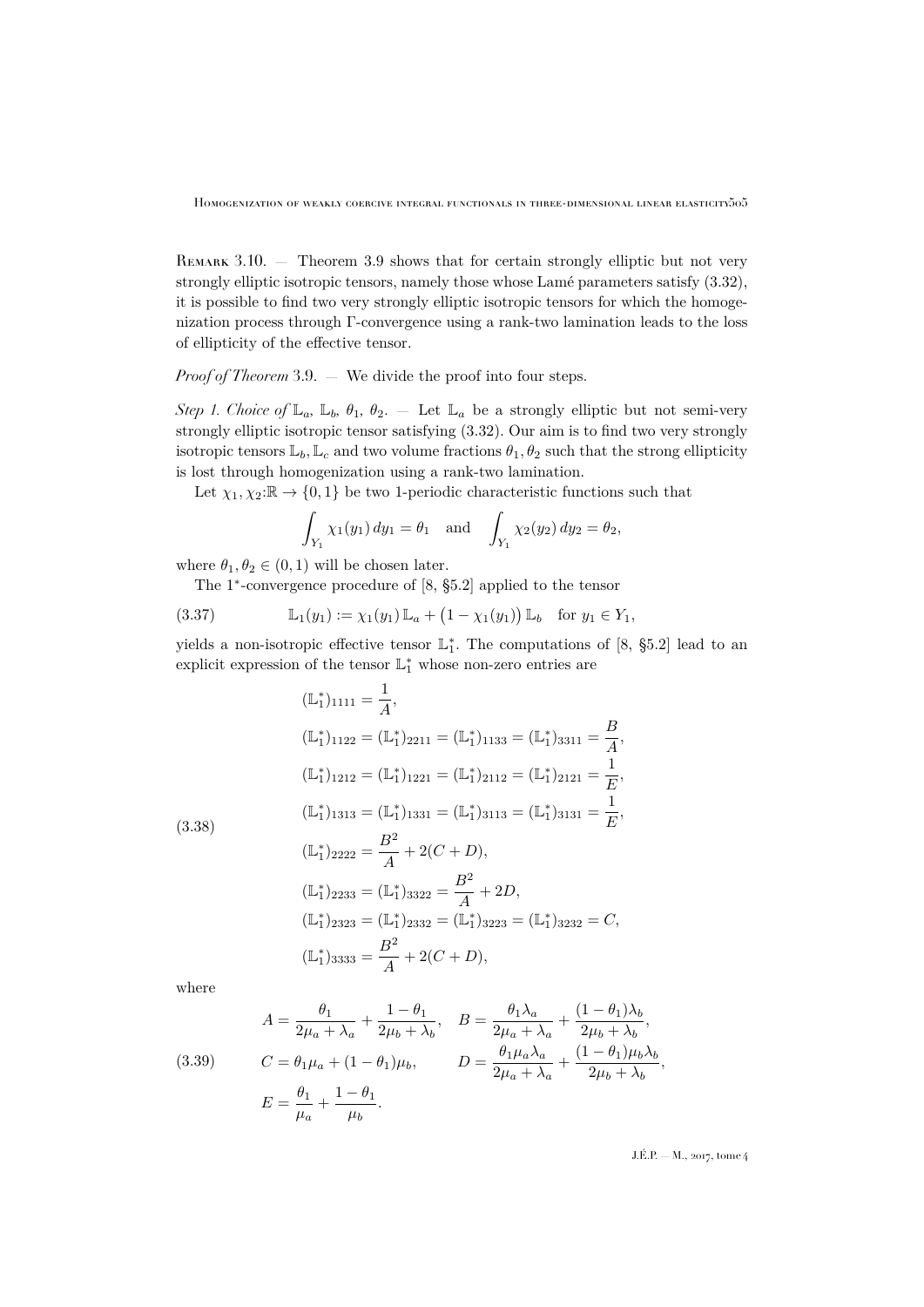Remark 3.10. — Theorem 3.9 shows that for certain strongly elliptic but not very strongly elliptic isotropic tensors, namely those whose Lamé parameters satisfy (3.32), it is possible to find two very strongly elliptic isotropic tensors for which the homogenization process through Γ-convergence using a rank-two lamination leads to the loss of ellipticity of the effective tensor.

*Proof of Theorem* 3.9. — We divide the proof into four steps.

*Step 1. Choice of* $\mathbb{L}_a$, $\mathbb{L}_b$, $\theta_1$, $\theta_2$. — Let $\mathbb{L}_a$ be a strongly elliptic but not semi-very strongly elliptic isotropic tensor satisfying (3.32). Our aim is to find two very strongly isotropic tensors $\mathbb{L}_b, \mathbb{L}_c$ and two volume fractions $\theta_1, \theta_2$ such that the strong ellipticity is lost through homogenization using a rank-two lamination.

Let $\chi_1, \chi_2 : \mathbb{R} \to \{0, 1\}$ be two 1-periodic characteristic functions such that

$$\int_{Y_1} \chi_1(y_1)\, dy_1 = \theta_1 \quad \text{and} \quad \int_{Y_1} \chi_2(y_2)\, dy_2 = \theta_2,$$

where $\theta_1, \theta_2 \in (0, 1)$ will be chosen later.

The $1^*$-convergence procedure of [8, §5.2] applied to the tensor

$$\mathbb{L}_1(y_1) := \chi_1(y_1)\, \mathbb{L}_a + \big(1 - \chi_1(y_1)\big)\, \mathbb{L}_b \quad \text{for } y_1 \in Y_1, \tag{3.37}$$

yields a non-isotropic effective tensor $\mathbb{L}_1^*$. The computations of [8, §5.2] lead to an explicit expression of the tensor $\mathbb{L}_1^*$ whose non-zero entries are

$$\begin{aligned}
&(\mathbb{L}_1^*)_{1111} = \frac{1}{A},\\
&(\mathbb{L}_1^*)_{1122} = (\mathbb{L}_1^*)_{2211} = (\mathbb{L}_1^*)_{1133} = (\mathbb{L}_1^*)_{3311} = \frac{B}{A},\\
&(\mathbb{L}_1^*)_{1212} = (\mathbb{L}_1^*)_{1221} = (\mathbb{L}_1^*)_{2112} = (\mathbb{L}_1^*)_{2121} = \frac{1}{E},\\
&(\mathbb{L}_1^*)_{1313} = (\mathbb{L}_1^*)_{1331} = (\mathbb{L}_1^*)_{3113} = (\mathbb{L}_1^*)_{3131} = \frac{1}{E},\\
&(\mathbb{L}_1^*)_{2222} = \frac{B^2}{A} + 2(C + D),\\
&(\mathbb{L}_1^*)_{2233} = (\mathbb{L}_1^*)_{3322} = \frac{B^2}{A} + 2D,\\
&(\mathbb{L}_1^*)_{2323} = (\mathbb{L}_1^*)_{2332} = (\mathbb{L}_1^*)_{3223} = (\mathbb{L}_1^*)_{3232} = C,\\
&(\mathbb{L}_1^*)_{3333} = \frac{B^2}{A} + 2(C + D),
\end{aligned} \tag{3.38}$$

where

$$\begin{aligned}
&A = \frac{\theta_1}{2\mu_a + \lambda_a} + \frac{1 - \theta_1}{2\mu_b + \lambda_b}, \quad B = \frac{\theta_1 \lambda_a}{2\mu_a + \lambda_a} + \frac{(1 - \theta_1)\lambda_b}{2\mu_b + \lambda_b},\\
&C = \theta_1 \mu_a + (1 - \theta_1)\mu_b, \qquad D = \frac{\theta_1 \mu_a \lambda_a}{2\mu_a + \lambda_a} + \frac{(1 - \theta_1)\mu_b \lambda_b}{2\mu_b + \lambda_b},\\
&E = \frac{\theta_1}{\mu_a} + \frac{1 - \theta_1}{\mu_b}.
\end{aligned} \tag{3.39}$$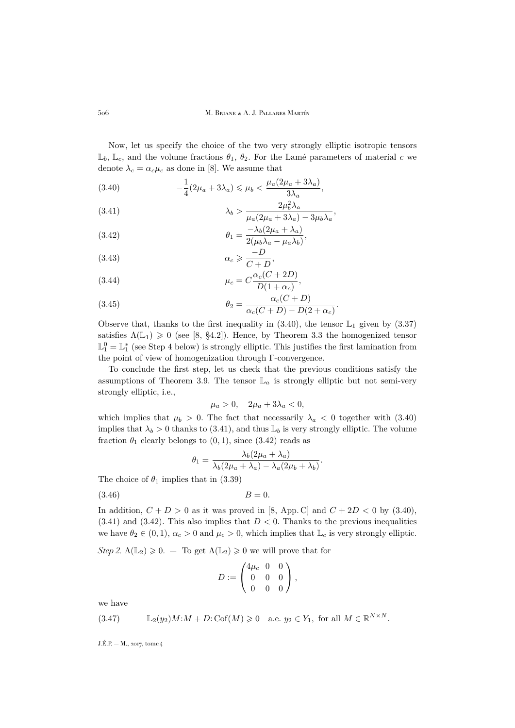Now, let us specify the choice of the two very strongly elliptic isotropic tensors $\mathbb{L}_b$, $\mathbb{L}_c$, and the volume fractions $\theta_1$, $\theta_2$. For the Lamé parameters of material $c$ we denote $\lambda_c = \alpha_c \mu_c$ as done in [8]. We assume that

$$-\frac{1}{4}(2\mu_a + 3\lambda_a) \leqslant \mu_b < \frac{\mu_a(2\mu_a + 3\lambda_a)}{3\lambda_a}, \tag{3.40}$$

$$\lambda_b > \frac{2\mu_b^2 \lambda_a}{\mu_a(2\mu_a + 3\lambda_a) - 3\mu_b \lambda_a}, \tag{3.41}$$

$$\theta_1 = \frac{-\lambda_b(2\mu_a + \lambda_a)}{2(\mu_b \lambda_a - \mu_a \lambda_b)}, \tag{3.42}$$

$$\alpha_c \geqslant \frac{-D}{C + D}, \tag{3.43}$$

$$\mu_c = C\frac{\alpha_c(C + 2D)}{D(1 + \alpha_c)}, \tag{3.44}$$

$$\theta_2 = \frac{\alpha_c(C + D)}{\alpha_c(C + D) - D(2 + \alpha_c)}. \tag{3.45}$$

Observe that, thanks to the first inequality in (3.40), the tensor $\mathbb{L}_1$ given by (3.37) satisfies $\Lambda(\mathbb{L}_1) \geqslant 0$ (see [8, §4.2]). Hence, by Theorem 3.3 the homogenized tensor $\mathbb{L}_1^0 = \mathbb{L}_1^*$ (see Step 4 below) is strongly elliptic. This justifies the first lamination from the point of view of homogenization through Γ-convergence.

To conclude the first step, let us check that the previous conditions satisfy the assumptions of Theorem 3.9. The tensor $\mathbb{L}_a$ is strongly elliptic but not semi-very strongly elliptic, i.e.,

$$\mu_a > 0, \quad 2\mu_a + 3\lambda_a < 0,$$

which implies that $\mu_b > 0$. The fact that necessarily $\lambda_a < 0$ together with (3.40) implies that $\lambda_b > 0$ thanks to (3.41), and thus $\mathbb{L}_b$ is very strongly elliptic. The volume fraction $\theta_1$ clearly belongs to $(0, 1)$, since (3.42) reads as

$$\theta_1 = \frac{\lambda_b(2\mu_a + \lambda_a)}{\lambda_b(2\mu_a + \lambda_a) - \lambda_a(2\mu_b + \lambda_b)}.$$

The choice of $\theta_1$ implies that in (3.39)

$$B = 0. \tag{3.46}$$

In addition, $C + D > 0$ as it was proved in [8, App. C] and $C + 2D < 0$ by (3.40), (3.41) and (3.42). This also implies that $D < 0$. Thanks to the previous inequalities we have $\theta_2 \in (0, 1)$, $\alpha_c > 0$ and $\mu_c > 0$, which implies that $\mathbb{L}_c$ is very strongly elliptic.

*Step 2.* $\Lambda(\mathbb{L}_2) \geqslant 0$. — To get $\Lambda(\mathbb{L}_2) \geqslant 0$ we will prove that for

$$D := \begin{pmatrix} 4\mu_c & 0 & 0 \\ 0 & 0 & 0 \\ 0 & 0 & 0 \end{pmatrix},$$

we have

$$\mathbb{L}_2(y_2)M{:}M + D{:}\,\mathrm{Cof}(M) \geqslant 0 \quad \text{a.e. } y_2 \in Y_1, \text{ for all } M \in \mathbb{R}^{N\times N}. \tag{3.47}$$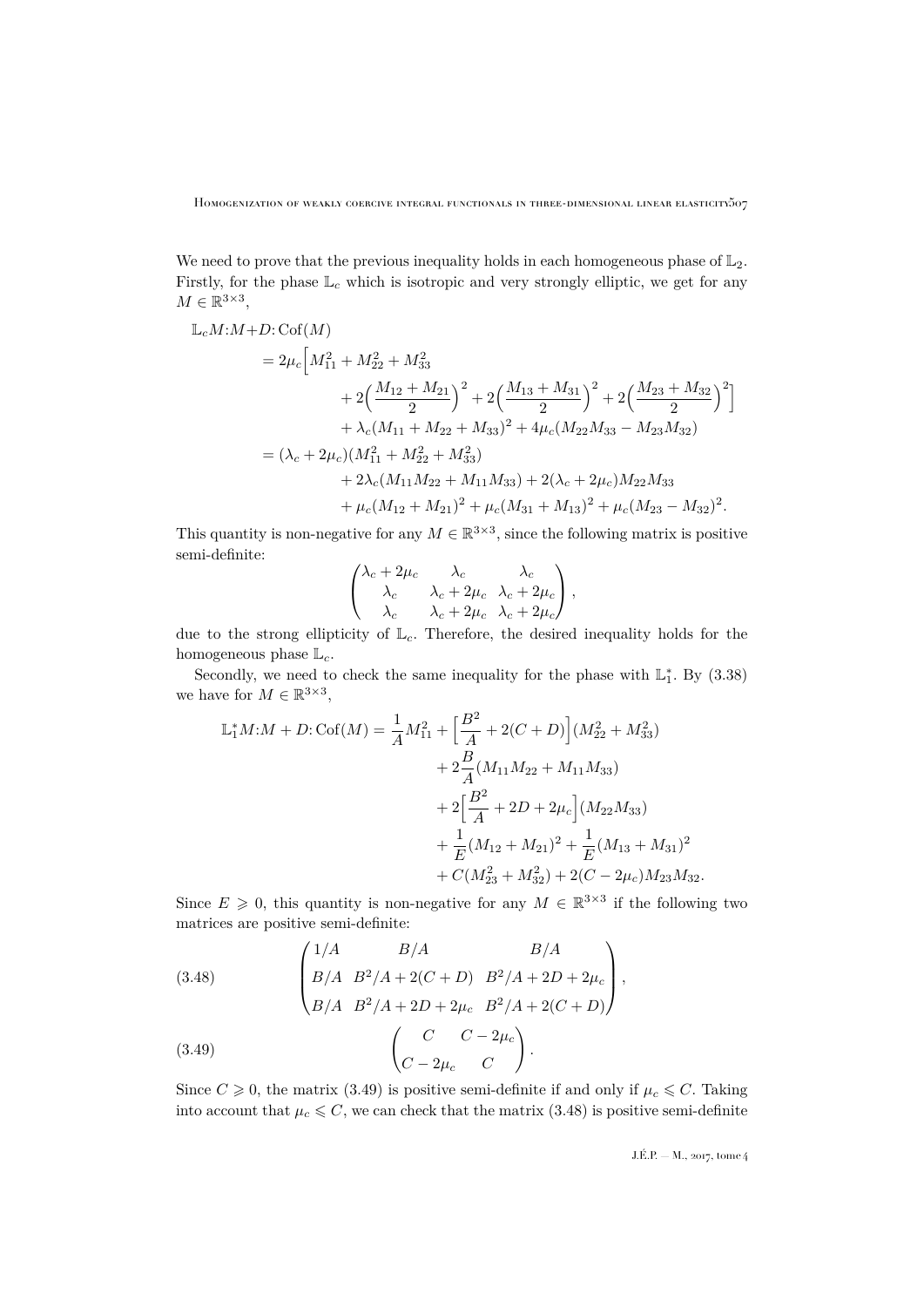We need to prove that the previous inequality holds in each homogeneous phase of $\mathbb{L}_2$. Firstly, for the phase $\mathbb{L}_c$ which is isotropic and very strongly elliptic, we get for any $M \in \mathbb{R}^{3\times 3}$,

$$
\begin{aligned}
\mathbb{L}_c M{:}M + D{:}\operatorname{Cof}(M) \\
&= 2\mu_c\Big[M_{11}^2 + M_{22}^2 + M_{33}^2 \\
&\qquad + 2\Big(\frac{M_{12}+M_{21}}{2}\Big)^2 + 2\Big(\frac{M_{13}+M_{31}}{2}\Big)^2 + 2\Big(\frac{M_{23}+M_{32}}{2}\Big)^2\Big] \\
&\qquad + \lambda_c(M_{11}+M_{22}+M_{33})^2 + 4\mu_c(M_{22}M_{33} - M_{23}M_{32}) \\
&= (\lambda_c + 2\mu_c)(M_{11}^2 + M_{22}^2 + M_{33}^2) \\
&\qquad + 2\lambda_c(M_{11}M_{22} + M_{11}M_{33}) + 2(\lambda_c + 2\mu_c)M_{22}M_{33} \\
&\qquad + \mu_c(M_{12}+M_{21})^2 + \mu_c(M_{31}+M_{13})^2 + \mu_c(M_{23}-M_{32})^2.
\end{aligned}
$$

This quantity is non-negative for any $M \in \mathbb{R}^{3\times 3}$, since the following matrix is positive semi-definite:

$$
\begin{pmatrix}
\lambda_c + 2\mu_c & \lambda_c & \lambda_c \\
\lambda_c & \lambda_c + 2\mu_c & \lambda_c + 2\mu_c \\
\lambda_c & \lambda_c + 2\mu_c & \lambda_c + 2\mu_c
\end{pmatrix},
$$

due to the strong ellipticity of $\mathbb{L}_c$. Therefore, the desired inequality holds for the homogeneous phase $\mathbb{L}_c$.

Secondly, we need to check the same inequality for the phase with $\mathbb{L}_1^*$. By (3.38) we have for $M \in \mathbb{R}^{3\times 3}$,

$$
\begin{aligned}
\mathbb{L}_1^* M{:}M + D{:}\operatorname{Cof}(M) = \frac{1}{A}M_{11}^2 &+ \Big[\frac{B^2}{A} + 2(C+D)\Big](M_{22}^2 + M_{33}^2) \\
&+ 2\frac{B}{A}(M_{11}M_{22} + M_{11}M_{33}) \\
&+ 2\Big[\frac{B^2}{A} + 2D + 2\mu_c\Big](M_{22}M_{33}) \\
&+ \frac{1}{E}(M_{12}+M_{21})^2 + \frac{1}{E}(M_{13}+M_{31})^2 \\
&+ C(M_{23}^2 + M_{32}^2) + 2(C - 2\mu_c)M_{23}M_{32}.
\end{aligned}
$$

Since $E \geqslant 0$, this quantity is non-negative for any $M \in \mathbb{R}^{3\times 3}$ if the following two matrices are positive semi-definite:

$$
\begin{pmatrix}
1/A & B/A & B/A \\
B/A & B^2/A + 2(C+D) & B^2/A + 2D + 2\mu_c \\
B/A & B^2/A + 2D + 2\mu_c & B^2/A + 2(C+D)
\end{pmatrix}, \tag{3.48}
$$

$$
\begin{pmatrix}
C & C - 2\mu_c \\
C - 2\mu_c & C
\end{pmatrix}. \tag{3.49}
$$

Since $C \geqslant 0$, the matrix (3.49) is positive semi-definite if and only if $\mu_c \leqslant C$. Taking into account that $\mu_c \leqslant C$, we can check that the matrix (3.48) is positive semi-definite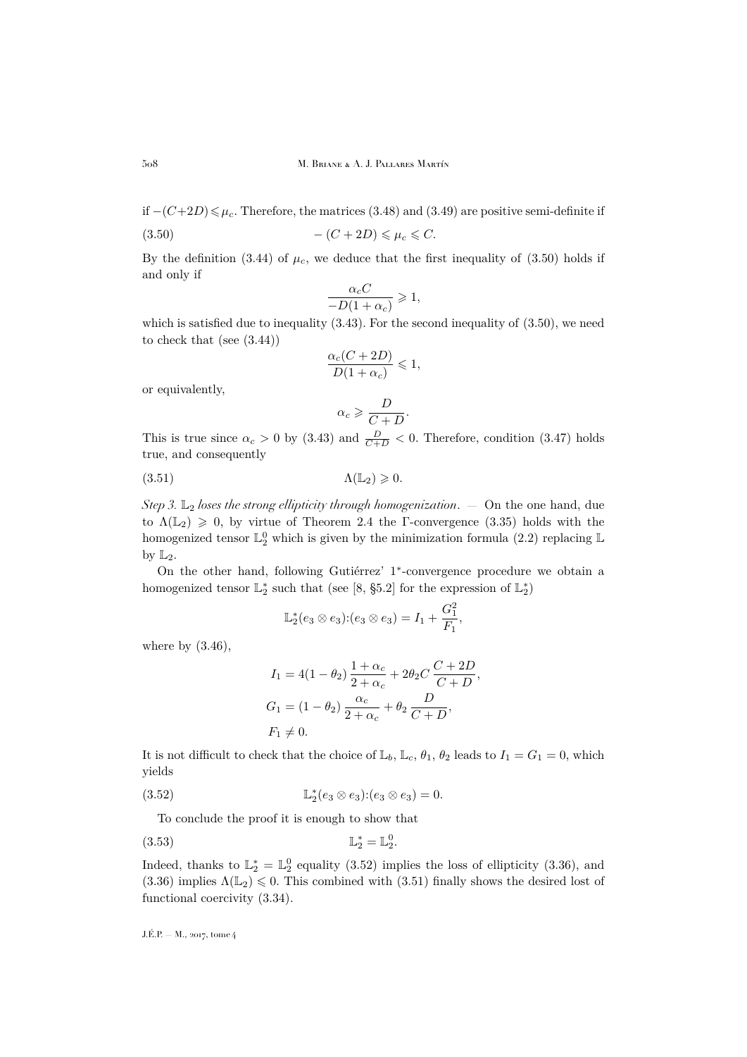if $-(C+2D) \leqslant \mu_c$. Therefore, the matrices (3.48) and (3.49) are positive semi-definite if

$$-(C+2D) \leqslant \mu_c \leqslant C. \tag{3.50}$$

By the definition (3.44) of $\mu_c$, we deduce that the first inequality of (3.50) holds if and only if

$$\frac{\alpha_c C}{-D(1+\alpha_c)} \geqslant 1,$$

which is satisfied due to inequality (3.43). For the second inequality of (3.50), we need to check that (see (3.44))

$$\frac{\alpha_c (C+2D)}{D(1+\alpha_c)} \leqslant 1,$$

or equivalently,

$$\alpha_c \geqslant \frac{D}{C+D}.$$

This is true since $\alpha_c > 0$ by (3.43) and $\frac{D}{C+D} < 0$. Therefore, condition (3.47) holds true, and consequently

$$\Lambda(\mathbb{L}_2) \geqslant 0. \tag{3.51}$$

*Step 3. $\mathbb{L}_2$ loses the strong ellipticity through homogenization.* — On the one hand, due to $\Lambda(\mathbb{L}_2) \geqslant 0$, by virtue of Theorem 2.4 the $\Gamma$-convergence (3.35) holds with the homogenized tensor $\mathbb{L}_2^0$ which is given by the minimization formula (2.2) replacing $\mathbb{L}$ by $\mathbb{L}_2$.

On the other hand, following Gutiérrez' $1^*$-convergence procedure we obtain a homogenized tensor $\mathbb{L}_2^*$ such that (see [8, §5.2] for the expression of $\mathbb{L}_2^*$)

$$\mathbb{L}_2^*(e_3 \otimes e_3) : (e_3 \otimes e_3) = I_1 + \frac{G_1^2}{F_1},$$

where by (3.46),

$$I_1 = 4(1-\theta_2)\,\frac{1+\alpha_c}{2+\alpha_c} + 2\theta_2 C\,\frac{C+2D}{C+D},$$
$$G_1 = (1-\theta_2)\,\frac{\alpha_c}{2+\alpha_c} + \theta_2\,\frac{D}{C+D},$$
$$F_1 \neq 0.$$

It is not difficult to check that the choice of $\mathbb{L}_b$, $\mathbb{L}_c$, $\theta_1$, $\theta_2$ leads to $I_1 = G_1 = 0$, which yields

$$\mathbb{L}_2^*(e_3 \otimes e_3) : (e_3 \otimes e_3) = 0. \tag{3.52}$$

To conclude the proof it is enough to show that

$$\mathbb{L}_2^* = \mathbb{L}_2^0. \tag{3.53}$$

Indeed, thanks to $\mathbb{L}_2^* = \mathbb{L}_2^0$ equality (3.52) implies the loss of ellipticity (3.36), and (3.36) implies $\Lambda(\mathbb{L}_2) \leqslant 0$. This combined with (3.51) finally shows the desired lost of functional coercivity (3.34).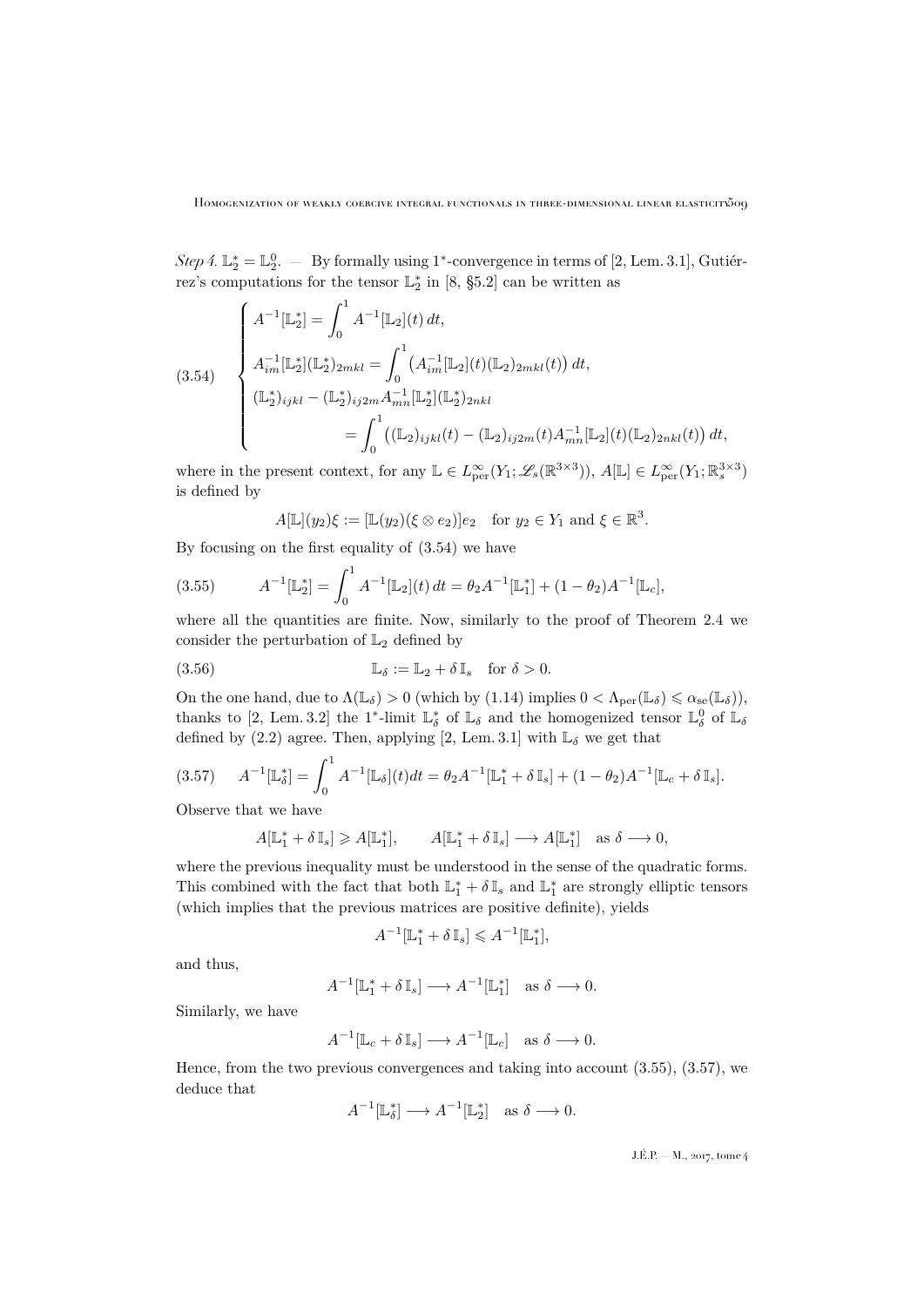*Step 4.* $\mathbb{L}_2^* = \mathbb{L}_2^0$. — By formally using $1^*$-convergence in terms of [2, Lem. 3.1], Gutiérrez's computations for the tensor $\mathbb{L}_2^*$ in [8, §5.2] can be written as

$$
\begin{cases}
A^{-1}[\mathbb{L}_2^*] = \displaystyle\int_0^1 A^{-1}[\mathbb{L}_2](t)\,dt, \\[2mm]
A^{-1}_{im}[\mathbb{L}_2^*](\mathbb{L}_2^*)_{2mkl} = \displaystyle\int_0^1 \big(A^{-1}_{im}[\mathbb{L}_2](t)(\mathbb{L}_2)_{2mkl}(t)\big)\,dt, \\[2mm]
(\mathbb{L}_2^*)_{ijkl} - (\mathbb{L}_2^*)_{ij2m}A^{-1}_{mn}[\mathbb{L}_2^*](\mathbb{L}_2^*)_{2nkl} \\[1mm]
\qquad\qquad = \displaystyle\int_0^1 \big((\mathbb{L}_2)_{ijkl}(t) - (\mathbb{L}_2)_{ij2m}(t)A^{-1}_{mn}[\mathbb{L}_2](t)(\mathbb{L}_2)_{2nkl}(t)\big)\,dt,
\end{cases}
\tag{3.54}
$$

where in the present context, for any $\mathbb{L} \in L^\infty_{\mathrm{per}}(Y_1; \mathscr{L}_s(\mathbb{R}^{3\times 3}))$, $A[\mathbb{L}] \in L^\infty_{\mathrm{per}}(Y_1; \mathbb{R}^{3\times 3}_s)$ is defined by

$$
A[\mathbb{L}](y_2)\xi := [\mathbb{L}(y_2)(\xi \otimes e_2)]e_2 \quad \text{for } y_2 \in Y_1 \text{ and } \xi \in \mathbb{R}^3.
$$

By focusing on the first equality of (3.54) we have

$$
A^{-1}[\mathbb{L}_2^*] = \int_0^1 A^{-1}[\mathbb{L}_2](t)\,dt = \theta_2 A^{-1}[\mathbb{L}_1^*] + (1-\theta_2)A^{-1}[\mathbb{L}_c], \tag{3.55}
$$

where all the quantities are finite. Now, similarly to the proof of Theorem 2.4 we consider the perturbation of $\mathbb{L}_2$ defined by

$$
\mathbb{L}_\delta := \mathbb{L}_2 + \delta\,\mathbb{I}_s \quad \text{for } \delta > 0. \tag{3.56}
$$

On the one hand, due to $\Lambda(\mathbb{L}_\delta) > 0$ (which by (1.14) implies $0 < \Lambda_{\mathrm{per}}(\mathbb{L}_\delta) \leqslant \alpha_{\mathrm{se}}(\mathbb{L}_\delta)$), thanks to [2, Lem. 3.2] the $1^*$-limit $\mathbb{L}_\delta^*$ of $\mathbb{L}_\delta$ and the homogenized tensor $\mathbb{L}_\delta^0$ of $\mathbb{L}_\delta$ defined by (2.2) agree. Then, applying [2, Lem. 3.1] with $\mathbb{L}_\delta$ we get that

$$
A^{-1}[\mathbb{L}_\delta^*] = \int_0^1 A^{-1}[\mathbb{L}_\delta](t)dt = \theta_2 A^{-1}[\mathbb{L}_1^* + \delta\,\mathbb{I}_s] + (1-\theta_2)A^{-1}[\mathbb{L}_c + \delta\,\mathbb{I}_s]. \tag{3.57}
$$

Observe that we have

$$
A[\mathbb{L}_1^* + \delta\,\mathbb{I}_s] \geqslant A[\mathbb{L}_1^*], \qquad A[\mathbb{L}_1^* + \delta\,\mathbb{I}_s] \longrightarrow A[\mathbb{L}_1^*] \quad \text{as } \delta \longrightarrow 0,
$$

where the previous inequality must be understood in the sense of the quadratic forms. This combined with the fact that both $\mathbb{L}_1^* + \delta\,\mathbb{I}_s$ and $\mathbb{L}_1^*$ are strongly elliptic tensors (which implies that the previous matrices are positive definite), yields

$$
A^{-1}[\mathbb{L}_1^* + \delta\,\mathbb{I}_s] \leqslant A^{-1}[\mathbb{L}_1^*],
$$

and thus,

$$
A^{-1}[\mathbb{L}_1^* + \delta\,\mathbb{I}_s] \longrightarrow A^{-1}[\mathbb{L}_1^*] \quad \text{as } \delta \longrightarrow 0.
$$

Similarly, we have

$$
A^{-1}[\mathbb{L}_c + \delta\,\mathbb{I}_s] \longrightarrow A^{-1}[\mathbb{L}_c] \quad \text{as } \delta \longrightarrow 0.
$$

Hence, from the two previous convergences and taking into account (3.55), (3.57), we deduce that

$$
A^{-1}[\mathbb{L}_\delta^*] \longrightarrow A^{-1}[\mathbb{L}_2^*] \quad \text{as } \delta \longrightarrow 0.
$$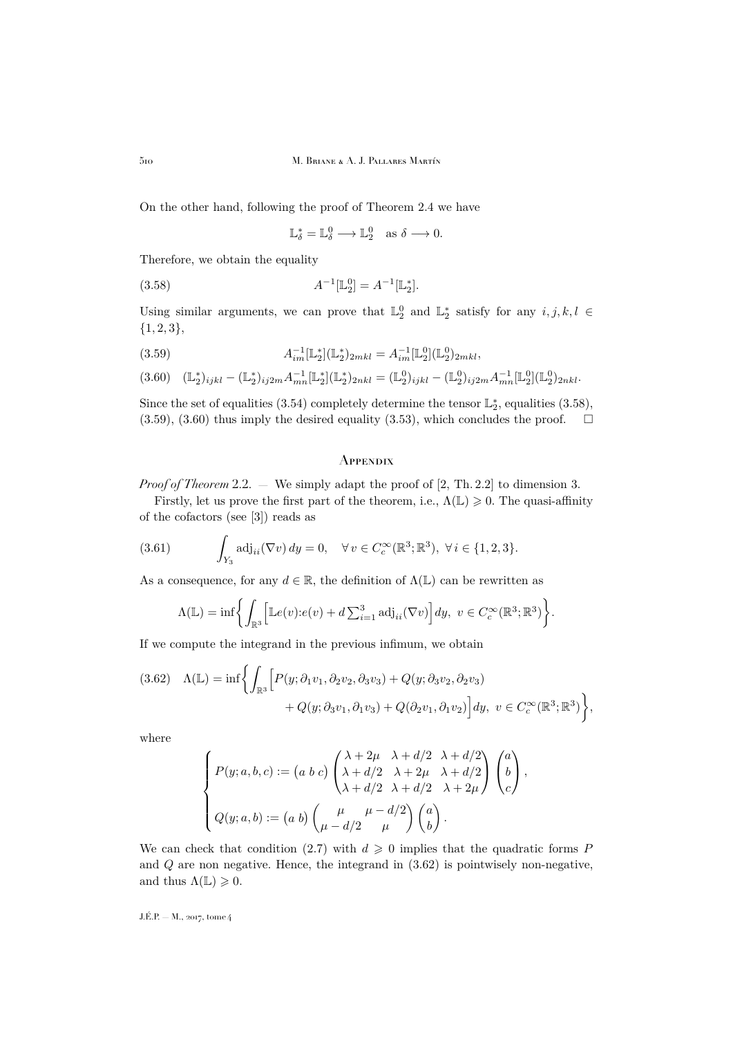On the other hand, following the proof of Theorem 2.4 we have

$$\mathbb{L}^*_\delta = \mathbb{L}^0_\delta \longrightarrow \mathbb{L}^0_2 \quad \text{as } \delta \longrightarrow 0.$$

Therefore, we obtain the equality

$$A^{-1}[\mathbb{L}^0_2] = A^{-1}[\mathbb{L}^*_2]. \tag{3.58}$$

Using similar arguments, we can prove that $\mathbb{L}^0_2$ and $\mathbb{L}^*_2$ satisfy for any $i,j,k,l \in \{1,2,3\}$,

$$A^{-1}_{im}[\mathbb{L}^*_2](\mathbb{L}^*_2)_{2mkl} = A^{-1}_{im}[\mathbb{L}^0_2](\mathbb{L}^0_2)_{2mkl}, \tag{3.59}$$

$$(\mathbb{L}^*_2)_{ijkl} - (\mathbb{L}^*_2)_{ij2m}A^{-1}_{mn}[\mathbb{L}^*_2](\mathbb{L}^*_2)_{2nkl} = (\mathbb{L}^0_2)_{ijkl} - (\mathbb{L}^0_2)_{ij2m}A^{-1}_{mn}[\mathbb{L}^0_2](\mathbb{L}^0_2)_{2nkl}. \tag{3.60}$$

Since the set of equalities (3.54) completely determine the tensor $\mathbb{L}^*_2$, equalities (3.58), (3.59), (3.60) thus imply the desired equality (3.53), which concludes the proof. $\square$

## Appendix

*Proof of Theorem* 2.2. — We simply adapt the proof of [2, Th. 2.2] to dimension 3.

Firstly, let us prove the first part of the theorem, i.e., $\Lambda(\mathbb{L}) \geqslant 0$. The quasi-affinity of the cofactors (see [3]) reads as

$$\int_{Y_3} \operatorname{adj}_{ii}(\nabla v)\, dy = 0, \quad \forall\, v \in C^\infty_c(\mathbb{R}^3;\mathbb{R}^3),\ \forall\, i \in \{1,2,3\}. \tag{3.61}$$

As a consequence, for any $d \in \mathbb{R}$, the definition of $\Lambda(\mathbb{L})$ can be rewritten as

$$\Lambda(\mathbb{L}) = \inf\bigg\{\int_{\mathbb{R}^3}\Big[\mathbb{L}e(v){:}e(v) + d\textstyle\sum_{i=1}^3 \operatorname{adj}_{ii}(\nabla v)\Big]dy,\ v \in C^\infty_c(\mathbb{R}^3;\mathbb{R}^3)\bigg\}.$$

If we compute the integrand in the previous infimum, we obtain

$$\begin{aligned}\Lambda(\mathbb{L}) = \inf\bigg\{\int_{\mathbb{R}^3}\Big[&P(y;\partial_1 v_1,\partial_2 v_2,\partial_3 v_3) + Q(y;\partial_3 v_2,\partial_2 v_3)\\ &+ Q(y;\partial_3 v_1,\partial_1 v_3) + Q(\partial_2 v_1,\partial_1 v_2)\Big]dy,\ v \in C^\infty_c(\mathbb{R}^3;\mathbb{R}^3)\bigg\},\end{aligned} \tag{3.62}$$

where

$$\left\{\begin{aligned} P(y;a,b,c) &:= \begin{pmatrix} a & b & c\end{pmatrix}\begin{pmatrix}\lambda+2\mu & \lambda+d/2 & \lambda+d/2\\ \lambda+d/2 & \lambda+2\mu & \lambda+d/2\\ \lambda+d/2 & \lambda+d/2 & \lambda+2\mu\end{pmatrix}\begin{pmatrix}a\\ b\\ c\end{pmatrix},\\ Q(y;a,b) &:= \begin{pmatrix} a & b\end{pmatrix}\begin{pmatrix}\mu & \mu-d/2\\ \mu-d/2 & \mu\end{pmatrix}\begin{pmatrix}a\\ b\end{pmatrix}.\end{aligned}\right.$$

We can check that condition (2.7) with $d \geqslant 0$ implies that the quadratic forms $P$ and $Q$ are non negative. Hence, the integrand in (3.62) is pointwisely non-negative, and thus $\Lambda(\mathbb{L}) \geqslant 0$.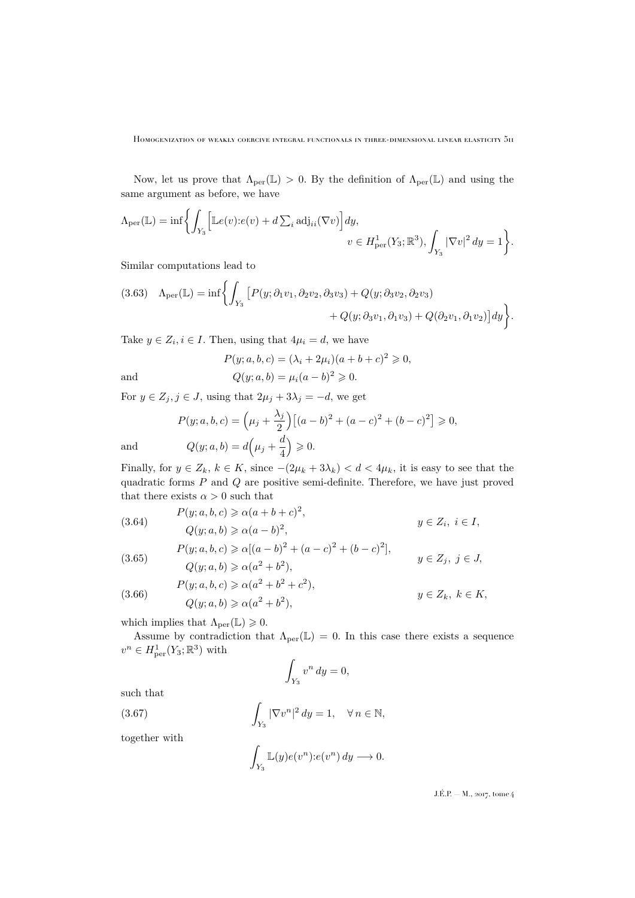Now, let us prove that $\Lambda_{\rm per}(\mathbb{L}) > 0$. By the definition of $\Lambda_{\rm per}(\mathbb{L})$ and using the same argument as before, we have

$$\Lambda_{\rm per}(\mathbb{L}) = \inf\bigg\{ \int_{Y_3} \Big[ \mathbb{L}e(v){:}e(v) + d \textstyle\sum_i \operatorname{adj}_{ii}(\nabla v) \Big]\, dy, \\ v \in H^1_{\rm per}(Y_3;\mathbb{R}^3), \displaystyle\int_{Y_3} |\nabla v|^2\, dy = 1 \bigg\}.$$

Similar computations lead to

$$\Lambda_{\rm per}(\mathbb{L}) = \inf\bigg\{ \int_{Y_3} \big[ P(y;\partial_1 v_1, \partial_2 v_2, \partial_3 v_3) + Q(y;\partial_3 v_2, \partial_2 v_3) \\ + Q(y;\partial_3 v_1, \partial_1 v_3) + Q(\partial_2 v_1, \partial_1 v_2) \big]\, dy \bigg\}. \tag{3.63}$$

Take $y \in Z_i, i \in I$. Then, using that $4\mu_i = d$, we have

$$P(y;a,b,c) = (\lambda_i + 2\mu_i)(a+b+c)^2 \geqslant 0,$$

and

$$Q(y;a,b) = \mu_i (a-b)^2 \geqslant 0.$$

For $y \in Z_j, j \in J$, using that $2\mu_j + 3\lambda_j = -d$, we get

$$P(y;a,b,c) = \Big(\mu_j + \frac{\lambda_j}{2}\Big)\big[(a-b)^2 + (a-c)^2 + (b-c)^2\big] \geqslant 0,$$

and

$$Q(y;a,b) = d\Big(\mu_j + \frac{d}{4}\Big) \geqslant 0.$$

Finally, for $y \in Z_k$, $k \in K$, since $-(2\mu_k + 3\lambda_k) < d < 4\mu_k$, it is easy to see that the quadratic forms $P$ and $Q$ are positive semi-definite. Therefore, we have just proved that there exists $\alpha > 0$ such that

$$\begin{aligned} &P(y;a,b,c) \geqslant \alpha(a+b+c)^2, \\ &Q(y;a,b) \geqslant \alpha(a-b)^2, \end{aligned} \qquad y \in Z_i,\ i \in I, \tag{3.64}$$

$$\begin{aligned} &P(y;a,b,c) \geqslant \alpha[(a-b)^2 + (a-c)^2 + (b-c)^2], \\ &Q(y;a,b) \geqslant \alpha(a^2 + b^2), \end{aligned} \qquad y \in Z_j,\ j \in J, \tag{3.65}$$

$$\begin{aligned} &P(y;a,b,c) \geqslant \alpha(a^2 + b^2 + c^2), \\ &Q(y;a,b) \geqslant \alpha(a^2 + b^2), \end{aligned} \qquad y \in Z_k,\ k \in K, \tag{3.66}$$

which implies that $\Lambda_{\rm per}(\mathbb{L}) \geqslant 0$.

Assume by contradiction that $\Lambda_{\rm per}(\mathbb{L}) = 0$. In this case there exists a sequence $v^n \in H^1_{\rm per}(Y_3;\mathbb{R}^3)$ with

$$\int_{Y_3} v^n\, dy = 0,$$

such that

$$\int_{Y_3} |\nabla v^n|^2\, dy = 1, \quad \forall\, n \in \mathbb{N}, \tag{3.67}$$

together with

$$\int_{Y_3} \mathbb{L}(y) e(v^n){:}e(v^n)\, dy \longrightarrow 0.$$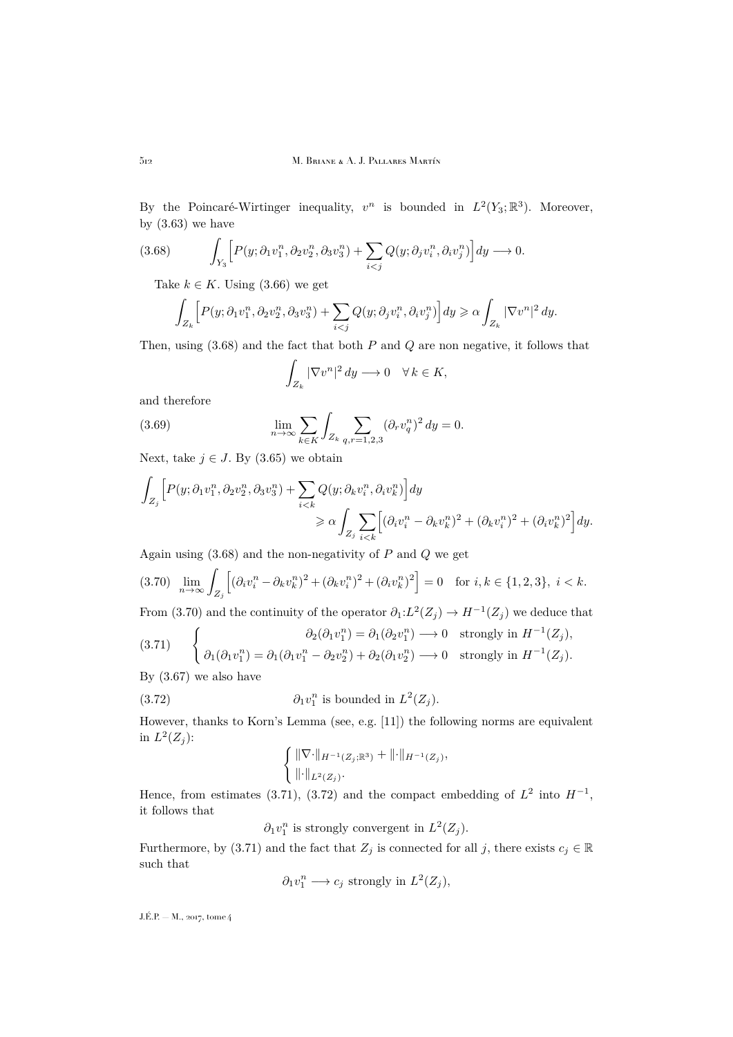By the Poincaré-Wirtinger inequality, $v^n$ is bounded in $L^2(Y_3;\mathbb{R}^3)$. Moreover, by (3.63) we have

$$\int_{Y_3}\Big[P(y;\partial_1 v_1^n,\partial_2 v_2^n,\partial_3 v_3^n)+\sum_{i<j}Q(y;\partial_j v_i^n,\partial_i v_j^n)\Big]dy\longrightarrow 0. \tag{3.68}$$

Take $k\in K$. Using (3.66) we get

$$\int_{Z_k}\Big[P(y;\partial_1 v_1^n,\partial_2 v_2^n,\partial_3 v_3^n)+\sum_{i<j}Q(y;\partial_j v_i^n,\partial_i v_j^n)\Big]dy\geqslant \alpha\int_{Z_k}|\nabla v^n|^2\,dy.$$

Then, using (3.68) and the fact that both $P$ and $Q$ are non negative, it follows that

$$\int_{Z_k}|\nabla v^n|^2\,dy\longrightarrow 0\quad \forall\, k\in K,$$

and therefore

$$\lim_{n\to\infty}\sum_{k\in K}\int_{Z_k}\sum_{q,r=1,2,3}(\partial_r v_q^n)^2\,dy=0. \tag{3.69}$$

Next, take $j\in J$. By (3.65) we obtain

$$\int_{Z_j}\Big[P(y;\partial_1 v_1^n,\partial_2 v_2^n,\partial_3 v_3^n)+\sum_{i<k}Q(y;\partial_k v_i^n,\partial_i v_k^n)\Big]dy \geqslant \alpha\int_{Z_j}\sum_{i<k}\Big[(\partial_i v_i^n-\partial_k v_k^n)^2+(\partial_k v_i^n)^2+(\partial_i v_k^n)^2\Big]dy.$$

Again using (3.68) and the non-negativity of $P$ and $Q$ we get

$$\lim_{n\to\infty}\int_{Z_j}\Big[(\partial_i v_i^n-\partial_k v_k^n)^2+(\partial_k v_i^n)^2+(\partial_i v_k^n)^2\Big]=0\quad \text{for } i,k\in\{1,2,3\},\ i<k. \tag{3.70}$$

From (3.70) and the continuity of the operator $\partial_1{:}L^2(Z_j)\to H^{-1}(Z_j)$ we deduce that

$$\begin{cases} \partial_2(\partial_1 v_1^n)=\partial_1(\partial_2 v_1^n)\longrightarrow 0 \quad \text{strongly in } H^{-1}(Z_j),\\ \partial_1(\partial_1 v_1^n)=\partial_1(\partial_1 v_1^n-\partial_2 v_2^n)+\partial_2(\partial_1 v_2^n)\longrightarrow 0\quad \text{strongly in } H^{-1}(Z_j).\end{cases} \tag{3.71}$$

By (3.67) we also have

$$\partial_1 v_1^n \text{ is bounded in } L^2(Z_j). \tag{3.72}$$

However, thanks to Korn's Lemma (see, e.g. [11]) the following norms are equivalent in $L^2(Z_j)$:

$$\begin{cases} \|\nabla\cdot\|_{H^{-1}(Z_j;\mathbb{R}^3)}+\|\cdot\|_{H^{-1}(Z_j)},\\ \|\cdot\|_{L^2(Z_j)}.\end{cases}$$

Hence, from estimates (3.71), (3.72) and the compact embedding of $L^2$ into $H^{-1}$, it follows that

$$\partial_1 v_1^n \text{ is strongly convergent in } L^2(Z_j).$$

Furthermore, by (3.71) and the fact that $Z_j$ is connected for all $j$, there exists $c_j\in\mathbb{R}$ such that

$$\partial_1 v_1^n\longrightarrow c_j \text{ strongly in } L^2(Z_j),$$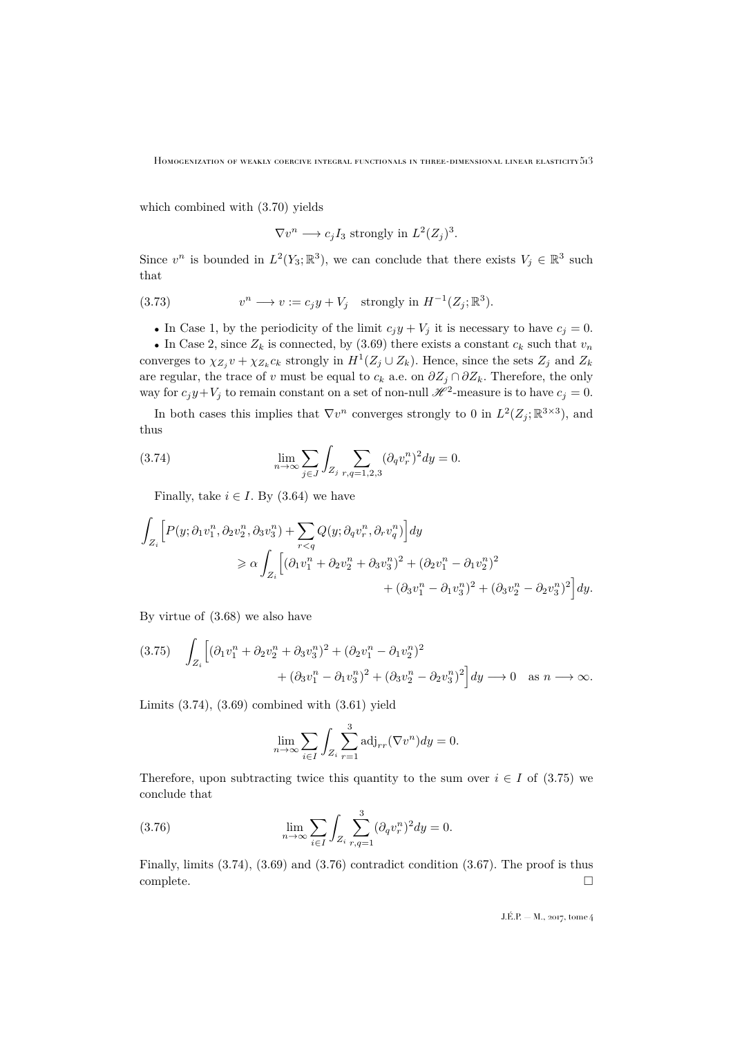which combined with (3.70) yields

$$\nabla v^n \longrightarrow c_j I_3 \text{ strongly in } L^2(Z_j)^3.$$

Since $v^n$ is bounded in $L^2(Y_3;\mathbb{R}^3)$, we can conclude that there exists $V_j \in \mathbb{R}^3$ such that

$$v^n \longrightarrow v := c_j y + V_j \quad \text{strongly in } H^{-1}(Z_j;\mathbb{R}^3). \tag{3.73}$$

- In Case 1, by the periodicity of the limit $c_j y + V_j$ it is necessary to have $c_j = 0$.
- In Case 2, since $Z_k$ is connected, by (3.69) there exists a constant $c_k$ such that $v_n$ converges to $\chi_{Z_j} v + \chi_{Z_k} c_k$ strongly in $H^1(Z_j \cup Z_k)$. Hence, since the sets $Z_j$ and $Z_k$ are regular, the trace of $v$ must be equal to $c_k$ a.e. on $\partial Z_j \cap \partial Z_k$. Therefore, the only way for $c_j y + V_j$ to remain constant on a set of non-null $\mathscr{H}^2$-measure is to have $c_j = 0$.

In both cases this implies that $\nabla v^n$ converges strongly to 0 in $L^2(Z_j;\mathbb{R}^{3\times 3})$, and thus

$$\lim_{n\to\infty} \sum_{j\in J} \int_{Z_j} \sum_{r,q=1,2,3} (\partial_q v_r^n)^2 dy = 0. \tag{3.74}$$

Finally, take $i \in I$. By (3.64) we have

$$\begin{aligned}\int_{Z_i} \Big[P(y;\partial_1 v_1^n, \partial_2 v_2^n, \partial_3 v_3^n) + \sum_{r<q} Q(y;\partial_q v_r^n, \partial_r v_q^n)\Big] dy \\ \geqslant \alpha \int_{Z_i} \Big[(\partial_1 v_1^n + \partial_2 v_2^n + \partial_3 v_3^n)^2 + (\partial_2 v_1^n - \partial_1 v_2^n)^2 \\ + (\partial_3 v_1^n - \partial_1 v_3^n)^2 + (\partial_3 v_2^n - \partial_2 v_3^n)^2\Big] dy.\end{aligned}$$

By virtue of (3.68) we also have

$$\begin{aligned}\int_{Z_i} \Big[(\partial_1 v_1^n + \partial_2 v_2^n + \partial_3 v_3^n)^2 + (\partial_2 v_1^n - \partial_1 v_2^n)^2 \\ + (\partial_3 v_1^n - \partial_1 v_3^n)^2 + (\partial_3 v_2^n - \partial_2 v_3^n)^2\Big] dy \longrightarrow 0 \quad \text{as } n \longrightarrow \infty.\end{aligned} \tag{3.75}$$

Limits (3.74), (3.69) combined with (3.61) yield

$$\lim_{n\to\infty} \sum_{i\in I} \int_{Z_i} \sum_{r=1}^{3} \mathrm{adj}_{rr}(\nabla v^n) dy = 0.$$

Therefore, upon subtracting twice this quantity to the sum over $i \in I$ of (3.75) we conclude that

$$\lim_{n\to\infty} \sum_{i\in I} \int_{Z_i} \sum_{r,q=1}^{3} (\partial_q v_r^n)^2 dy = 0. \tag{3.76}$$

Finally, limits (3.74), (3.69) and (3.76) contradict condition (3.67). The proof is thus complete. □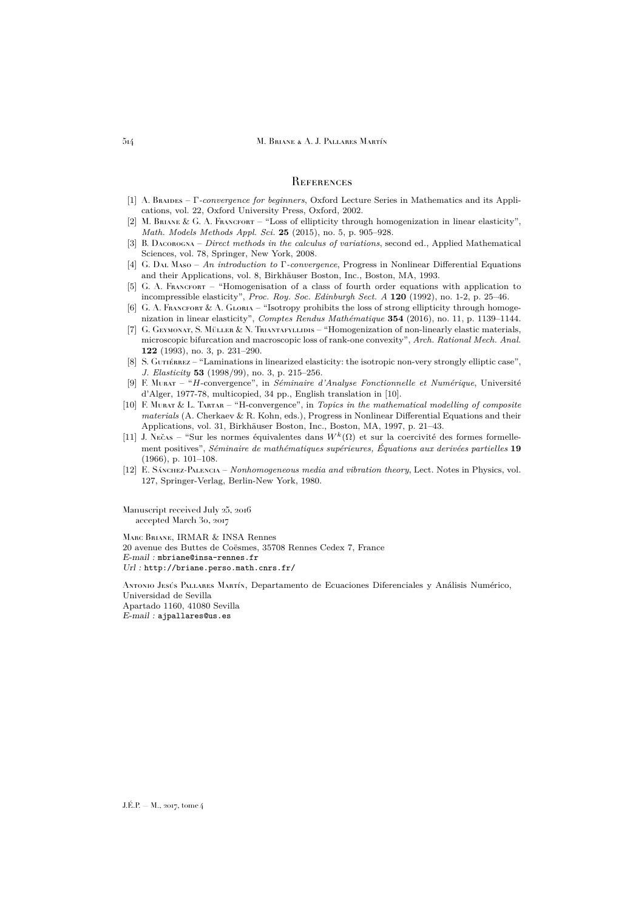## References

[1] A. Braides – Γ*-convergence for beginners*, Oxford Lecture Series in Mathematics and its Applications, vol. 22, Oxford University Press, Oxford, 2002.

[2] M. Briane & G. A. Francfort – "Loss of ellipticity through homogenization in linear elasticity", *Math. Models Methods Appl. Sci.* **25** (2015), no. 5, p. 905–928.

[3] B. Dacorogna – *Direct methods in the calculus of variations*, second ed., Applied Mathematical Sciences, vol. 78, Springer, New York, 2008.

[4] G. Dal Maso – *An introduction to* Γ*-convergence*, Progress in Nonlinear Differential Equations and their Applications, vol. 8, Birkhäuser Boston, Inc., Boston, MA, 1993.

[5] G. A. Francfort – "Homogenisation of a class of fourth order equations with application to incompressible elasticity", *Proc. Roy. Soc. Edinburgh Sect. A* **120** (1992), no. 1-2, p. 25–46.

[6] G. A. Francfort & A. Gloria – "Isotropy prohibits the loss of strong ellipticity through homogenization in linear elasticity", *Comptes Rendus Mathématique* **354** (2016), no. 11, p. 1139–1144.

[7] G. Geymonat, S. Müller & N. Triantafyllidis – "Homogenization of non-linearly elastic materials, microscopic bifurcation and macroscopic loss of rank-one convexity", *Arch. Rational Mech. Anal.* **122** (1993), no. 3, p. 231–290.

[8] S. Gutiérrez – "Laminations in linearized elasticity: the isotropic non-very strongly elliptic case", *J. Elasticity* **53** (1998/99), no. 3, p. 215–256.

[9] F. Murat – "*H*-convergence", in *Séminaire d'Analyse Fonctionnelle et Numérique*, Université d'Alger, 1977-78, multicopied, 34 pp., English translation in [10].

[10] F. Murat & L. Tartar – "H-convergence", in *Topics in the mathematical modelling of composite materials* (A. Cherkaev & R. Kohn, eds.), Progress in Nonlinear Differential Equations and their Applications, vol. 31, Birkhäuser Boston, Inc., Boston, MA, 1997, p. 21–43.

[11] J. Nečas – "Sur les normes équivalentes dans $W^k(\Omega)$ et sur la coercivité des formes formellement positives", *Séminaire de mathématiques supérieures, Équations aux derivées partielles* **19** (1966), p. 101–108.

[12] E. Sánchez-Palencia – *Nonhomogeneous media and vibration theory*, Lect. Notes in Physics, vol. 127, Springer-Verlag, Berlin-New York, 1980.

Manuscript received July 25, 2016
accepted March 30, 2017

Marc Briane, IRMAR & INSA Rennes
20 avenue des Buttes de Coësmes, 35708 Rennes Cedex 7, France
*E-mail :* mbriane@insa-rennes.fr
*Url :* http://briane.perso.math.cnrs.fr/

Antonio Jesús Pallares Martín, Departamento de Ecuaciones Diferenciales y Análisis Numérico, Universidad de Sevilla
Apartado 1160, 41080 Sevilla
*E-mail :* ajpallares@us.es